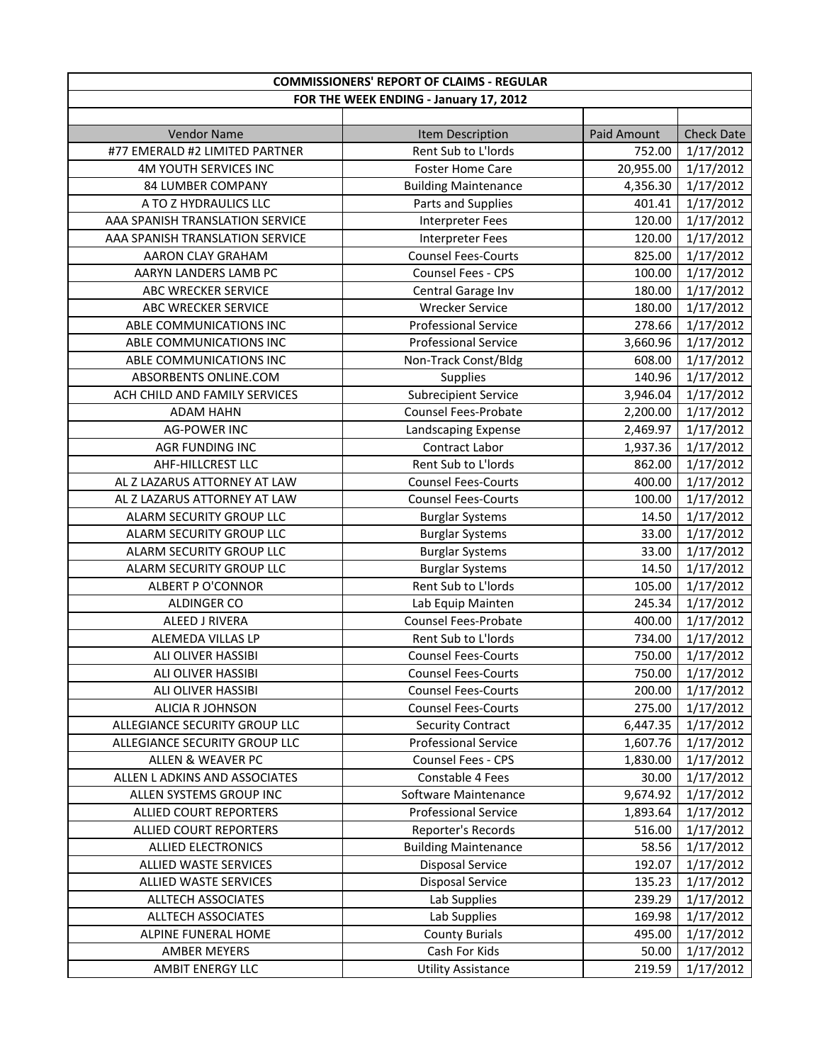## COMMISSIONERS' REPORT OF CLAIMS - REGULAR

### FOR THE WEEK ENDING - January 17, 2012

| Vendor Name | Item Description | Paid Amount | Check Date |
|---|---|---|---|
| #77 EMERALD #2 LIMITED PARTNER | Rent Sub to L'lords | 752.00 | 1/17/2012 |
| 4M YOUTH SERVICES INC | Foster Home Care | 20,955.00 | 1/17/2012 |
| 84 LUMBER COMPANY | Building Maintenance | 4,356.30 | 1/17/2012 |
| A TO Z HYDRAULICS LLC | Parts and Supplies | 401.41 | 1/17/2012 |
| AAA SPANISH TRANSLATION SERVICE | Interpreter Fees | 120.00 | 1/17/2012 |
| AAA SPANISH TRANSLATION SERVICE | Interpreter Fees | 120.00 | 1/17/2012 |
| AARON CLAY GRAHAM | Counsel Fees-Courts | 825.00 | 1/17/2012 |
| AARYN LANDERS LAMB PC | Counsel Fees - CPS | 100.00 | 1/17/2012 |
| ABC WRECKER SERVICE | Central Garage Inv | 180.00 | 1/17/2012 |
| ABC WRECKER SERVICE | Wrecker Service | 180.00 | 1/17/2012 |
| ABLE COMMUNICATIONS INC | Professional Service | 278.66 | 1/17/2012 |
| ABLE COMMUNICATIONS INC | Professional Service | 3,660.96 | 1/17/2012 |
| ABLE COMMUNICATIONS INC | Non-Track Const/Bldg | 608.00 | 1/17/2012 |
| ABSORBENTS ONLINE.COM | Supplies | 140.96 | 1/17/2012 |
| ACH CHILD AND FAMILY SERVICES | Subrecipient Service | 3,946.04 | 1/17/2012 |
| ADAM HAHN | Counsel Fees-Probate | 2,200.00 | 1/17/2012 |
| AG-POWER INC | Landscaping Expense | 2,469.97 | 1/17/2012 |
| AGR FUNDING INC | Contract Labor | 1,937.36 | 1/17/2012 |
| AHF-HILLCREST LLC | Rent Sub to L'lords | 862.00 | 1/17/2012 |
| AL Z LAZARUS ATTORNEY AT LAW | Counsel Fees-Courts | 400.00 | 1/17/2012 |
| AL Z LAZARUS ATTORNEY AT LAW | Counsel Fees-Courts | 100.00 | 1/17/2012 |
| ALARM SECURITY GROUP LLC | Burglar Systems | 14.50 | 1/17/2012 |
| ALARM SECURITY GROUP LLC | Burglar Systems | 33.00 | 1/17/2012 |
| ALARM SECURITY GROUP LLC | Burglar Systems | 33.00 | 1/17/2012 |
| ALARM SECURITY GROUP LLC | Burglar Systems | 14.50 | 1/17/2012 |
| ALBERT P O'CONNOR | Rent Sub to L'lords | 105.00 | 1/17/2012 |
| ALDINGER CO | Lab Equip Mainten | 245.34 | 1/17/2012 |
| ALEED J RIVERA | Counsel Fees-Probate | 400.00 | 1/17/2012 |
| ALEMEDA VILLAS LP | Rent Sub to L'lords | 734.00 | 1/17/2012 |
| ALI OLIVER HASSIBI | Counsel Fees-Courts | 750.00 | 1/17/2012 |
| ALI OLIVER HASSIBI | Counsel Fees-Courts | 750.00 | 1/17/2012 |
| ALI OLIVER HASSIBI | Counsel Fees-Courts | 200.00 | 1/17/2012 |
| ALICIA R JOHNSON | Counsel Fees-Courts | 275.00 | 1/17/2012 |
| ALLEGIANCE SECURITY GROUP LLC | Security Contract | 6,447.35 | 1/17/2012 |
| ALLEGIANCE SECURITY GROUP LLC | Professional Service | 1,607.76 | 1/17/2012 |
| ALLEN & WEAVER PC | Counsel Fees - CPS | 1,830.00 | 1/17/2012 |
| ALLEN L ADKINS AND ASSOCIATES | Constable 4 Fees | 30.00 | 1/17/2012 |
| ALLEN SYSTEMS GROUP INC | Software Maintenance | 9,674.92 | 1/17/2012 |
| ALLIED COURT REPORTERS | Professional Service | 1,893.64 | 1/17/2012 |
| ALLIED COURT REPORTERS | Reporter's Records | 516.00 | 1/17/2012 |
| ALLIED ELECTRONICS | Building Maintenance | 58.56 | 1/17/2012 |
| ALLIED WASTE SERVICES | Disposal Service | 192.07 | 1/17/2012 |
| ALLIED WASTE SERVICES | Disposal Service | 135.23 | 1/17/2012 |
| ALLTECH ASSOCIATES | Lab Supplies | 239.29 | 1/17/2012 |
| ALLTECH ASSOCIATES | Lab Supplies | 169.98 | 1/17/2012 |
| ALPINE FUNERAL HOME | County Burials | 495.00 | 1/17/2012 |
| AMBER MEYERS | Cash For Kids | 50.00 | 1/17/2012 |
| AMBIT ENERGY LLC | Utility Assistance | 219.59 | 1/17/2012 |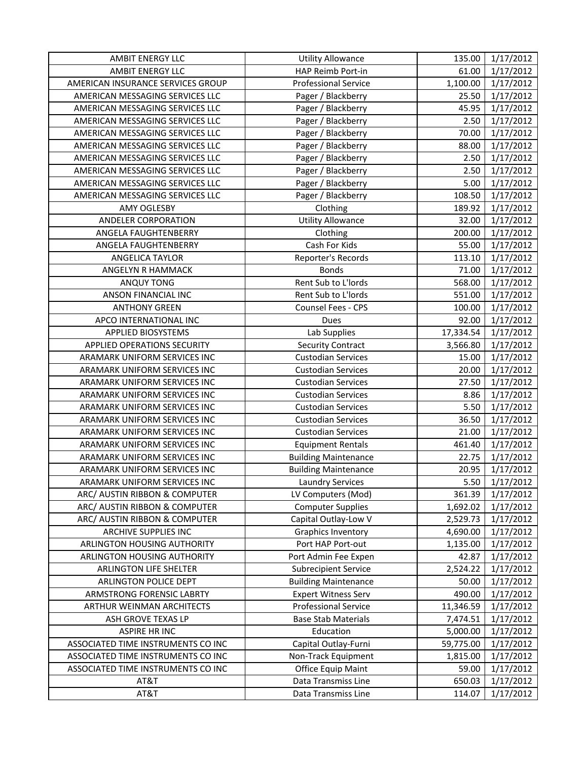| AMBIT ENERGY LLC | Utility Allowance | 135.00 | 1/17/2012 |
|---|---|---|---|
| AMBIT ENERGY LLC | HAP Reimb Port-in | 61.00 | 1/17/2012 |
| AMERICAN INSURANCE SERVICES GROUP | Professional Service | 1,100.00 | 1/17/2012 |
| AMERICAN MESSAGING SERVICES LLC | Pager / Blackberry | 25.50 | 1/17/2012 |
| AMERICAN MESSAGING SERVICES LLC | Pager / Blackberry | 45.95 | 1/17/2012 |
| AMERICAN MESSAGING SERVICES LLC | Pager / Blackberry | 2.50 | 1/17/2012 |
| AMERICAN MESSAGING SERVICES LLC | Pager / Blackberry | 70.00 | 1/17/2012 |
| AMERICAN MESSAGING SERVICES LLC | Pager / Blackberry | 88.00 | 1/17/2012 |
| AMERICAN MESSAGING SERVICES LLC | Pager / Blackberry | 2.50 | 1/17/2012 |
| AMERICAN MESSAGING SERVICES LLC | Pager / Blackberry | 2.50 | 1/17/2012 |
| AMERICAN MESSAGING SERVICES LLC | Pager / Blackberry | 5.00 | 1/17/2012 |
| AMERICAN MESSAGING SERVICES LLC | Pager / Blackberry | 108.50 | 1/17/2012 |
| AMY OGLESBY | Clothing | 189.92 | 1/17/2012 |
| ANDELER CORPORATION | Utility Allowance | 32.00 | 1/17/2012 |
| ANGELA FAUGHTENBERRY | Clothing | 200.00 | 1/17/2012 |
| ANGELA FAUGHTENBERRY | Cash For Kids | 55.00 | 1/17/2012 |
| ANGELICA TAYLOR | Reporter's Records | 113.10 | 1/17/2012 |
| ANGELYN R HAMMACK | Bonds | 71.00 | 1/17/2012 |
| ANQUY TONG | Rent Sub to L'lords | 568.00 | 1/17/2012 |
| ANSON FINANCIAL INC | Rent Sub to L'lords | 551.00 | 1/17/2012 |
| ANTHONY GREEN | Counsel Fees - CPS | 100.00 | 1/17/2012 |
| APCO INTERNATIONAL INC | Dues | 92.00 | 1/17/2012 |
| APPLIED BIOSYSTEMS | Lab Supplies | 17,334.54 | 1/17/2012 |
| APPLIED OPERATIONS SECURITY | Security Contract | 3,566.80 | 1/17/2012 |
| ARAMARK UNIFORM SERVICES INC | Custodian Services | 15.00 | 1/17/2012 |
| ARAMARK UNIFORM SERVICES INC | Custodian Services | 20.00 | 1/17/2012 |
| ARAMARK UNIFORM SERVICES INC | Custodian Services | 27.50 | 1/17/2012 |
| ARAMARK UNIFORM SERVICES INC | Custodian Services | 8.86 | 1/17/2012 |
| ARAMARK UNIFORM SERVICES INC | Custodian Services | 5.50 | 1/17/2012 |
| ARAMARK UNIFORM SERVICES INC | Custodian Services | 36.50 | 1/17/2012 |
| ARAMARK UNIFORM SERVICES INC | Custodian Services | 21.00 | 1/17/2012 |
| ARAMARK UNIFORM SERVICES INC | Equipment Rentals | 461.40 | 1/17/2012 |
| ARAMARK UNIFORM SERVICES INC | Building Maintenance | 22.75 | 1/17/2012 |
| ARAMARK UNIFORM SERVICES INC | Building Maintenance | 20.95 | 1/17/2012 |
| ARAMARK UNIFORM SERVICES INC | Laundry Services | 5.50 | 1/17/2012 |
| ARC/ AUSTIN RIBBON & COMPUTER | LV Computers (Mod) | 361.39 | 1/17/2012 |
| ARC/ AUSTIN RIBBON & COMPUTER | Computer Supplies | 1,692.02 | 1/17/2012 |
| ARC/ AUSTIN RIBBON & COMPUTER | Capital Outlay-Low V | 2,529.73 | 1/17/2012 |
| ARCHIVE SUPPLIES INC | Graphics Inventory | 4,690.00 | 1/17/2012 |
| ARLINGTON HOUSING AUTHORITY | Port HAP Port-out | 1,135.00 | 1/17/2012 |
| ARLINGTON HOUSING AUTHORITY | Port Admin Fee Expen | 42.87 | 1/17/2012 |
| ARLINGTON LIFE SHELTER | Subrecipient Service | 2,524.22 | 1/17/2012 |
| ARLINGTON POLICE DEPT | Building Maintenance | 50.00 | 1/17/2012 |
| ARMSTRONG FORENSIC LABRTY | Expert Witness Serv | 490.00 | 1/17/2012 |
| ARTHUR WEINMAN ARCHITECTS | Professional Service | 11,346.59 | 1/17/2012 |
| ASH GROVE TEXAS LP | Base Stab Materials | 7,474.51 | 1/17/2012 |
| ASPIRE HR INC | Education | 5,000.00 | 1/17/2012 |
| ASSOCIATED TIME INSTRUMENTS CO INC | Capital Outlay-Furni | 59,775.00 | 1/17/2012 |
| ASSOCIATED TIME INSTRUMENTS CO INC | Non-Track Equipment | 1,815.00 | 1/17/2012 |
| ASSOCIATED TIME INSTRUMENTS CO INC | Office Equip Maint | 59.00 | 1/17/2012 |
| AT&T | Data Transmiss Line | 650.03 | 1/17/2012 |
| AT&T | Data Transmiss Line | 114.07 | 1/17/2012 |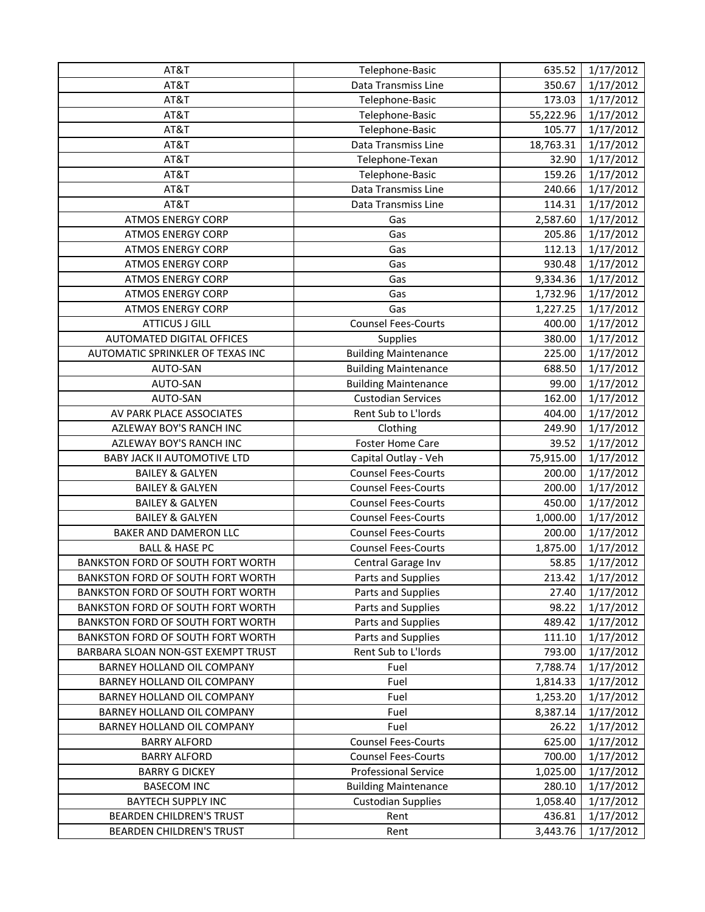| AT&T | Telephone-Basic | 635.52 | 1/17/2012 |
|---|---|---|---|
| AT&T | Data Transmiss Line | 350.67 | 1/17/2012 |
| AT&T | Telephone-Basic | 173.03 | 1/17/2012 |
| AT&T | Telephone-Basic | 55,222.96 | 1/17/2012 |
| AT&T | Telephone-Basic | 105.77 | 1/17/2012 |
| AT&T | Data Transmiss Line | 18,763.31 | 1/17/2012 |
| AT&T | Telephone-Texan | 32.90 | 1/17/2012 |
| AT&T | Telephone-Basic | 159.26 | 1/17/2012 |
| AT&T | Data Transmiss Line | 240.66 | 1/17/2012 |
| AT&T | Data Transmiss Line | 114.31 | 1/17/2012 |
| ATMOS ENERGY CORP | Gas | 2,587.60 | 1/17/2012 |
| ATMOS ENERGY CORP | Gas | 205.86 | 1/17/2012 |
| ATMOS ENERGY CORP | Gas | 112.13 | 1/17/2012 |
| ATMOS ENERGY CORP | Gas | 930.48 | 1/17/2012 |
| ATMOS ENERGY CORP | Gas | 9,334.36 | 1/17/2012 |
| ATMOS ENERGY CORP | Gas | 1,732.96 | 1/17/2012 |
| ATMOS ENERGY CORP | Gas | 1,227.25 | 1/17/2012 |
| ATTICUS J GILL | Counsel Fees-Courts | 400.00 | 1/17/2012 |
| AUTOMATED DIGITAL OFFICES | Supplies | 380.00 | 1/17/2012 |
| AUTOMATIC SPRINKLER OF TEXAS INC | Building Maintenance | 225.00 | 1/17/2012 |
| AUTO-SAN | Building Maintenance | 688.50 | 1/17/2012 |
| AUTO-SAN | Building Maintenance | 99.00 | 1/17/2012 |
| AUTO-SAN | Custodian Services | 162.00 | 1/17/2012 |
| AV PARK PLACE ASSOCIATES | Rent Sub to L'lords | 404.00 | 1/17/2012 |
| AZLEWAY BOY'S RANCH INC | Clothing | 249.90 | 1/17/2012 |
| AZLEWAY BOY'S RANCH INC | Foster Home Care | 39.52 | 1/17/2012 |
| BABY JACK II AUTOMOTIVE LTD | Capital Outlay - Veh | 75,915.00 | 1/17/2012 |
| BAILEY & GALYEN | Counsel Fees-Courts | 200.00 | 1/17/2012 |
| BAILEY & GALYEN | Counsel Fees-Courts | 200.00 | 1/17/2012 |
| BAILEY & GALYEN | Counsel Fees-Courts | 450.00 | 1/17/2012 |
| BAILEY & GALYEN | Counsel Fees-Courts | 1,000.00 | 1/17/2012 |
| BAKER AND DAMERON LLC | Counsel Fees-Courts | 200.00 | 1/17/2012 |
| BALL & HASE PC | Counsel Fees-Courts | 1,875.00 | 1/17/2012 |
| BANKSTON FORD OF SOUTH FORT WORTH | Central Garage Inv | 58.85 | 1/17/2012 |
| BANKSTON FORD OF SOUTH FORT WORTH | Parts and Supplies | 213.42 | 1/17/2012 |
| BANKSTON FORD OF SOUTH FORT WORTH | Parts and Supplies | 27.40 | 1/17/2012 |
| BANKSTON FORD OF SOUTH FORT WORTH | Parts and Supplies | 98.22 | 1/17/2012 |
| BANKSTON FORD OF SOUTH FORT WORTH | Parts and Supplies | 489.42 | 1/17/2012 |
| BANKSTON FORD OF SOUTH FORT WORTH | Parts and Supplies | 111.10 | 1/17/2012 |
| BARBARA SLOAN NON-GST EXEMPT TRUST | Rent Sub to L'lords | 793.00 | 1/17/2012 |
| BARNEY HOLLAND OIL COMPANY | Fuel | 7,788.74 | 1/17/2012 |
| BARNEY HOLLAND OIL COMPANY | Fuel | 1,814.33 | 1/17/2012 |
| BARNEY HOLLAND OIL COMPANY | Fuel | 1,253.20 | 1/17/2012 |
| BARNEY HOLLAND OIL COMPANY | Fuel | 8,387.14 | 1/17/2012 |
| BARNEY HOLLAND OIL COMPANY | Fuel | 26.22 | 1/17/2012 |
| BARRY ALFORD | Counsel Fees-Courts | 625.00 | 1/17/2012 |
| BARRY ALFORD | Counsel Fees-Courts | 700.00 | 1/17/2012 |
| BARRY G DICKEY | Professional Service | 1,025.00 | 1/17/2012 |
| BASECOM INC | Building Maintenance | 280.10 | 1/17/2012 |
| BAYTECH SUPPLY INC | Custodian Supplies | 1,058.40 | 1/17/2012 |
| BEARDEN CHILDREN'S TRUST | Rent | 436.81 | 1/17/2012 |
| BEARDEN CHILDREN'S TRUST | Rent | 3,443.76 | 1/17/2012 |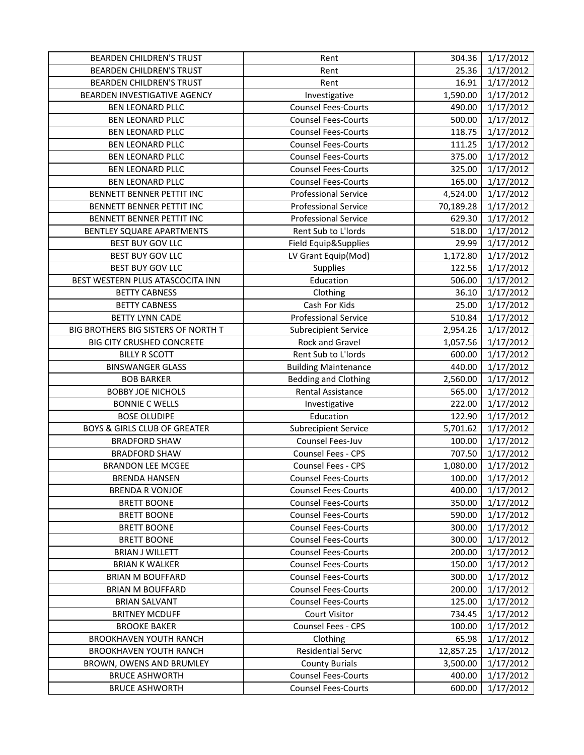| BEARDEN CHILDREN'S TRUST | Rent | 304.36 | 1/17/2012 |
|---|---|---|---|
| BEARDEN CHILDREN'S TRUST | Rent | 25.36 | 1/17/2012 |
| BEARDEN CHILDREN'S TRUST | Rent | 16.91 | 1/17/2012 |
| BEARDEN INVESTIGATIVE AGENCY | Investigative | 1,590.00 | 1/17/2012 |
| BEN LEONARD PLLC | Counsel Fees-Courts | 490.00 | 1/17/2012 |
| BEN LEONARD PLLC | Counsel Fees-Courts | 500.00 | 1/17/2012 |
| BEN LEONARD PLLC | Counsel Fees-Courts | 118.75 | 1/17/2012 |
| BEN LEONARD PLLC | Counsel Fees-Courts | 111.25 | 1/17/2012 |
| BEN LEONARD PLLC | Counsel Fees-Courts | 375.00 | 1/17/2012 |
| BEN LEONARD PLLC | Counsel Fees-Courts | 325.00 | 1/17/2012 |
| BEN LEONARD PLLC | Counsel Fees-Courts | 165.00 | 1/17/2012 |
| BENNETT BENNER PETTIT INC | Professional Service | 4,524.00 | 1/17/2012 |
| BENNETT BENNER PETTIT INC | Professional Service | 70,189.28 | 1/17/2012 |
| BENNETT BENNER PETTIT INC | Professional Service | 629.30 | 1/17/2012 |
| BENTLEY SQUARE APARTMENTS | Rent Sub to L'lords | 518.00 | 1/17/2012 |
| BEST BUY GOV LLC | Field Equip&Supplies | 29.99 | 1/17/2012 |
| BEST BUY GOV LLC | LV Grant Equip(Mod) | 1,172.80 | 1/17/2012 |
| BEST BUY GOV LLC | Supplies | 122.56 | 1/17/2012 |
| BEST WESTERN PLUS ATASCOCITA INN | Education | 506.00 | 1/17/2012 |
| BETTY CABNESS | Clothing | 36.10 | 1/17/2012 |
| BETTY CABNESS | Cash For Kids | 25.00 | 1/17/2012 |
| BETTY LYNN CADE | Professional Service | 510.84 | 1/17/2012 |
| BIG BROTHERS BIG SISTERS OF NORTH T | Subrecipient Service | 2,954.26 | 1/17/2012 |
| BIG CITY CRUSHED CONCRETE | Rock and Gravel | 1,057.56 | 1/17/2012 |
| BILLY R SCOTT | Rent Sub to L'lords | 600.00 | 1/17/2012 |
| BINSWANGER GLASS | Building Maintenance | 440.00 | 1/17/2012 |
| BOB BARKER | Bedding and Clothing | 2,560.00 | 1/17/2012 |
| BOBBY JOE NICHOLS | Rental Assistance | 565.00 | 1/17/2012 |
| BONNIE C WELLS | Investigative | 222.00 | 1/17/2012 |
| BOSE OLUDIPE | Education | 122.90 | 1/17/2012 |
| BOYS & GIRLS CLUB OF GREATER | Subrecipient Service | 5,701.62 | 1/17/2012 |
| BRADFORD SHAW | Counsel Fees-Juv | 100.00 | 1/17/2012 |
| BRADFORD SHAW | Counsel Fees - CPS | 707.50 | 1/17/2012 |
| BRANDON LEE MCGEE | Counsel Fees - CPS | 1,080.00 | 1/17/2012 |
| BRENDA HANSEN | Counsel Fees-Courts | 100.00 | 1/17/2012 |
| BRENDA R VONJOE | Counsel Fees-Courts | 400.00 | 1/17/2012 |
| BRETT BOONE | Counsel Fees-Courts | 350.00 | 1/17/2012 |
| BRETT BOONE | Counsel Fees-Courts | 590.00 | 1/17/2012 |
| BRETT BOONE | Counsel Fees-Courts | 300.00 | 1/17/2012 |
| BRETT BOONE | Counsel Fees-Courts | 300.00 | 1/17/2012 |
| BRIAN J WILLETT | Counsel Fees-Courts | 200.00 | 1/17/2012 |
| BRIAN K WALKER | Counsel Fees-Courts | 150.00 | 1/17/2012 |
| BRIAN M BOUFFARD | Counsel Fees-Courts | 300.00 | 1/17/2012 |
| BRIAN M BOUFFARD | Counsel Fees-Courts | 200.00 | 1/17/2012 |
| BRIAN SALVANT | Counsel Fees-Courts | 125.00 | 1/17/2012 |
| BRITNEY MCDUFF | Court Visitor | 734.45 | 1/17/2012 |
| BROOKE BAKER | Counsel Fees - CPS | 100.00 | 1/17/2012 |
| BROOKHAVEN YOUTH RANCH | Clothing | 65.98 | 1/17/2012 |
| BROOKHAVEN YOUTH RANCH | Residential Servc | 12,857.25 | 1/17/2012 |
| BROWN, OWENS AND BRUMLEY | County Burials | 3,500.00 | 1/17/2012 |
| BRUCE ASHWORTH | Counsel Fees-Courts | 400.00 | 1/17/2012 |
| BRUCE ASHWORTH | Counsel Fees-Courts | 600.00 | 1/17/2012 |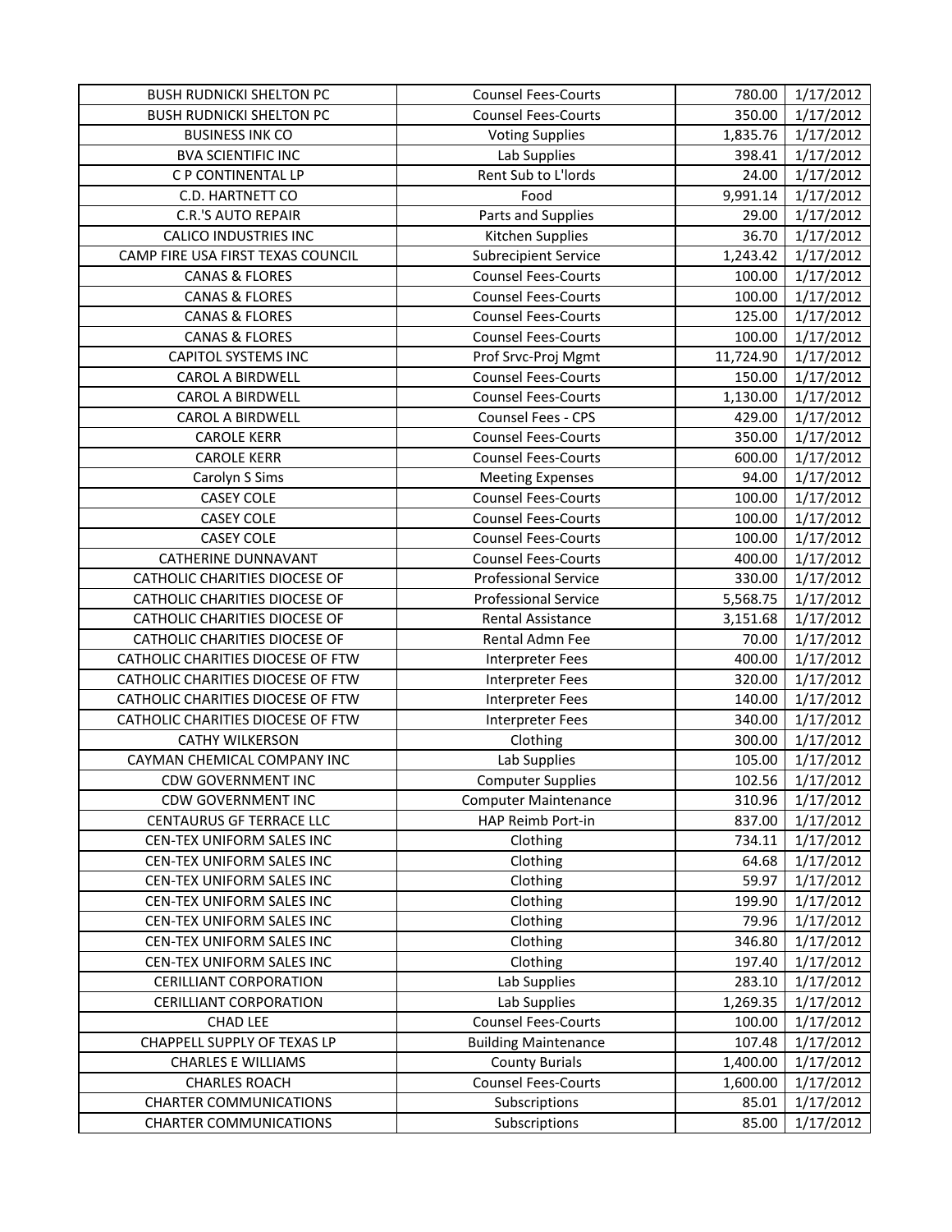| BUSH RUDNICKI SHELTON PC | Counsel Fees-Courts | 780.00 | 1/17/2012 |
|---|---|---|---|
| BUSH RUDNICKI SHELTON PC | Counsel Fees-Courts | 350.00 | 1/17/2012 |
| BUSINESS INK CO | Voting Supplies | 1,835.76 | 1/17/2012 |
| BVA SCIENTIFIC INC | Lab Supplies | 398.41 | 1/17/2012 |
| C P CONTINENTAL LP | Rent Sub to L'lords | 24.00 | 1/17/2012 |
| C.D. HARTNETT CO | Food | 9,991.14 | 1/17/2012 |
| C.R.'S AUTO REPAIR | Parts and Supplies | 29.00 | 1/17/2012 |
| CALICO INDUSTRIES INC | Kitchen Supplies | 36.70 | 1/17/2012 |
| CAMP FIRE USA FIRST TEXAS COUNCIL | Subrecipient Service | 1,243.42 | 1/17/2012 |
| CANAS & FLORES | Counsel Fees-Courts | 100.00 | 1/17/2012 |
| CANAS & FLORES | Counsel Fees-Courts | 100.00 | 1/17/2012 |
| CANAS & FLORES | Counsel Fees-Courts | 125.00 | 1/17/2012 |
| CANAS & FLORES | Counsel Fees-Courts | 100.00 | 1/17/2012 |
| CAPITOL SYSTEMS INC | Prof Srvc-Proj Mgmt | 11,724.90 | 1/17/2012 |
| CAROL A BIRDWELL | Counsel Fees-Courts | 150.00 | 1/17/2012 |
| CAROL A BIRDWELL | Counsel Fees-Courts | 1,130.00 | 1/17/2012 |
| CAROL A BIRDWELL | Counsel Fees - CPS | 429.00 | 1/17/2012 |
| CAROLE KERR | Counsel Fees-Courts | 350.00 | 1/17/2012 |
| CAROLE KERR | Counsel Fees-Courts | 600.00 | 1/17/2012 |
| Carolyn S Sims | Meeting Expenses | 94.00 | 1/17/2012 |
| CASEY COLE | Counsel Fees-Courts | 100.00 | 1/17/2012 |
| CASEY COLE | Counsel Fees-Courts | 100.00 | 1/17/2012 |
| CASEY COLE | Counsel Fees-Courts | 100.00 | 1/17/2012 |
| CATHERINE DUNNAVANT | Counsel Fees-Courts | 400.00 | 1/17/2012 |
| CATHOLIC CHARITIES DIOCESE OF | Professional Service | 330.00 | 1/17/2012 |
| CATHOLIC CHARITIES DIOCESE OF | Professional Service | 5,568.75 | 1/17/2012 |
| CATHOLIC CHARITIES DIOCESE OF | Rental Assistance | 3,151.68 | 1/17/2012 |
| CATHOLIC CHARITIES DIOCESE OF | Rental Admn Fee | 70.00 | 1/17/2012 |
| CATHOLIC CHARITIES DIOCESE OF FTW | Interpreter Fees | 400.00 | 1/17/2012 |
| CATHOLIC CHARITIES DIOCESE OF FTW | Interpreter Fees | 320.00 | 1/17/2012 |
| CATHOLIC CHARITIES DIOCESE OF FTW | Interpreter Fees | 140.00 | 1/17/2012 |
| CATHOLIC CHARITIES DIOCESE OF FTW | Interpreter Fees | 340.00 | 1/17/2012 |
| CATHY WILKERSON | Clothing | 300.00 | 1/17/2012 |
| CAYMAN CHEMICAL COMPANY INC | Lab Supplies | 105.00 | 1/17/2012 |
| CDW GOVERNMENT INC | Computer Supplies | 102.56 | 1/17/2012 |
| CDW GOVERNMENT INC | Computer Maintenance | 310.96 | 1/17/2012 |
| CENTAURUS GF TERRACE LLC | HAP Reimb Port-in | 837.00 | 1/17/2012 |
| CEN-TEX UNIFORM SALES INC | Clothing | 734.11 | 1/17/2012 |
| CEN-TEX UNIFORM SALES INC | Clothing | 64.68 | 1/17/2012 |
| CEN-TEX UNIFORM SALES INC | Clothing | 59.97 | 1/17/2012 |
| CEN-TEX UNIFORM SALES INC | Clothing | 199.90 | 1/17/2012 |
| CEN-TEX UNIFORM SALES INC | Clothing | 79.96 | 1/17/2012 |
| CEN-TEX UNIFORM SALES INC | Clothing | 346.80 | 1/17/2012 |
| CEN-TEX UNIFORM SALES INC | Clothing | 197.40 | 1/17/2012 |
| CERILLIANT CORPORATION | Lab Supplies | 283.10 | 1/17/2012 |
| CERILLIANT CORPORATION | Lab Supplies | 1,269.35 | 1/17/2012 |
| CHAD LEE | Counsel Fees-Courts | 100.00 | 1/17/2012 |
| CHAPPELL SUPPLY OF TEXAS LP | Building Maintenance | 107.48 | 1/17/2012 |
| CHARLES E WILLIAMS | County Burials | 1,400.00 | 1/17/2012 |
| CHARLES ROACH | Counsel Fees-Courts | 1,600.00 | 1/17/2012 |
| CHARTER COMMUNICATIONS | Subscriptions | 85.01 | 1/17/2012 |
| CHARTER COMMUNICATIONS | Subscriptions | 85.00 | 1/17/2012 |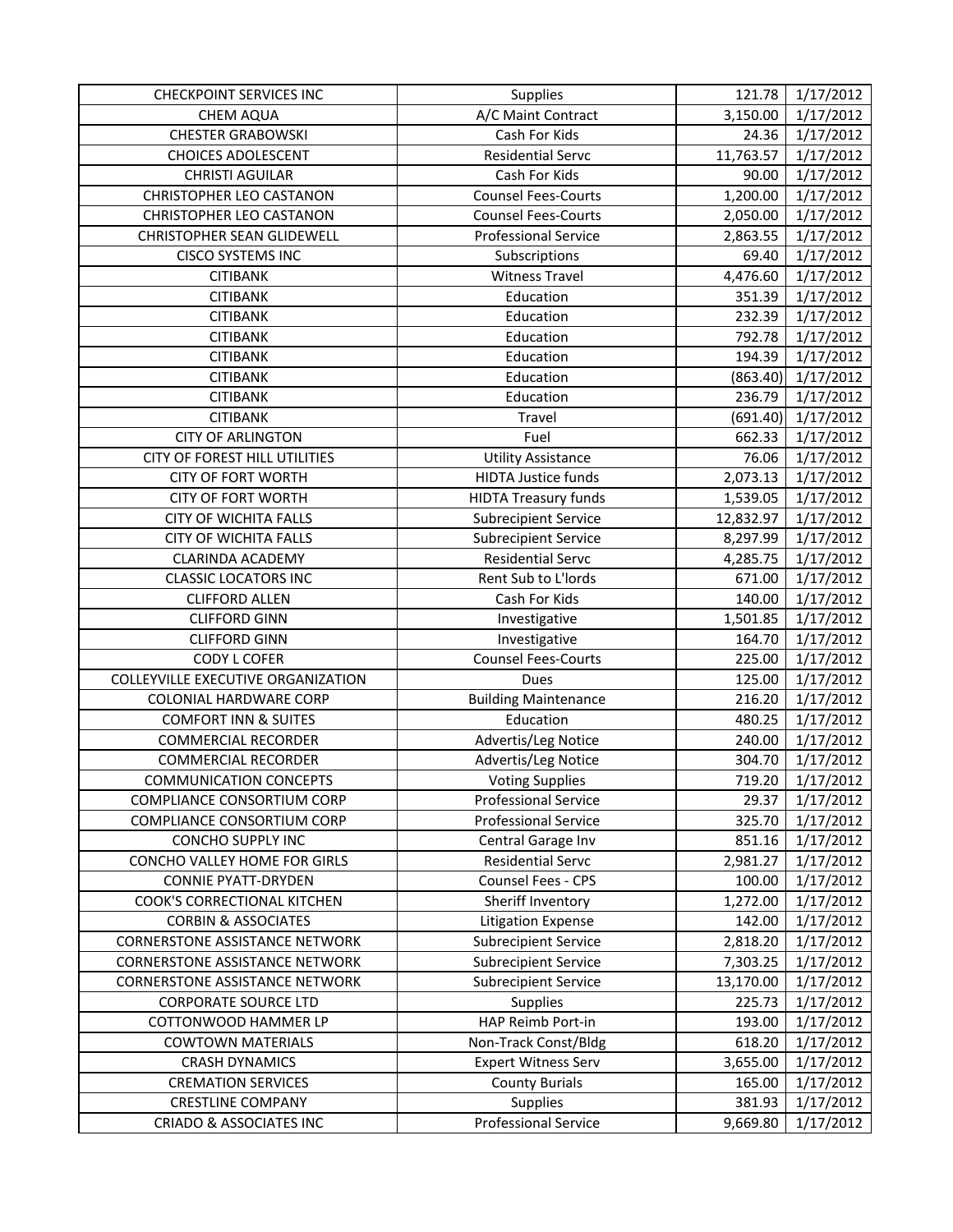| CHECKPOINT SERVICES INC | Supplies | 121.78 | 1/17/2012 |
|---|---|---|---|
| CHEM AQUA | A/C Maint Contract | 3,150.00 | 1/17/2012 |
| CHESTER GRABOWSKI | Cash For Kids | 24.36 | 1/17/2012 |
| CHOICES ADOLESCENT | Residential Servc | 11,763.57 | 1/17/2012 |
| CHRISTI AGUILAR | Cash For Kids | 90.00 | 1/17/2012 |
| CHRISTOPHER LEO CASTANON | Counsel Fees-Courts | 1,200.00 | 1/17/2012 |
| CHRISTOPHER LEO CASTANON | Counsel Fees-Courts | 2,050.00 | 1/17/2012 |
| CHRISTOPHER SEAN GLIDEWELL | Professional Service | 2,863.55 | 1/17/2012 |
| CISCO SYSTEMS INC | Subscriptions | 69.40 | 1/17/2012 |
| CITIBANK | Witness Travel | 4,476.60 | 1/17/2012 |
| CITIBANK | Education | 351.39 | 1/17/2012 |
| CITIBANK | Education | 232.39 | 1/17/2012 |
| CITIBANK | Education | 792.78 | 1/17/2012 |
| CITIBANK | Education | 194.39 | 1/17/2012 |
| CITIBANK | Education | (863.40) | 1/17/2012 |
| CITIBANK | Education | 236.79 | 1/17/2012 |
| CITIBANK | Travel | (691.40) | 1/17/2012 |
| CITY OF ARLINGTON | Fuel | 662.33 | 1/17/2012 |
| CITY OF FOREST HILL UTILITIES | Utility Assistance | 76.06 | 1/17/2012 |
| CITY OF FORT WORTH | HIDTA Justice funds | 2,073.13 | 1/17/2012 |
| CITY OF FORT WORTH | HIDTA Treasury funds | 1,539.05 | 1/17/2012 |
| CITY OF WICHITA FALLS | Subrecipient Service | 12,832.97 | 1/17/2012 |
| CITY OF WICHITA FALLS | Subrecipient Service | 8,297.99 | 1/17/2012 |
| CLARINDA ACADEMY | Residential Servc | 4,285.75 | 1/17/2012 |
| CLASSIC LOCATORS INC | Rent Sub to L'lords | 671.00 | 1/17/2012 |
| CLIFFORD ALLEN | Cash For Kids | 140.00 | 1/17/2012 |
| CLIFFORD GINN | Investigative | 1,501.85 | 1/17/2012 |
| CLIFFORD GINN | Investigative | 164.70 | 1/17/2012 |
| CODY L COFER | Counsel Fees-Courts | 225.00 | 1/17/2012 |
| COLLEYVILLE EXECUTIVE ORGANIZATION | Dues | 125.00 | 1/17/2012 |
| COLONIAL HARDWARE CORP | Building Maintenance | 216.20 | 1/17/2012 |
| COMFORT INN & SUITES | Education | 480.25 | 1/17/2012 |
| COMMERCIAL RECORDER | Advertis/Leg Notice | 240.00 | 1/17/2012 |
| COMMERCIAL RECORDER | Advertis/Leg Notice | 304.70 | 1/17/2012 |
| COMMUNICATION CONCEPTS | Voting Supplies | 719.20 | 1/17/2012 |
| COMPLIANCE CONSORTIUM CORP | Professional Service | 29.37 | 1/17/2012 |
| COMPLIANCE CONSORTIUM CORP | Professional Service | 325.70 | 1/17/2012 |
| CONCHO SUPPLY INC | Central Garage Inv | 851.16 | 1/17/2012 |
| CONCHO VALLEY HOME FOR GIRLS | Residential Servc | 2,981.27 | 1/17/2012 |
| CONNIE PYATT-DRYDEN | Counsel Fees - CPS | 100.00 | 1/17/2012 |
| COOK'S CORRECTIONAL KITCHEN | Sheriff Inventory | 1,272.00 | 1/17/2012 |
| CORBIN & ASSOCIATES | Litigation Expense | 142.00 | 1/17/2012 |
| CORNERSTONE ASSISTANCE NETWORK | Subrecipient Service | 2,818.20 | 1/17/2012 |
| CORNERSTONE ASSISTANCE NETWORK | Subrecipient Service | 7,303.25 | 1/17/2012 |
| CORNERSTONE ASSISTANCE NETWORK | Subrecipient Service | 13,170.00 | 1/17/2012 |
| CORPORATE SOURCE LTD | Supplies | 225.73 | 1/17/2012 |
| COTTONWOOD HAMMER LP | HAP Reimb Port-in | 193.00 | 1/17/2012 |
| COWTOWN MATERIALS | Non-Track Const/Bldg | 618.20 | 1/17/2012 |
| CRASH DYNAMICS | Expert Witness Serv | 3,655.00 | 1/17/2012 |
| CREMATION SERVICES | County Burials | 165.00 | 1/17/2012 |
| CRESTLINE COMPANY | Supplies | 381.93 | 1/17/2012 |
| CRIADO & ASSOCIATES INC | Professional Service | 9,669.80 | 1/17/2012 |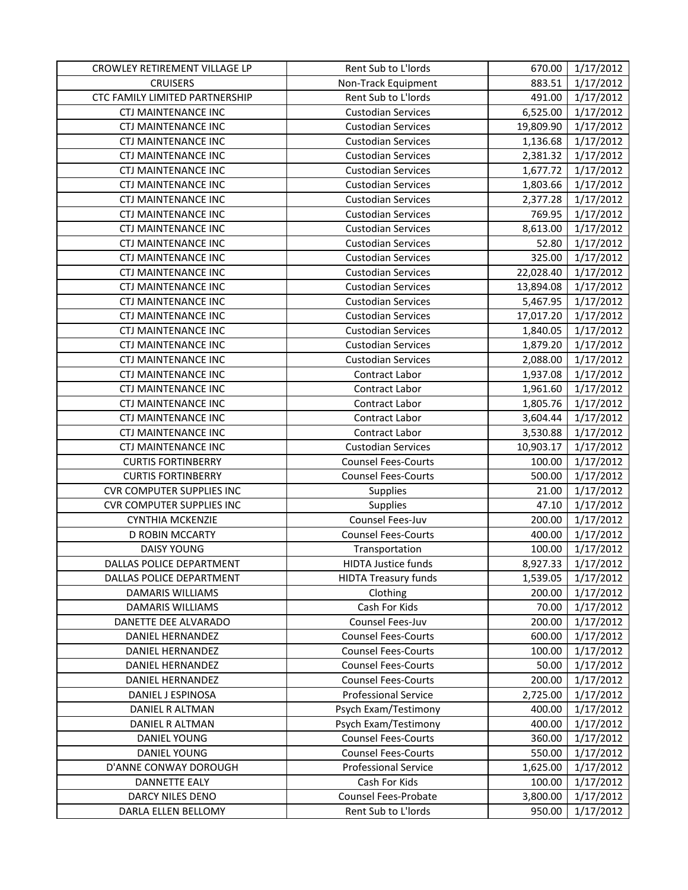| | | | |
|---|---|---|---|
| CROWLEY RETIREMENT VILLAGE LP | Rent Sub to L'lords | 670.00 | 1/17/2012 |
| CRUISERS | Non-Track Equipment | 883.51 | 1/17/2012 |
| CTC FAMILY LIMITED PARTNERSHIP | Rent Sub to L'lords | 491.00 | 1/17/2012 |
| CTJ MAINTENANCE INC | Custodian Services | 6,525.00 | 1/17/2012 |
| CTJ MAINTENANCE INC | Custodian Services | 19,809.90 | 1/17/2012 |
| CTJ MAINTENANCE INC | Custodian Services | 1,136.68 | 1/17/2012 |
| CTJ MAINTENANCE INC | Custodian Services | 2,381.32 | 1/17/2012 |
| CTJ MAINTENANCE INC | Custodian Services | 1,677.72 | 1/17/2012 |
| CTJ MAINTENANCE INC | Custodian Services | 1,803.66 | 1/17/2012 |
| CTJ MAINTENANCE INC | Custodian Services | 2,377.28 | 1/17/2012 |
| CTJ MAINTENANCE INC | Custodian Services | 769.95 | 1/17/2012 |
| CTJ MAINTENANCE INC | Custodian Services | 8,613.00 | 1/17/2012 |
| CTJ MAINTENANCE INC | Custodian Services | 52.80 | 1/17/2012 |
| CTJ MAINTENANCE INC | Custodian Services | 325.00 | 1/17/2012 |
| CTJ MAINTENANCE INC | Custodian Services | 22,028.40 | 1/17/2012 |
| CTJ MAINTENANCE INC | Custodian Services | 13,894.08 | 1/17/2012 |
| CTJ MAINTENANCE INC | Custodian Services | 5,467.95 | 1/17/2012 |
| CTJ MAINTENANCE INC | Custodian Services | 17,017.20 | 1/17/2012 |
| CTJ MAINTENANCE INC | Custodian Services | 1,840.05 | 1/17/2012 |
| CTJ MAINTENANCE INC | Custodian Services | 1,879.20 | 1/17/2012 |
| CTJ MAINTENANCE INC | Custodian Services | 2,088.00 | 1/17/2012 |
| CTJ MAINTENANCE INC | Contract Labor | 1,937.08 | 1/17/2012 |
| CTJ MAINTENANCE INC | Contract Labor | 1,961.60 | 1/17/2012 |
| CTJ MAINTENANCE INC | Contract Labor | 1,805.76 | 1/17/2012 |
| CTJ MAINTENANCE INC | Contract Labor | 3,604.44 | 1/17/2012 |
| CTJ MAINTENANCE INC | Contract Labor | 3,530.88 | 1/17/2012 |
| CTJ MAINTENANCE INC | Custodian Services | 10,903.17 | 1/17/2012 |
| CURTIS FORTINBERRY | Counsel Fees-Courts | 100.00 | 1/17/2012 |
| CURTIS FORTINBERRY | Counsel Fees-Courts | 500.00 | 1/17/2012 |
| CVR COMPUTER SUPPLIES INC | Supplies | 21.00 | 1/17/2012 |
| CVR COMPUTER SUPPLIES INC | Supplies | 47.10 | 1/17/2012 |
| CYNTHIA MCKENZIE | Counsel Fees-Juv | 200.00 | 1/17/2012 |
| D ROBIN MCCARTY | Counsel Fees-Courts | 400.00 | 1/17/2012 |
| DAISY YOUNG | Transportation | 100.00 | 1/17/2012 |
| DALLAS POLICE DEPARTMENT | HIDTA Justice funds | 8,927.33 | 1/17/2012 |
| DALLAS POLICE DEPARTMENT | HIDTA Treasury funds | 1,539.05 | 1/17/2012 |
| DAMARIS WILLIAMS | Clothing | 200.00 | 1/17/2012 |
| DAMARIS WILLIAMS | Cash For Kids | 70.00 | 1/17/2012 |
| DANETTE DEE ALVARADO | Counsel Fees-Juv | 200.00 | 1/17/2012 |
| DANIEL HERNANDEZ | Counsel Fees-Courts | 600.00 | 1/17/2012 |
| DANIEL HERNANDEZ | Counsel Fees-Courts | 100.00 | 1/17/2012 |
| DANIEL HERNANDEZ | Counsel Fees-Courts | 50.00 | 1/17/2012 |
| DANIEL HERNANDEZ | Counsel Fees-Courts | 200.00 | 1/17/2012 |
| DANIEL J ESPINOSA | Professional Service | 2,725.00 | 1/17/2012 |
| DANIEL R ALTMAN | Psych Exam/Testimony | 400.00 | 1/17/2012 |
| DANIEL R ALTMAN | Psych Exam/Testimony | 400.00 | 1/17/2012 |
| DANIEL YOUNG | Counsel Fees-Courts | 360.00 | 1/17/2012 |
| DANIEL YOUNG | Counsel Fees-Courts | 550.00 | 1/17/2012 |
| D'ANNE CONWAY DOROUGH | Professional Service | 1,625.00 | 1/17/2012 |
| DANNETTE EALY | Cash For Kids | 100.00 | 1/17/2012 |
| DARCY NILES DENO | Counsel Fees-Probate | 3,800.00 | 1/17/2012 |
| DARLA ELLEN BELLOMY | Rent Sub to L'lords | 950.00 | 1/17/2012 |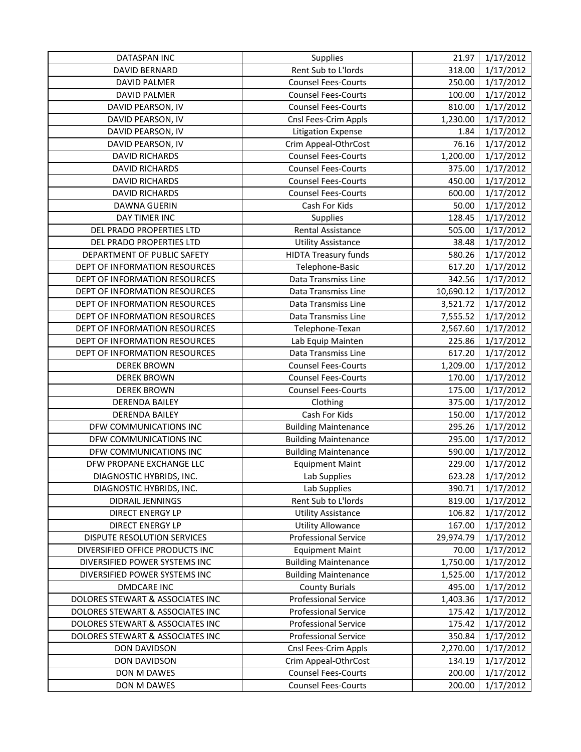| DATASPAN INC | Supplies | 21.97 | 1/17/2012 |
|---|---|---|---|
| DAVID BERNARD | Rent Sub to L'lords | 318.00 | 1/17/2012 |
| DAVID PALMER | Counsel Fees-Courts | 250.00 | 1/17/2012 |
| DAVID PALMER | Counsel Fees-Courts | 100.00 | 1/17/2012 |
| DAVID PEARSON, IV | Counsel Fees-Courts | 810.00 | 1/17/2012 |
| DAVID PEARSON, IV | Cnsl Fees-Crim Appls | 1,230.00 | 1/17/2012 |
| DAVID PEARSON, IV | Litigation Expense | 1.84 | 1/17/2012 |
| DAVID PEARSON, IV | Crim Appeal-OthrCost | 76.16 | 1/17/2012 |
| DAVID RICHARDS | Counsel Fees-Courts | 1,200.00 | 1/17/2012 |
| DAVID RICHARDS | Counsel Fees-Courts | 375.00 | 1/17/2012 |
| DAVID RICHARDS | Counsel Fees-Courts | 450.00 | 1/17/2012 |
| DAVID RICHARDS | Counsel Fees-Courts | 600.00 | 1/17/2012 |
| DAWNA GUERIN | Cash For Kids | 50.00 | 1/17/2012 |
| DAY TIMER INC | Supplies | 128.45 | 1/17/2012 |
| DEL PRADO PROPERTIES LTD | Rental Assistance | 505.00 | 1/17/2012 |
| DEL PRADO PROPERTIES LTD | Utility Assistance | 38.48 | 1/17/2012 |
| DEPARTMENT OF PUBLIC SAFETY | HIDTA Treasury funds | 580.26 | 1/17/2012 |
| DEPT OF INFORMATION RESOURCES | Telephone-Basic | 617.20 | 1/17/2012 |
| DEPT OF INFORMATION RESOURCES | Data Transmiss Line | 342.56 | 1/17/2012 |
| DEPT OF INFORMATION RESOURCES | Data Transmiss Line | 10,690.12 | 1/17/2012 |
| DEPT OF INFORMATION RESOURCES | Data Transmiss Line | 3,521.72 | 1/17/2012 |
| DEPT OF INFORMATION RESOURCES | Data Transmiss Line | 7,555.52 | 1/17/2012 |
| DEPT OF INFORMATION RESOURCES | Telephone-Texan | 2,567.60 | 1/17/2012 |
| DEPT OF INFORMATION RESOURCES | Lab Equip Mainten | 225.86 | 1/17/2012 |
| DEPT OF INFORMATION RESOURCES | Data Transmiss Line | 617.20 | 1/17/2012 |
| DEREK BROWN | Counsel Fees-Courts | 1,209.00 | 1/17/2012 |
| DEREK BROWN | Counsel Fees-Courts | 170.00 | 1/17/2012 |
| DEREK BROWN | Counsel Fees-Courts | 175.00 | 1/17/2012 |
| DERENDA BAILEY | Clothing | 375.00 | 1/17/2012 |
| DERENDA BAILEY | Cash For Kids | 150.00 | 1/17/2012 |
| DFW COMMUNICATIONS INC | Building Maintenance | 295.26 | 1/17/2012 |
| DFW COMMUNICATIONS INC | Building Maintenance | 295.00 | 1/17/2012 |
| DFW COMMUNICATIONS INC | Building Maintenance | 590.00 | 1/17/2012 |
| DFW PROPANE EXCHANGE LLC | Equipment Maint | 229.00 | 1/17/2012 |
| DIAGNOSTIC HYBRIDS, INC. | Lab Supplies | 623.28 | 1/17/2012 |
| DIAGNOSTIC HYBRIDS, INC. | Lab Supplies | 390.71 | 1/17/2012 |
| DIDRAIL JENNINGS | Rent Sub to L'lords | 819.00 | 1/17/2012 |
| DIRECT ENERGY LP | Utility Assistance | 106.82 | 1/17/2012 |
| DIRECT ENERGY LP | Utility Allowance | 167.00 | 1/17/2012 |
| DISPUTE RESOLUTION SERVICES | Professional Service | 29,974.79 | 1/17/2012 |
| DIVERSIFIED OFFICE PRODUCTS INC | Equipment Maint | 70.00 | 1/17/2012 |
| DIVERSIFIED POWER SYSTEMS INC | Building Maintenance | 1,750.00 | 1/17/2012 |
| DIVERSIFIED POWER SYSTEMS INC | Building Maintenance | 1,525.00 | 1/17/2012 |
| DMDCARE INC | County Burials | 495.00 | 1/17/2012 |
| DOLORES STEWART & ASSOCIATES INC | Professional Service | 1,403.36 | 1/17/2012 |
| DOLORES STEWART & ASSOCIATES INC | Professional Service | 175.42 | 1/17/2012 |
| DOLORES STEWART & ASSOCIATES INC | Professional Service | 175.42 | 1/17/2012 |
| DOLORES STEWART & ASSOCIATES INC | Professional Service | 350.84 | 1/17/2012 |
| DON DAVIDSON | Cnsl Fees-Crim Appls | 2,270.00 | 1/17/2012 |
| DON DAVIDSON | Crim Appeal-OthrCost | 134.19 | 1/17/2012 |
| DON M DAWES | Counsel Fees-Courts | 200.00 | 1/17/2012 |
| DON M DAWES | Counsel Fees-Courts | 200.00 | 1/17/2012 |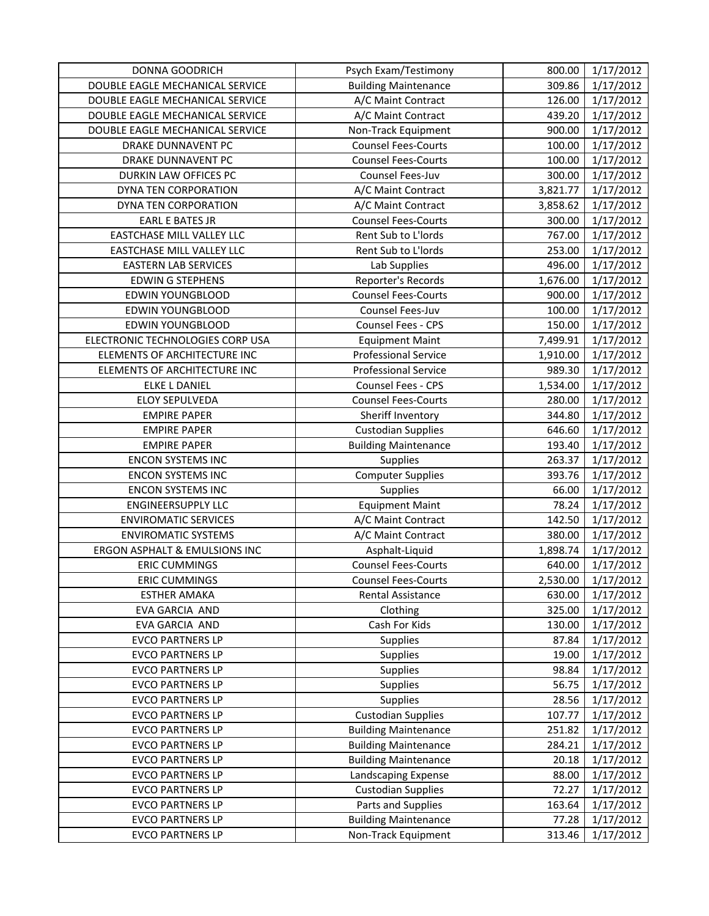| | | | |
|---|---|---|---|
| DONNA GOODRICH | Psych Exam/Testimony | 800.00 | 1/17/2012 |
| DOUBLE EAGLE MECHANICAL SERVICE | Building Maintenance | 309.86 | 1/17/2012 |
| DOUBLE EAGLE MECHANICAL SERVICE | A/C Maint Contract | 126.00 | 1/17/2012 |
| DOUBLE EAGLE MECHANICAL SERVICE | A/C Maint Contract | 439.20 | 1/17/2012 |
| DOUBLE EAGLE MECHANICAL SERVICE | Non-Track Equipment | 900.00 | 1/17/2012 |
| DRAKE DUNNAVENT PC | Counsel Fees-Courts | 100.00 | 1/17/2012 |
| DRAKE DUNNAVENT PC | Counsel Fees-Courts | 100.00 | 1/17/2012 |
| DURKIN LAW OFFICES PC | Counsel Fees-Juv | 300.00 | 1/17/2012 |
| DYNA TEN CORPORATION | A/C Maint Contract | 3,821.77 | 1/17/2012 |
| DYNA TEN CORPORATION | A/C Maint Contract | 3,858.62 | 1/17/2012 |
| EARL E BATES JR | Counsel Fees-Courts | 300.00 | 1/17/2012 |
| EASTCHASE MILL VALLEY LLC | Rent Sub to L'lords | 767.00 | 1/17/2012 |
| EASTCHASE MILL VALLEY LLC | Rent Sub to L'lords | 253.00 | 1/17/2012 |
| EASTERN LAB SERVICES | Lab Supplies | 496.00 | 1/17/2012 |
| EDWIN G STEPHENS | Reporter's Records | 1,676.00 | 1/17/2012 |
| EDWIN YOUNGBLOOD | Counsel Fees-Courts | 900.00 | 1/17/2012 |
| EDWIN YOUNGBLOOD | Counsel Fees-Juv | 100.00 | 1/17/2012 |
| EDWIN YOUNGBLOOD | Counsel Fees - CPS | 150.00 | 1/17/2012 |
| ELECTRONIC TECHNOLOGIES CORP USA | Equipment Maint | 7,499.91 | 1/17/2012 |
| ELEMENTS OF ARCHITECTURE INC | Professional Service | 1,910.00 | 1/17/2012 |
| ELEMENTS OF ARCHITECTURE INC | Professional Service | 989.30 | 1/17/2012 |
| ELKE L DANIEL | Counsel Fees - CPS | 1,534.00 | 1/17/2012 |
| ELOY SEPULVEDA | Counsel Fees-Courts | 280.00 | 1/17/2012 |
| EMPIRE PAPER | Sheriff Inventory | 344.80 | 1/17/2012 |
| EMPIRE PAPER | Custodian Supplies | 646.60 | 1/17/2012 |
| EMPIRE PAPER | Building Maintenance | 193.40 | 1/17/2012 |
| ENCON SYSTEMS INC | Supplies | 263.37 | 1/17/2012 |
| ENCON SYSTEMS INC | Computer Supplies | 393.76 | 1/17/2012 |
| ENCON SYSTEMS INC | Supplies | 66.00 | 1/17/2012 |
| ENGINEERSUPPLY LLC | Equipment Maint | 78.24 | 1/17/2012 |
| ENVIROMATIC SERVICES | A/C Maint Contract | 142.50 | 1/17/2012 |
| ENVIROMATIC SYSTEMS | A/C Maint Contract | 380.00 | 1/17/2012 |
| ERGON ASPHALT & EMULSIONS INC | Asphalt-Liquid | 1,898.74 | 1/17/2012 |
| ERIC CUMMINGS | Counsel Fees-Courts | 640.00 | 1/17/2012 |
| ERIC CUMMINGS | Counsel Fees-Courts | 2,530.00 | 1/17/2012 |
| ESTHER AMAKA | Rental Assistance | 630.00 | 1/17/2012 |
| EVA GARCIA AND | Clothing | 325.00 | 1/17/2012 |
| EVA GARCIA AND | Cash For Kids | 130.00 | 1/17/2012 |
| EVCO PARTNERS LP | Supplies | 87.84 | 1/17/2012 |
| EVCO PARTNERS LP | Supplies | 19.00 | 1/17/2012 |
| EVCO PARTNERS LP | Supplies | 98.84 | 1/17/2012 |
| EVCO PARTNERS LP | Supplies | 56.75 | 1/17/2012 |
| EVCO PARTNERS LP | Supplies | 28.56 | 1/17/2012 |
| EVCO PARTNERS LP | Custodian Supplies | 107.77 | 1/17/2012 |
| EVCO PARTNERS LP | Building Maintenance | 251.82 | 1/17/2012 |
| EVCO PARTNERS LP | Building Maintenance | 284.21 | 1/17/2012 |
| EVCO PARTNERS LP | Building Maintenance | 20.18 | 1/17/2012 |
| EVCO PARTNERS LP | Landscaping Expense | 88.00 | 1/17/2012 |
| EVCO PARTNERS LP | Custodian Supplies | 72.27 | 1/17/2012 |
| EVCO PARTNERS LP | Parts and Supplies | 163.64 | 1/17/2012 |
| EVCO PARTNERS LP | Building Maintenance | 77.28 | 1/17/2012 |
| EVCO PARTNERS LP | Non-Track Equipment | 313.46 | 1/17/2012 |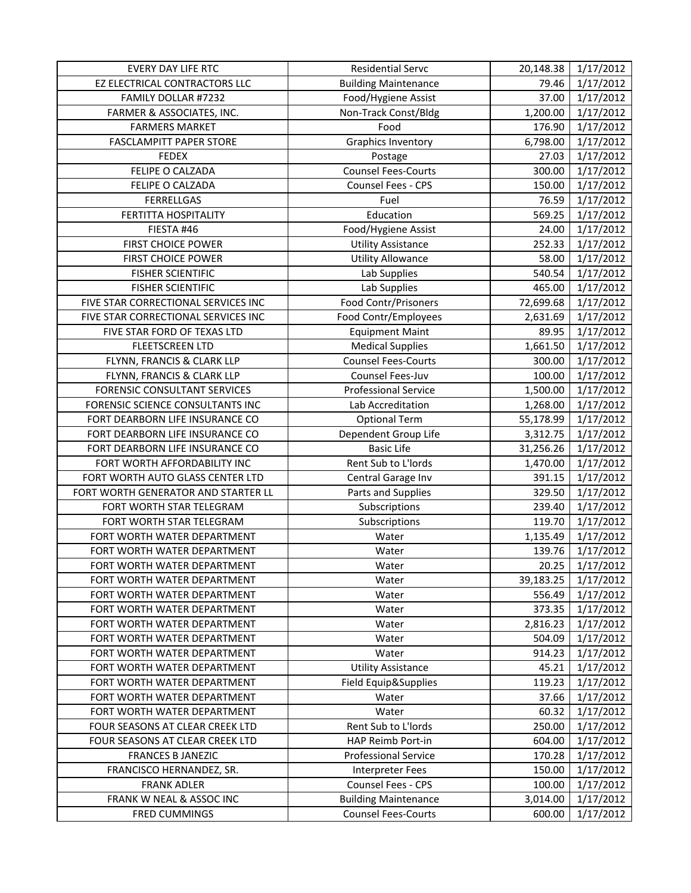| EVERY DAY LIFE RTC | Residential Servc | 20,148.38 | 1/17/2012 |
|---|---|---|---|
| EZ ELECTRICAL CONTRACTORS LLC | Building Maintenance | 79.46 | 1/17/2012 |
| FAMILY DOLLAR #7232 | Food/Hygiene Assist | 37.00 | 1/17/2012 |
| FARMER & ASSOCIATES, INC. | Non-Track Const/Bldg | 1,200.00 | 1/17/2012 |
| FARMERS MARKET | Food | 176.90 | 1/17/2012 |
| FASCLAMPITT PAPER STORE | Graphics Inventory | 6,798.00 | 1/17/2012 |
| FEDEX | Postage | 27.03 | 1/17/2012 |
| FELIPE O CALZADA | Counsel Fees-Courts | 300.00 | 1/17/2012 |
| FELIPE O CALZADA | Counsel Fees - CPS | 150.00 | 1/17/2012 |
| FERRELLGAS | Fuel | 76.59 | 1/17/2012 |
| FERTITTA HOSPITALITY | Education | 569.25 | 1/17/2012 |
| FIESTA #46 | Food/Hygiene Assist | 24.00 | 1/17/2012 |
| FIRST CHOICE POWER | Utility Assistance | 252.33 | 1/17/2012 |
| FIRST CHOICE POWER | Utility Allowance | 58.00 | 1/17/2012 |
| FISHER SCIENTIFIC | Lab Supplies | 540.54 | 1/17/2012 |
| FISHER SCIENTIFIC | Lab Supplies | 465.00 | 1/17/2012 |
| FIVE STAR CORRECTIONAL SERVICES INC | Food Contr/Prisoners | 72,699.68 | 1/17/2012 |
| FIVE STAR CORRECTIONAL SERVICES INC | Food Contr/Employees | 2,631.69 | 1/17/2012 |
| FIVE STAR FORD OF TEXAS LTD | Equipment Maint | 89.95 | 1/17/2012 |
| FLEETSCREEN LTD | Medical Supplies | 1,661.50 | 1/17/2012 |
| FLYNN, FRANCIS & CLARK LLP | Counsel Fees-Courts | 300.00 | 1/17/2012 |
| FLYNN, FRANCIS & CLARK LLP | Counsel Fees-Juv | 100.00 | 1/17/2012 |
| FORENSIC CONSULTANT SERVICES | Professional Service | 1,500.00 | 1/17/2012 |
| FORENSIC SCIENCE CONSULTANTS INC | Lab Accreditation | 1,268.00 | 1/17/2012 |
| FORT DEARBORN LIFE INSURANCE CO | Optional Term | 55,178.99 | 1/17/2012 |
| FORT DEARBORN LIFE INSURANCE CO | Dependent Group Life | 3,312.75 | 1/17/2012 |
| FORT DEARBORN LIFE INSURANCE CO | Basic Life | 31,256.26 | 1/17/2012 |
| FORT WORTH AFFORDABILITY INC | Rent Sub to L'lords | 1,470.00 | 1/17/2012 |
| FORT WORTH AUTO GLASS CENTER LTD | Central Garage Inv | 391.15 | 1/17/2012 |
| FORT WORTH GENERATOR AND STARTER LL | Parts and Supplies | 329.50 | 1/17/2012 |
| FORT WORTH STAR TELEGRAM | Subscriptions | 239.40 | 1/17/2012 |
| FORT WORTH STAR TELEGRAM | Subscriptions | 119.70 | 1/17/2012 |
| FORT WORTH WATER DEPARTMENT | Water | 1,135.49 | 1/17/2012 |
| FORT WORTH WATER DEPARTMENT | Water | 139.76 | 1/17/2012 |
| FORT WORTH WATER DEPARTMENT | Water | 20.25 | 1/17/2012 |
| FORT WORTH WATER DEPARTMENT | Water | 39,183.25 | 1/17/2012 |
| FORT WORTH WATER DEPARTMENT | Water | 556.49 | 1/17/2012 |
| FORT WORTH WATER DEPARTMENT | Water | 373.35 | 1/17/2012 |
| FORT WORTH WATER DEPARTMENT | Water | 2,816.23 | 1/17/2012 |
| FORT WORTH WATER DEPARTMENT | Water | 504.09 | 1/17/2012 |
| FORT WORTH WATER DEPARTMENT | Water | 914.23 | 1/17/2012 |
| FORT WORTH WATER DEPARTMENT | Utility Assistance | 45.21 | 1/17/2012 |
| FORT WORTH WATER DEPARTMENT | Field Equip&Supplies | 119.23 | 1/17/2012 |
| FORT WORTH WATER DEPARTMENT | Water | 37.66 | 1/17/2012 |
| FORT WORTH WATER DEPARTMENT | Water | 60.32 | 1/17/2012 |
| FOUR SEASONS AT CLEAR CREEK LTD | Rent Sub to L'lords | 250.00 | 1/17/2012 |
| FOUR SEASONS AT CLEAR CREEK LTD | HAP Reimb Port-in | 604.00 | 1/17/2012 |
| FRANCES B JANEZIC | Professional Service | 170.28 | 1/17/2012 |
| FRANCISCO HERNANDEZ, SR. | Interpreter Fees | 150.00 | 1/17/2012 |
| FRANK ADLER | Counsel Fees - CPS | 100.00 | 1/17/2012 |
| FRANK W NEAL & ASSOC INC | Building Maintenance | 3,014.00 | 1/17/2012 |
| FRED CUMMINGS | Counsel Fees-Courts | 600.00 | 1/17/2012 |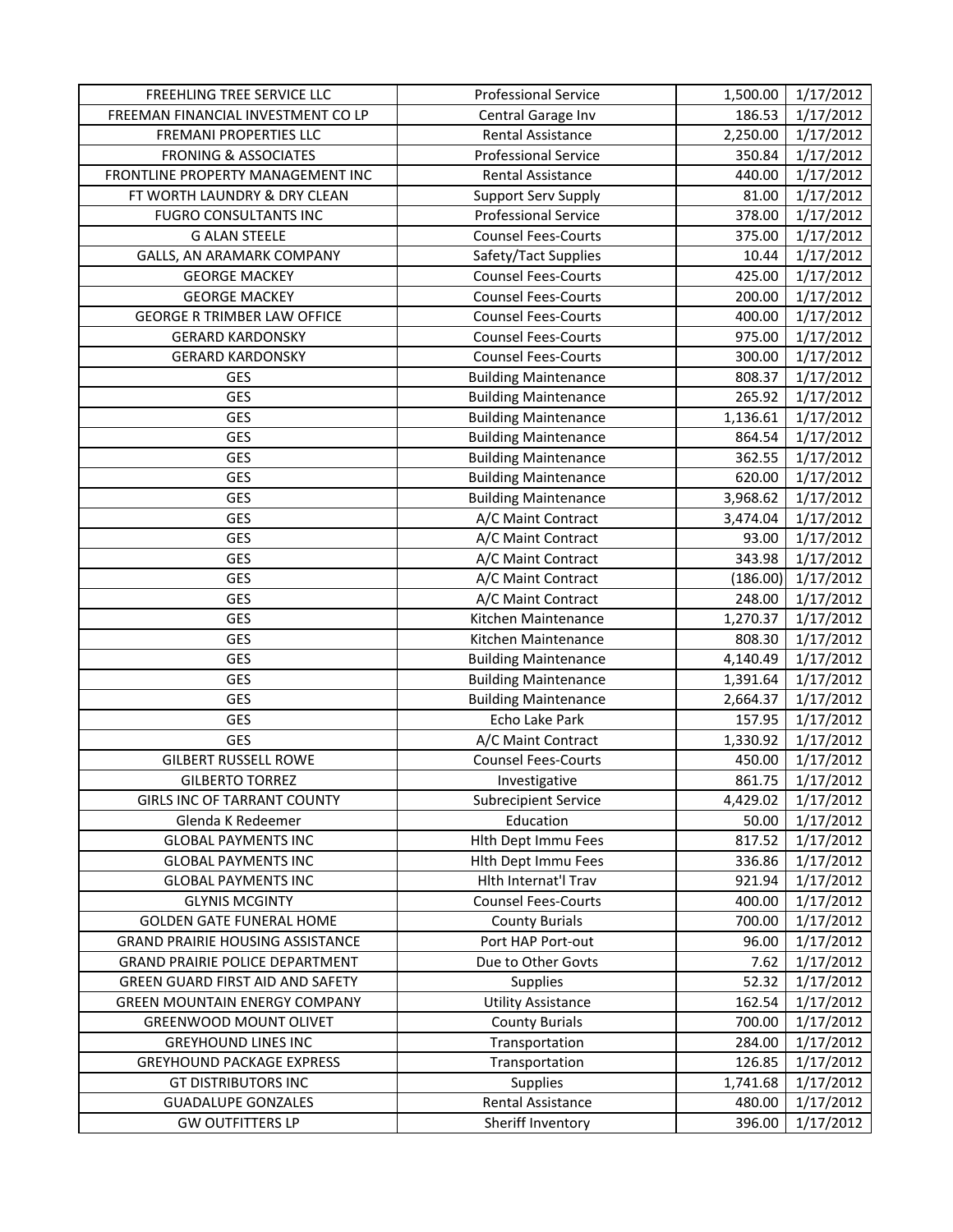| FREEHLING TREE SERVICE LLC | Professional Service | 1,500.00 | 1/17/2012 |
|---|---|---|---|
| FREEMAN FINANCIAL INVESTMENT CO LP | Central Garage Inv | 186.53 | 1/17/2012 |
| FREMANI PROPERTIES LLC | Rental Assistance | 2,250.00 | 1/17/2012 |
| FRONING & ASSOCIATES | Professional Service | 350.84 | 1/17/2012 |
| FRONTLINE PROPERTY MANAGEMENT INC | Rental Assistance | 440.00 | 1/17/2012 |
| FT WORTH LAUNDRY & DRY CLEAN | Support Serv Supply | 81.00 | 1/17/2012 |
| FUGRO CONSULTANTS INC | Professional Service | 378.00 | 1/17/2012 |
| G ALAN STEELE | Counsel Fees-Courts | 375.00 | 1/17/2012 |
| GALLS, AN ARAMARK COMPANY | Safety/Tact Supplies | 10.44 | 1/17/2012 |
| GEORGE MACKEY | Counsel Fees-Courts | 425.00 | 1/17/2012 |
| GEORGE MACKEY | Counsel Fees-Courts | 200.00 | 1/17/2012 |
| GEORGE R TRIMBER LAW OFFICE | Counsel Fees-Courts | 400.00 | 1/17/2012 |
| GERARD KARDONSKY | Counsel Fees-Courts | 975.00 | 1/17/2012 |
| GERARD KARDONSKY | Counsel Fees-Courts | 300.00 | 1/17/2012 |
| GES | Building Maintenance | 808.37 | 1/17/2012 |
| GES | Building Maintenance | 265.92 | 1/17/2012 |
| GES | Building Maintenance | 1,136.61 | 1/17/2012 |
| GES | Building Maintenance | 864.54 | 1/17/2012 |
| GES | Building Maintenance | 362.55 | 1/17/2012 |
| GES | Building Maintenance | 620.00 | 1/17/2012 |
| GES | Building Maintenance | 3,968.62 | 1/17/2012 |
| GES | A/C Maint Contract | 3,474.04 | 1/17/2012 |
| GES | A/C Maint Contract | 93.00 | 1/17/2012 |
| GES | A/C Maint Contract | 343.98 | 1/17/2012 |
| GES | A/C Maint Contract | (186.00) | 1/17/2012 |
| GES | A/C Maint Contract | 248.00 | 1/17/2012 |
| GES | Kitchen Maintenance | 1,270.37 | 1/17/2012 |
| GES | Kitchen Maintenance | 808.30 | 1/17/2012 |
| GES | Building Maintenance | 4,140.49 | 1/17/2012 |
| GES | Building Maintenance | 1,391.64 | 1/17/2012 |
| GES | Building Maintenance | 2,664.37 | 1/17/2012 |
| GES | Echo Lake Park | 157.95 | 1/17/2012 |
| GES | A/C Maint Contract | 1,330.92 | 1/17/2012 |
| GILBERT RUSSELL ROWE | Counsel Fees-Courts | 450.00 | 1/17/2012 |
| GILBERTO TORREZ | Investigative | 861.75 | 1/17/2012 |
| GIRLS INC OF TARRANT COUNTY | Subrecipient Service | 4,429.02 | 1/17/2012 |
| Glenda K Redeemer | Education | 50.00 | 1/17/2012 |
| GLOBAL PAYMENTS INC | Hlth Dept Immu Fees | 817.52 | 1/17/2012 |
| GLOBAL PAYMENTS INC | Hlth Dept Immu Fees | 336.86 | 1/17/2012 |
| GLOBAL PAYMENTS INC | Hlth Internat'l Trav | 921.94 | 1/17/2012 |
| GLYNIS MCGINTY | Counsel Fees-Courts | 400.00 | 1/17/2012 |
| GOLDEN GATE FUNERAL HOME | County Burials | 700.00 | 1/17/2012 |
| GRAND PRAIRIE HOUSING ASSISTANCE | Port HAP Port-out | 96.00 | 1/17/2012 |
| GRAND PRAIRIE POLICE DEPARTMENT | Due to Other Govts | 7.62 | 1/17/2012 |
| GREEN GUARD FIRST AID AND SAFETY | Supplies | 52.32 | 1/17/2012 |
| GREEN MOUNTAIN ENERGY COMPANY | Utility Assistance | 162.54 | 1/17/2012 |
| GREENWOOD MOUNT OLIVET | County Burials | 700.00 | 1/17/2012 |
| GREYHOUND LINES INC | Transportation | 284.00 | 1/17/2012 |
| GREYHOUND PACKAGE EXPRESS | Transportation | 126.85 | 1/17/2012 |
| GT DISTRIBUTORS INC | Supplies | 1,741.68 | 1/17/2012 |
| GUADALUPE GONZALES | Rental Assistance | 480.00 | 1/17/2012 |
| GW OUTFITTERS LP | Sheriff Inventory | 396.00 | 1/17/2012 |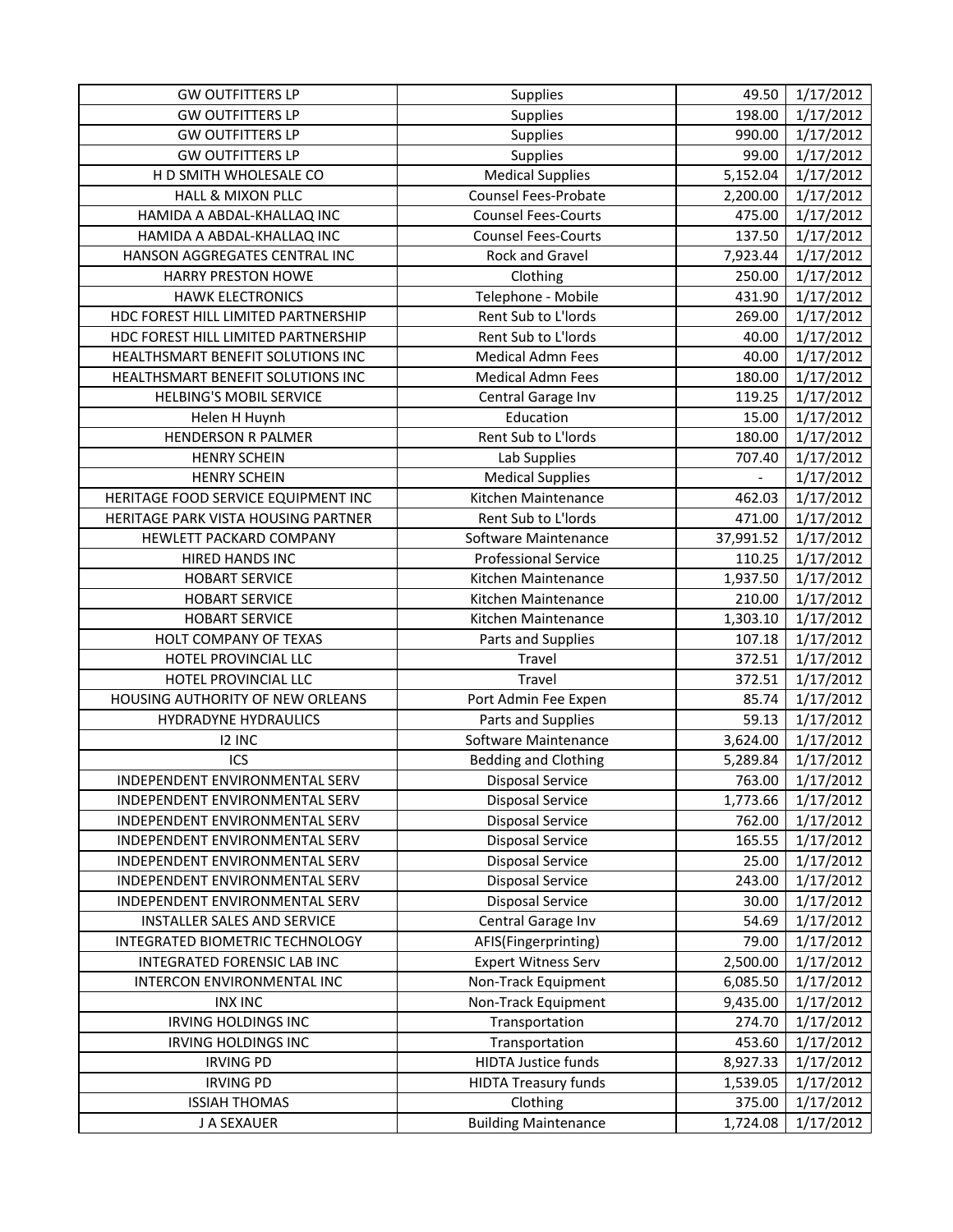| GW OUTFITTERS LP | Supplies | 49.50 | 1/17/2012 |
|---|---|---|---|
| GW OUTFITTERS LP | Supplies | 198.00 | 1/17/2012 |
| GW OUTFITTERS LP | Supplies | 990.00 | 1/17/2012 |
| GW OUTFITTERS LP | Supplies | 99.00 | 1/17/2012 |
| H D SMITH WHOLESALE CO | Medical Supplies | 5,152.04 | 1/17/2012 |
| HALL & MIXON PLLC | Counsel Fees-Probate | 2,200.00 | 1/17/2012 |
| HAMIDA A ABDAL-KHALLAQ INC | Counsel Fees-Courts | 475.00 | 1/17/2012 |
| HAMIDA A ABDAL-KHALLAQ INC | Counsel Fees-Courts | 137.50 | 1/17/2012 |
| HANSON AGGREGATES CENTRAL INC | Rock and Gravel | 7,923.44 | 1/17/2012 |
| HARRY PRESTON HOWE | Clothing | 250.00 | 1/17/2012 |
| HAWK ELECTRONICS | Telephone - Mobile | 431.90 | 1/17/2012 |
| HDC FOREST HILL LIMITED PARTNERSHIP | Rent Sub to L'lords | 269.00 | 1/17/2012 |
| HDC FOREST HILL LIMITED PARTNERSHIP | Rent Sub to L'lords | 40.00 | 1/17/2012 |
| HEALTHSMART BENEFIT SOLUTIONS INC | Medical Admn Fees | 40.00 | 1/17/2012 |
| HEALTHSMART BENEFIT SOLUTIONS INC | Medical Admn Fees | 180.00 | 1/17/2012 |
| HELBING'S MOBIL SERVICE | Central Garage Inv | 119.25 | 1/17/2012 |
| Helen H Huynh | Education | 15.00 | 1/17/2012 |
| HENDERSON R PALMER | Rent Sub to L'lords | 180.00 | 1/17/2012 |
| HENRY SCHEIN | Lab Supplies | 707.40 | 1/17/2012 |
| HENRY SCHEIN | Medical Supplies | - | 1/17/2012 |
| HERITAGE FOOD SERVICE EQUIPMENT INC | Kitchen Maintenance | 462.03 | 1/17/2012 |
| HERITAGE PARK VISTA HOUSING PARTNER | Rent Sub to L'lords | 471.00 | 1/17/2012 |
| HEWLETT PACKARD COMPANY | Software Maintenance | 37,991.52 | 1/17/2012 |
| HIRED HANDS INC | Professional Service | 110.25 | 1/17/2012 |
| HOBART SERVICE | Kitchen Maintenance | 1,937.50 | 1/17/2012 |
| HOBART SERVICE | Kitchen Maintenance | 210.00 | 1/17/2012 |
| HOBART SERVICE | Kitchen Maintenance | 1,303.10 | 1/17/2012 |
| HOLT COMPANY OF TEXAS | Parts and Supplies | 107.18 | 1/17/2012 |
| HOTEL PROVINCIAL LLC | Travel | 372.51 | 1/17/2012 |
| HOTEL PROVINCIAL LLC | Travel | 372.51 | 1/17/2012 |
| HOUSING AUTHORITY OF NEW ORLEANS | Port Admin Fee Expen | 85.74 | 1/17/2012 |
| HYDRADYNE HYDRAULICS | Parts and Supplies | 59.13 | 1/17/2012 |
| I2 INC | Software Maintenance | 3,624.00 | 1/17/2012 |
| ICS | Bedding and Clothing | 5,289.84 | 1/17/2012 |
| INDEPENDENT ENVIRONMENTAL SERV | Disposal Service | 763.00 | 1/17/2012 |
| INDEPENDENT ENVIRONMENTAL SERV | Disposal Service | 1,773.66 | 1/17/2012 |
| INDEPENDENT ENVIRONMENTAL SERV | Disposal Service | 762.00 | 1/17/2012 |
| INDEPENDENT ENVIRONMENTAL SERV | Disposal Service | 165.55 | 1/17/2012 |
| INDEPENDENT ENVIRONMENTAL SERV | Disposal Service | 25.00 | 1/17/2012 |
| INDEPENDENT ENVIRONMENTAL SERV | Disposal Service | 243.00 | 1/17/2012 |
| INDEPENDENT ENVIRONMENTAL SERV | Disposal Service | 30.00 | 1/17/2012 |
| INSTALLER SALES AND SERVICE | Central Garage Inv | 54.69 | 1/17/2012 |
| INTEGRATED BIOMETRIC TECHNOLOGY | AFIS(Fingerprinting) | 79.00 | 1/17/2012 |
| INTEGRATED FORENSIC LAB INC | Expert Witness Serv | 2,500.00 | 1/17/2012 |
| INTERCON ENVIRONMENTAL INC | Non-Track Equipment | 6,085.50 | 1/17/2012 |
| INX INC | Non-Track Equipment | 9,435.00 | 1/17/2012 |
| IRVING HOLDINGS INC | Transportation | 274.70 | 1/17/2012 |
| IRVING HOLDINGS INC | Transportation | 453.60 | 1/17/2012 |
| IRVING PD | HIDTA Justice funds | 8,927.33 | 1/17/2012 |
| IRVING PD | HIDTA Treasury funds | 1,539.05 | 1/17/2012 |
| ISSIAH THOMAS | Clothing | 375.00 | 1/17/2012 |
| J A SEXAUER | Building Maintenance | 1,724.08 | 1/17/2012 |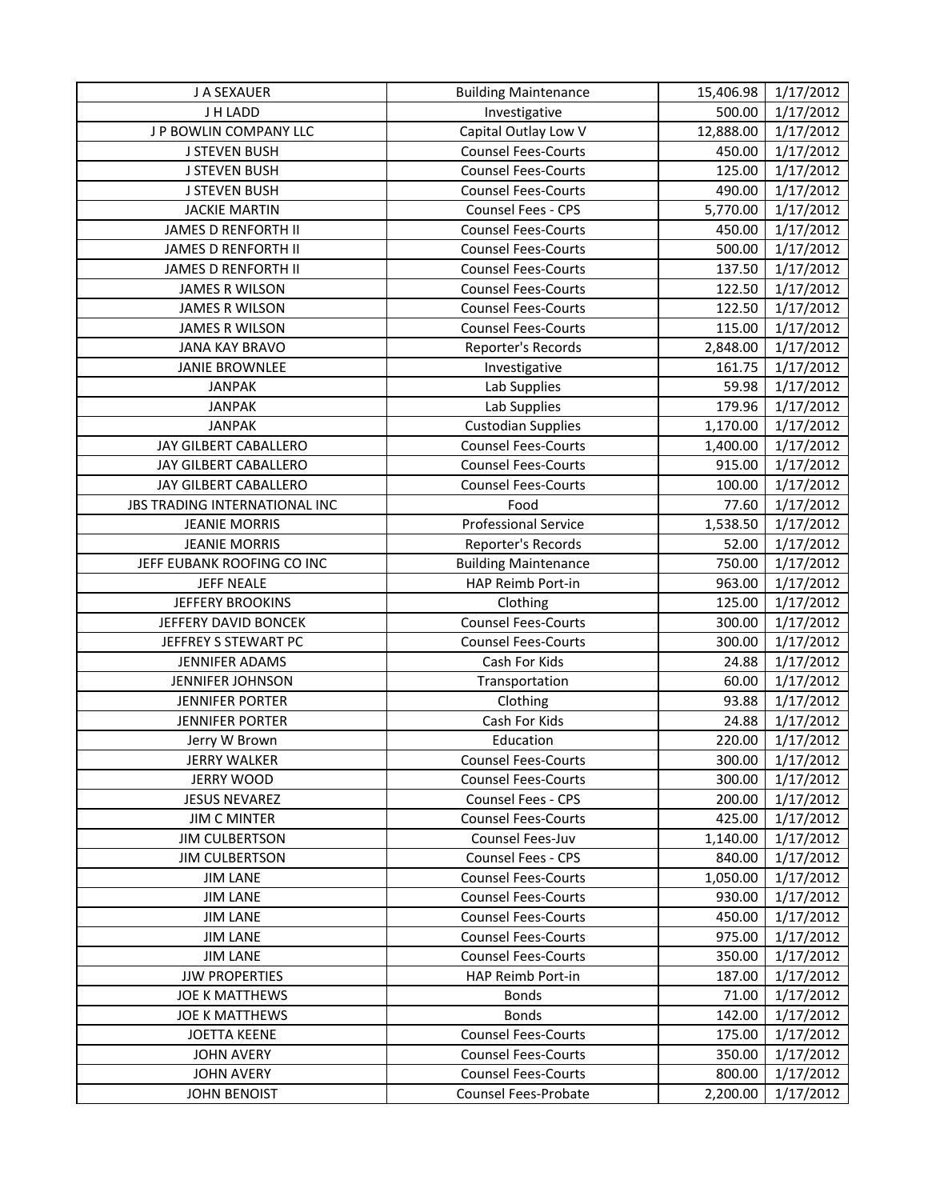| J A SEXAUER | Building Maintenance | 15,406.98 | 1/17/2012 |
|---|---|---|---|
| J H LADD | Investigative | 500.00 | 1/17/2012 |
| J P BOWLIN COMPANY LLC | Capital Outlay Low V | 12,888.00 | 1/17/2012 |
| J STEVEN BUSH | Counsel Fees-Courts | 450.00 | 1/17/2012 |
| J STEVEN BUSH | Counsel Fees-Courts | 125.00 | 1/17/2012 |
| J STEVEN BUSH | Counsel Fees-Courts | 490.00 | 1/17/2012 |
| JACKIE MARTIN | Counsel Fees - CPS | 5,770.00 | 1/17/2012 |
| JAMES D RENFORTH II | Counsel Fees-Courts | 450.00 | 1/17/2012 |
| JAMES D RENFORTH II | Counsel Fees-Courts | 500.00 | 1/17/2012 |
| JAMES D RENFORTH II | Counsel Fees-Courts | 137.50 | 1/17/2012 |
| JAMES R WILSON | Counsel Fees-Courts | 122.50 | 1/17/2012 |
| JAMES R WILSON | Counsel Fees-Courts | 122.50 | 1/17/2012 |
| JAMES R WILSON | Counsel Fees-Courts | 115.00 | 1/17/2012 |
| JANA KAY BRAVO | Reporter's Records | 2,848.00 | 1/17/2012 |
| JANIE BROWNLEE | Investigative | 161.75 | 1/17/2012 |
| JANPAK | Lab Supplies | 59.98 | 1/17/2012 |
| JANPAK | Lab Supplies | 179.96 | 1/17/2012 |
| JANPAK | Custodian Supplies | 1,170.00 | 1/17/2012 |
| JAY GILBERT CABALLERO | Counsel Fees-Courts | 1,400.00 | 1/17/2012 |
| JAY GILBERT CABALLERO | Counsel Fees-Courts | 915.00 | 1/17/2012 |
| JAY GILBERT CABALLERO | Counsel Fees-Courts | 100.00 | 1/17/2012 |
| JBS TRADING INTERNATIONAL INC | Food | 77.60 | 1/17/2012 |
| JEANIE MORRIS | Professional Service | 1,538.50 | 1/17/2012 |
| JEANIE MORRIS | Reporter's Records | 52.00 | 1/17/2012 |
| JEFF EUBANK ROOFING CO INC | Building Maintenance | 750.00 | 1/17/2012 |
| JEFF NEALE | HAP Reimb Port-in | 963.00 | 1/17/2012 |
| JEFFERY BROOKINS | Clothing | 125.00 | 1/17/2012 |
| JEFFERY DAVID BONCEK | Counsel Fees-Courts | 300.00 | 1/17/2012 |
| JEFFREY S STEWART PC | Counsel Fees-Courts | 300.00 | 1/17/2012 |
| JENNIFER ADAMS | Cash For Kids | 24.88 | 1/17/2012 |
| JENNIFER JOHNSON | Transportation | 60.00 | 1/17/2012 |
| JENNIFER PORTER | Clothing | 93.88 | 1/17/2012 |
| JENNIFER PORTER | Cash For Kids | 24.88 | 1/17/2012 |
| Jerry W Brown | Education | 220.00 | 1/17/2012 |
| JERRY WALKER | Counsel Fees-Courts | 300.00 | 1/17/2012 |
| JERRY WOOD | Counsel Fees-Courts | 300.00 | 1/17/2012 |
| JESUS NEVAREZ | Counsel Fees - CPS | 200.00 | 1/17/2012 |
| JIM C MINTER | Counsel Fees-Courts | 425.00 | 1/17/2012 |
| JIM CULBERTSON | Counsel Fees-Juv | 1,140.00 | 1/17/2012 |
| JIM CULBERTSON | Counsel Fees - CPS | 840.00 | 1/17/2012 |
| JIM LANE | Counsel Fees-Courts | 1,050.00 | 1/17/2012 |
| JIM LANE | Counsel Fees-Courts | 930.00 | 1/17/2012 |
| JIM LANE | Counsel Fees-Courts | 450.00 | 1/17/2012 |
| JIM LANE | Counsel Fees-Courts | 975.00 | 1/17/2012 |
| JIM LANE | Counsel Fees-Courts | 350.00 | 1/17/2012 |
| JJW PROPERTIES | HAP Reimb Port-in | 187.00 | 1/17/2012 |
| JOE K MATTHEWS | Bonds | 71.00 | 1/17/2012 |
| JOE K MATTHEWS | Bonds | 142.00 | 1/17/2012 |
| JOETTA KEENE | Counsel Fees-Courts | 175.00 | 1/17/2012 |
| JOHN AVERY | Counsel Fees-Courts | 350.00 | 1/17/2012 |
| JOHN AVERY | Counsel Fees-Courts | 800.00 | 1/17/2012 |
| JOHN BENOIST | Counsel Fees-Probate | 2,200.00 | 1/17/2012 |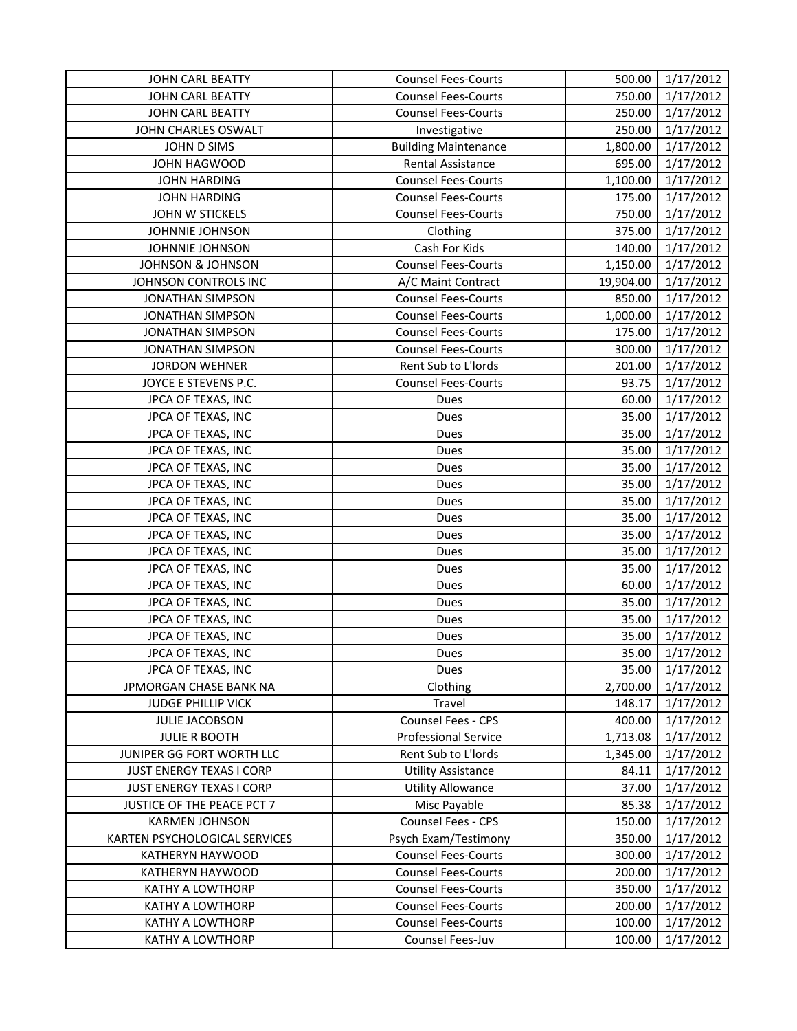| | | | |
|---|---|---|---|
| JOHN CARL BEATTY | Counsel Fees-Courts | 500.00 | 1/17/2012 |
| JOHN CARL BEATTY | Counsel Fees-Courts | 750.00 | 1/17/2012 |
| JOHN CARL BEATTY | Counsel Fees-Courts | 250.00 | 1/17/2012 |
| JOHN CHARLES OSWALT | Investigative | 250.00 | 1/17/2012 |
| JOHN D SIMS | Building Maintenance | 1,800.00 | 1/17/2012 |
| JOHN HAGWOOD | Rental Assistance | 695.00 | 1/17/2012 |
| JOHN HARDING | Counsel Fees-Courts | 1,100.00 | 1/17/2012 |
| JOHN HARDING | Counsel Fees-Courts | 175.00 | 1/17/2012 |
| JOHN W STICKELS | Counsel Fees-Courts | 750.00 | 1/17/2012 |
| JOHNNIE JOHNSON | Clothing | 375.00 | 1/17/2012 |
| JOHNNIE JOHNSON | Cash For Kids | 140.00 | 1/17/2012 |
| JOHNSON & JOHNSON | Counsel Fees-Courts | 1,150.00 | 1/17/2012 |
| JOHNSON CONTROLS INC | A/C Maint Contract | 19,904.00 | 1/17/2012 |
| JONATHAN SIMPSON | Counsel Fees-Courts | 850.00 | 1/17/2012 |
| JONATHAN SIMPSON | Counsel Fees-Courts | 1,000.00 | 1/17/2012 |
| JONATHAN SIMPSON | Counsel Fees-Courts | 175.00 | 1/17/2012 |
| JONATHAN SIMPSON | Counsel Fees-Courts | 300.00 | 1/17/2012 |
| JORDON WEHNER | Rent Sub to L'lords | 201.00 | 1/17/2012 |
| JOYCE E STEVENS P.C. | Counsel Fees-Courts | 93.75 | 1/17/2012 |
| JPCA OF TEXAS, INC | Dues | 60.00 | 1/17/2012 |
| JPCA OF TEXAS, INC | Dues | 35.00 | 1/17/2012 |
| JPCA OF TEXAS, INC | Dues | 35.00 | 1/17/2012 |
| JPCA OF TEXAS, INC | Dues | 35.00 | 1/17/2012 |
| JPCA OF TEXAS, INC | Dues | 35.00 | 1/17/2012 |
| JPCA OF TEXAS, INC | Dues | 35.00 | 1/17/2012 |
| JPCA OF TEXAS, INC | Dues | 35.00 | 1/17/2012 |
| JPCA OF TEXAS, INC | Dues | 35.00 | 1/17/2012 |
| JPCA OF TEXAS, INC | Dues | 35.00 | 1/17/2012 |
| JPCA OF TEXAS, INC | Dues | 35.00 | 1/17/2012 |
| JPCA OF TEXAS, INC | Dues | 35.00 | 1/17/2012 |
| JPCA OF TEXAS, INC | Dues | 60.00 | 1/17/2012 |
| JPCA OF TEXAS, INC | Dues | 35.00 | 1/17/2012 |
| JPCA OF TEXAS, INC | Dues | 35.00 | 1/17/2012 |
| JPCA OF TEXAS, INC | Dues | 35.00 | 1/17/2012 |
| JPCA OF TEXAS, INC | Dues | 35.00 | 1/17/2012 |
| JPCA OF TEXAS, INC | Dues | 35.00 | 1/17/2012 |
| JPMORGAN CHASE BANK NA | Clothing | 2,700.00 | 1/17/2012 |
| JUDGE PHILLIP VICK | Travel | 148.17 | 1/17/2012 |
| JULIE JACOBSON | Counsel Fees - CPS | 400.00 | 1/17/2012 |
| JULIE R BOOTH | Professional Service | 1,713.08 | 1/17/2012 |
| JUNIPER GG FORT WORTH LLC | Rent Sub to L'lords | 1,345.00 | 1/17/2012 |
| JUST ENERGY TEXAS I CORP | Utility Assistance | 84.11 | 1/17/2012 |
| JUST ENERGY TEXAS I CORP | Utility Allowance | 37.00 | 1/17/2012 |
| JUSTICE OF THE PEACE PCT 7 | Misc Payable | 85.38 | 1/17/2012 |
| KARMEN JOHNSON | Counsel Fees - CPS | 150.00 | 1/17/2012 |
| KARTEN PSYCHOLOGICAL SERVICES | Psych Exam/Testimony | 350.00 | 1/17/2012 |
| KATHERYN HAYWOOD | Counsel Fees-Courts | 300.00 | 1/17/2012 |
| KATHERYN HAYWOOD | Counsel Fees-Courts | 200.00 | 1/17/2012 |
| KATHY A LOWTHORP | Counsel Fees-Courts | 350.00 | 1/17/2012 |
| KATHY A LOWTHORP | Counsel Fees-Courts | 200.00 | 1/17/2012 |
| KATHY A LOWTHORP | Counsel Fees-Courts | 100.00 | 1/17/2012 |
| KATHY A LOWTHORP | Counsel Fees-Juv | 100.00 | 1/17/2012 |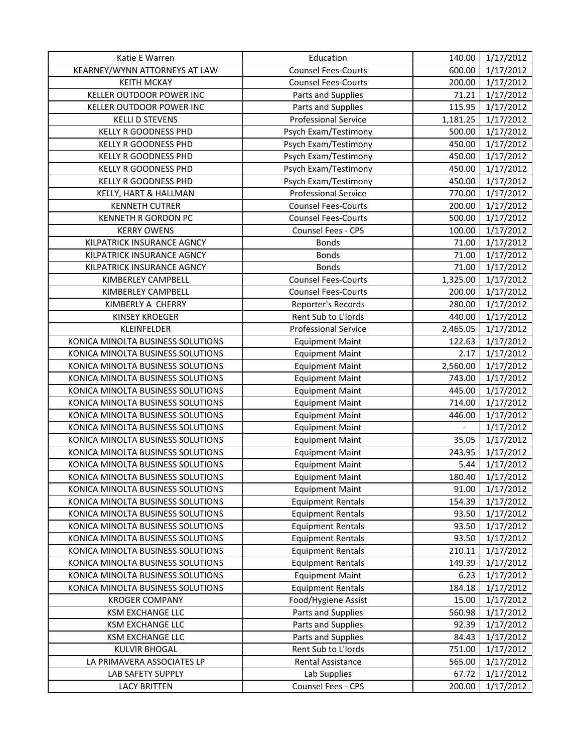| Katie E Warren | Education | 140.00 | 1/17/2012 |
|---|---|---|---|
| KEARNEY/WYNN ATTORNEYS AT LAW | Counsel Fees-Courts | 600.00 | 1/17/2012 |
| KEITH MCKAY | Counsel Fees-Courts | 200.00 | 1/17/2012 |
| KELLER OUTDOOR POWER INC | Parts and Supplies | 71.21 | 1/17/2012 |
| KELLER OUTDOOR POWER INC | Parts and Supplies | 115.95 | 1/17/2012 |
| KELLI D STEVENS | Professional Service | 1,181.25 | 1/17/2012 |
| KELLY R GOODNESS PHD | Psych Exam/Testimony | 500.00 | 1/17/2012 |
| KELLY R GOODNESS PHD | Psych Exam/Testimony | 450.00 | 1/17/2012 |
| KELLY R GOODNESS PHD | Psych Exam/Testimony | 450.00 | 1/17/2012 |
| KELLY R GOODNESS PHD | Psych Exam/Testimony | 450.00 | 1/17/2012 |
| KELLY R GOODNESS PHD | Psych Exam/Testimony | 450.00 | 1/17/2012 |
| KELLY, HART & HALLMAN | Professional Service | 770.00 | 1/17/2012 |
| KENNETH CUTRER | Counsel Fees-Courts | 200.00 | 1/17/2012 |
| KENNETH R GORDON PC | Counsel Fees-Courts | 500.00 | 1/17/2012 |
| KERRY OWENS | Counsel Fees - CPS | 100.00 | 1/17/2012 |
| KILPATRICK INSURANCE AGNCY | Bonds | 71.00 | 1/17/2012 |
| KILPATRICK INSURANCE AGNCY | Bonds | 71.00 | 1/17/2012 |
| KILPATRICK INSURANCE AGNCY | Bonds | 71.00 | 1/17/2012 |
| KIMBERLEY CAMPBELL | Counsel Fees-Courts | 1,325.00 | 1/17/2012 |
| KIMBERLEY CAMPBELL | Counsel Fees-Courts | 200.00 | 1/17/2012 |
| KIMBERLY A CHERRY | Reporter's Records | 280.00 | 1/17/2012 |
| KINSEY KROEGER | Rent Sub to L'lords | 440.00 | 1/17/2012 |
| KLEINFELDER | Professional Service | 2,465.05 | 1/17/2012 |
| KONICA MINOLTA BUSINESS SOLUTIONS | Equipment Maint | 122.63 | 1/17/2012 |
| KONICA MINOLTA BUSINESS SOLUTIONS | Equipment Maint | 2.17 | 1/17/2012 |
| KONICA MINOLTA BUSINESS SOLUTIONS | Equipment Maint | 2,560.00 | 1/17/2012 |
| KONICA MINOLTA BUSINESS SOLUTIONS | Equipment Maint | 743.00 | 1/17/2012 |
| KONICA MINOLTA BUSINESS SOLUTIONS | Equipment Maint | 445.00 | 1/17/2012 |
| KONICA MINOLTA BUSINESS SOLUTIONS | Equipment Maint | 714.00 | 1/17/2012 |
| KONICA MINOLTA BUSINESS SOLUTIONS | Equipment Maint | 446.00 | 1/17/2012 |
| KONICA MINOLTA BUSINESS SOLUTIONS | Equipment Maint | - | 1/17/2012 |
| KONICA MINOLTA BUSINESS SOLUTIONS | Equipment Maint | 35.05 | 1/17/2012 |
| KONICA MINOLTA BUSINESS SOLUTIONS | Equipment Maint | 243.95 | 1/17/2012 |
| KONICA MINOLTA BUSINESS SOLUTIONS | Equipment Maint | 5.44 | 1/17/2012 |
| KONICA MINOLTA BUSINESS SOLUTIONS | Equipment Maint | 180.40 | 1/17/2012 |
| KONICA MINOLTA BUSINESS SOLUTIONS | Equipment Maint | 91.00 | 1/17/2012 |
| KONICA MINOLTA BUSINESS SOLUTIONS | Equipment Rentals | 154.39 | 1/17/2012 |
| KONICA MINOLTA BUSINESS SOLUTIONS | Equipment Rentals | 93.50 | 1/17/2012 |
| KONICA MINOLTA BUSINESS SOLUTIONS | Equipment Rentals | 93.50 | 1/17/2012 |
| KONICA MINOLTA BUSINESS SOLUTIONS | Equipment Rentals | 93.50 | 1/17/2012 |
| KONICA MINOLTA BUSINESS SOLUTIONS | Equipment Rentals | 210.11 | 1/17/2012 |
| KONICA MINOLTA BUSINESS SOLUTIONS | Equipment Rentals | 149.39 | 1/17/2012 |
| KONICA MINOLTA BUSINESS SOLUTIONS | Equipment Maint | 6.23 | 1/17/2012 |
| KONICA MINOLTA BUSINESS SOLUTIONS | Equipment Rentals | 184.18 | 1/17/2012 |
| KROGER COMPANY | Food/Hygiene Assist | 15.00 | 1/17/2012 |
| KSM EXCHANGE LLC | Parts and Supplies | 560.98 | 1/17/2012 |
| KSM EXCHANGE LLC | Parts and Supplies | 92.39 | 1/17/2012 |
| KSM EXCHANGE LLC | Parts and Supplies | 84.43 | 1/17/2012 |
| KULVIR BHOGAL | Rent Sub to L'lords | 751.00 | 1/17/2012 |
| LA PRIMAVERA ASSOCIATES LP | Rental Assistance | 565.00 | 1/17/2012 |
| LAB SAFETY SUPPLY | Lab Supplies | 67.72 | 1/17/2012 |
| LACY BRITTEN | Counsel Fees - CPS | 200.00 | 1/17/2012 |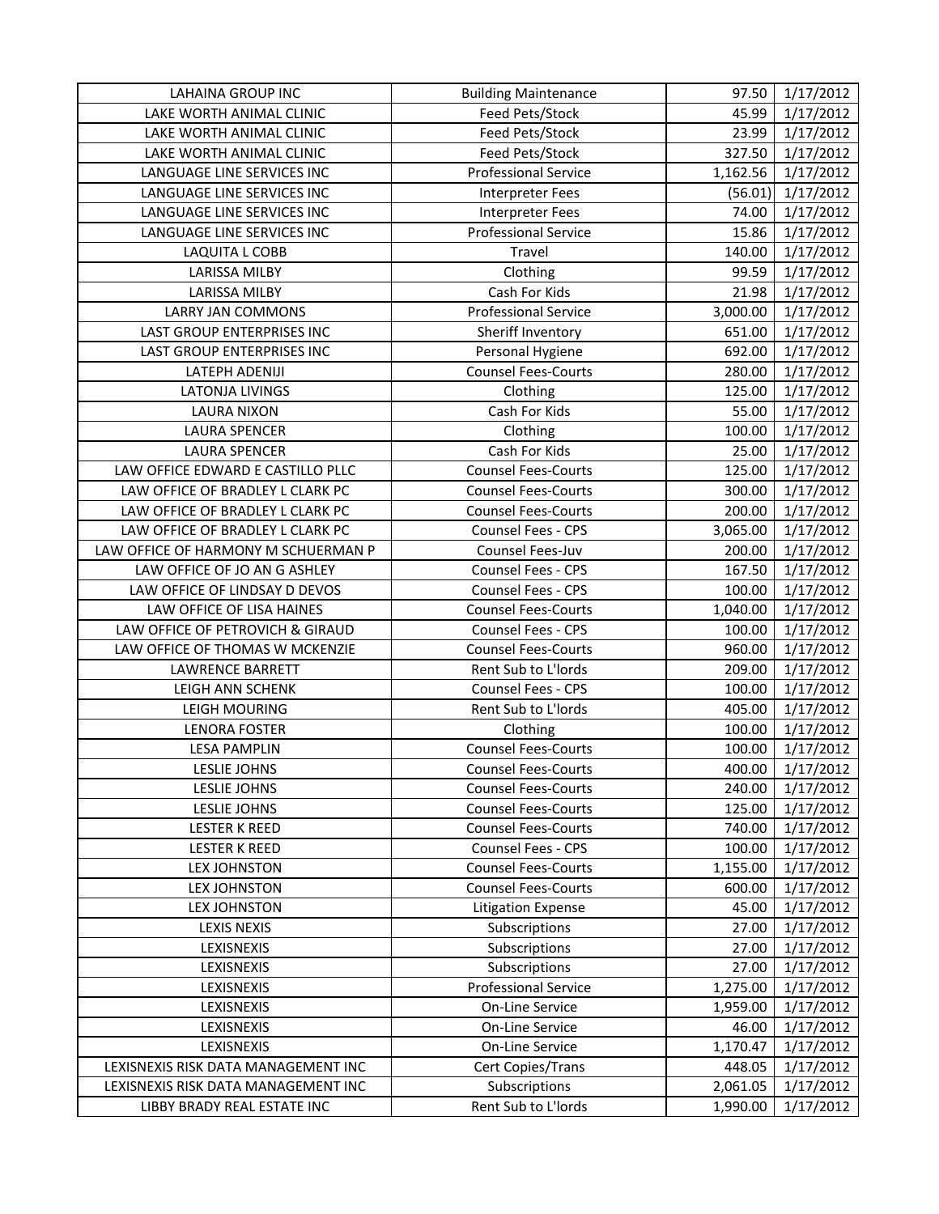| LAHAINA GROUP INC | Building Maintenance | 97.50 | 1/17/2012 |
|---|---|---|---|
| LAKE WORTH ANIMAL CLINIC | Feed Pets/Stock | 45.99 | 1/17/2012 |
| LAKE WORTH ANIMAL CLINIC | Feed Pets/Stock | 23.99 | 1/17/2012 |
| LAKE WORTH ANIMAL CLINIC | Feed Pets/Stock | 327.50 | 1/17/2012 |
| LANGUAGE LINE SERVICES INC | Professional Service | 1,162.56 | 1/17/2012 |
| LANGUAGE LINE SERVICES INC | Interpreter Fees | (56.01) | 1/17/2012 |
| LANGUAGE LINE SERVICES INC | Interpreter Fees | 74.00 | 1/17/2012 |
| LANGUAGE LINE SERVICES INC | Professional Service | 15.86 | 1/17/2012 |
| LAQUITA L COBB | Travel | 140.00 | 1/17/2012 |
| LARISSA MILBY | Clothing | 99.59 | 1/17/2012 |
| LARISSA MILBY | Cash For Kids | 21.98 | 1/17/2012 |
| LARRY JAN COMMONS | Professional Service | 3,000.00 | 1/17/2012 |
| LAST GROUP ENTERPRISES INC | Sheriff Inventory | 651.00 | 1/17/2012 |
| LAST GROUP ENTERPRISES INC | Personal Hygiene | 692.00 | 1/17/2012 |
| LATEPH ADENIJI | Counsel Fees-Courts | 280.00 | 1/17/2012 |
| LATONJA LIVINGS | Clothing | 125.00 | 1/17/2012 |
| LAURA NIXON | Cash For Kids | 55.00 | 1/17/2012 |
| LAURA SPENCER | Clothing | 100.00 | 1/17/2012 |
| LAURA SPENCER | Cash For Kids | 25.00 | 1/17/2012 |
| LAW OFFICE EDWARD E CASTILLO PLLC | Counsel Fees-Courts | 125.00 | 1/17/2012 |
| LAW OFFICE OF BRADLEY L CLARK PC | Counsel Fees-Courts | 300.00 | 1/17/2012 |
| LAW OFFICE OF BRADLEY L CLARK PC | Counsel Fees-Courts | 200.00 | 1/17/2012 |
| LAW OFFICE OF BRADLEY L CLARK PC | Counsel Fees - CPS | 3,065.00 | 1/17/2012 |
| LAW OFFICE OF HARMONY M SCHUERMAN P | Counsel Fees-Juv | 200.00 | 1/17/2012 |
| LAW OFFICE OF JO AN G ASHLEY | Counsel Fees - CPS | 167.50 | 1/17/2012 |
| LAW OFFICE OF LINDSAY D DEVOS | Counsel Fees - CPS | 100.00 | 1/17/2012 |
| LAW OFFICE OF LISA HAINES | Counsel Fees-Courts | 1,040.00 | 1/17/2012 |
| LAW OFFICE OF PETROVICH & GIRAUD | Counsel Fees - CPS | 100.00 | 1/17/2012 |
| LAW OFFICE OF THOMAS W MCKENZIE | Counsel Fees-Courts | 960.00 | 1/17/2012 |
| LAWRENCE BARRETT | Rent Sub to L'lords | 209.00 | 1/17/2012 |
| LEIGH ANN SCHENK | Counsel Fees - CPS | 100.00 | 1/17/2012 |
| LEIGH MOURING | Rent Sub to L'lords | 405.00 | 1/17/2012 |
| LENORA FOSTER | Clothing | 100.00 | 1/17/2012 |
| LESA PAMPLIN | Counsel Fees-Courts | 100.00 | 1/17/2012 |
| LESLIE JOHNS | Counsel Fees-Courts | 400.00 | 1/17/2012 |
| LESLIE JOHNS | Counsel Fees-Courts | 240.00 | 1/17/2012 |
| LESLIE JOHNS | Counsel Fees-Courts | 125.00 | 1/17/2012 |
| LESTER K REED | Counsel Fees-Courts | 740.00 | 1/17/2012 |
| LESTER K REED | Counsel Fees - CPS | 100.00 | 1/17/2012 |
| LEX JOHNSTON | Counsel Fees-Courts | 1,155.00 | 1/17/2012 |
| LEX JOHNSTON | Counsel Fees-Courts | 600.00 | 1/17/2012 |
| LEX JOHNSTON | Litigation Expense | 45.00 | 1/17/2012 |
| LEXIS NEXIS | Subscriptions | 27.00 | 1/17/2012 |
| LEXISNEXIS | Subscriptions | 27.00 | 1/17/2012 |
| LEXISNEXIS | Subscriptions | 27.00 | 1/17/2012 |
| LEXISNEXIS | Professional Service | 1,275.00 | 1/17/2012 |
| LEXISNEXIS | On-Line Service | 1,959.00 | 1/17/2012 |
| LEXISNEXIS | On-Line Service | 46.00 | 1/17/2012 |
| LEXISNEXIS | On-Line Service | 1,170.47 | 1/17/2012 |
| LEXISNEXIS RISK DATA MANAGEMENT INC | Cert Copies/Trans | 448.05 | 1/17/2012 |
| LEXISNEXIS RISK DATA MANAGEMENT INC | Subscriptions | 2,061.05 | 1/17/2012 |
| LIBBY BRADY REAL ESTATE INC | Rent Sub to L'lords | 1,990.00 | 1/17/2012 |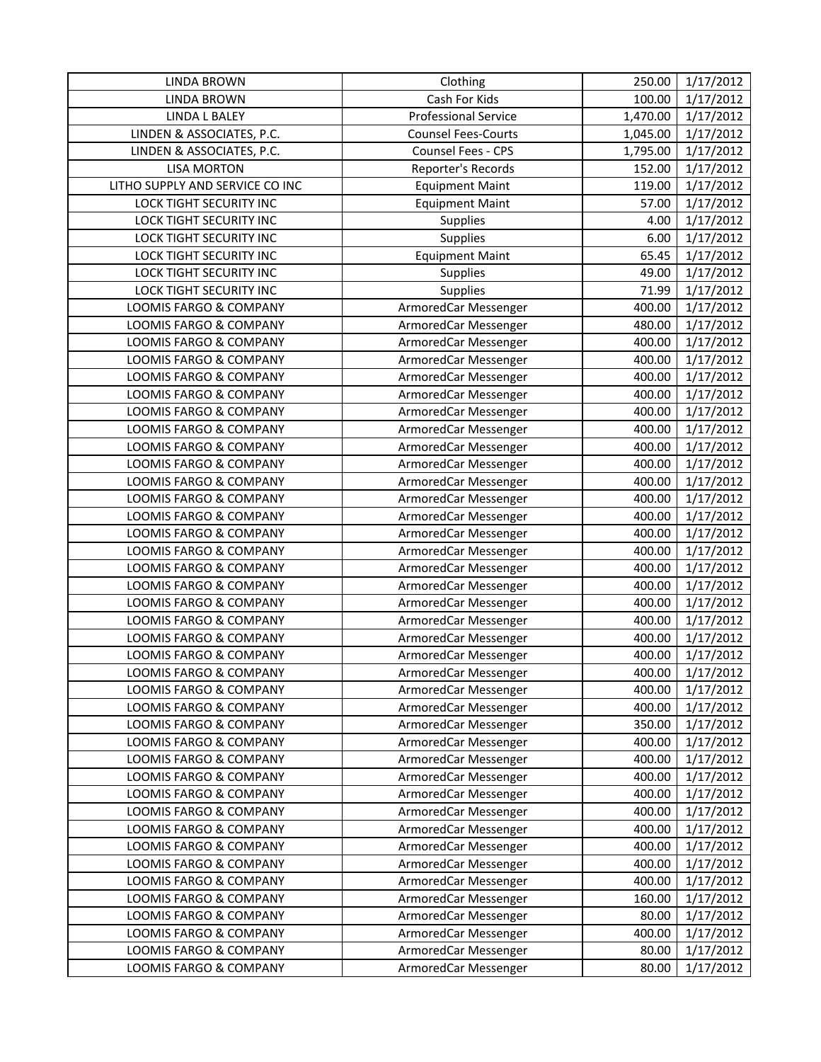| LINDA BROWN | Clothing | 250.00 | 1/17/2012 |
|---|---|---|---|
| LINDA BROWN | Cash For Kids | 100.00 | 1/17/2012 |
| LINDA L BALEY | Professional Service | 1,470.00 | 1/17/2012 |
| LINDEN & ASSOCIATES, P.C. | Counsel Fees-Courts | 1,045.00 | 1/17/2012 |
| LINDEN & ASSOCIATES, P.C. | Counsel Fees - CPS | 1,795.00 | 1/17/2012 |
| LISA MORTON | Reporter's Records | 152.00 | 1/17/2012 |
| LITHO SUPPLY AND SERVICE CO INC | Equipment Maint | 119.00 | 1/17/2012 |
| LOCK TIGHT SECURITY INC | Equipment Maint | 57.00 | 1/17/2012 |
| LOCK TIGHT SECURITY INC | Supplies | 4.00 | 1/17/2012 |
| LOCK TIGHT SECURITY INC | Supplies | 6.00 | 1/17/2012 |
| LOCK TIGHT SECURITY INC | Equipment Maint | 65.45 | 1/17/2012 |
| LOCK TIGHT SECURITY INC | Supplies | 49.00 | 1/17/2012 |
| LOCK TIGHT SECURITY INC | Supplies | 71.99 | 1/17/2012 |
| LOOMIS FARGO & COMPANY | ArmoredCar Messenger | 400.00 | 1/17/2012 |
| LOOMIS FARGO & COMPANY | ArmoredCar Messenger | 480.00 | 1/17/2012 |
| LOOMIS FARGO & COMPANY | ArmoredCar Messenger | 400.00 | 1/17/2012 |
| LOOMIS FARGO & COMPANY | ArmoredCar Messenger | 400.00 | 1/17/2012 |
| LOOMIS FARGO & COMPANY | ArmoredCar Messenger | 400.00 | 1/17/2012 |
| LOOMIS FARGO & COMPANY | ArmoredCar Messenger | 400.00 | 1/17/2012 |
| LOOMIS FARGO & COMPANY | ArmoredCar Messenger | 400.00 | 1/17/2012 |
| LOOMIS FARGO & COMPANY | ArmoredCar Messenger | 400.00 | 1/17/2012 |
| LOOMIS FARGO & COMPANY | ArmoredCar Messenger | 400.00 | 1/17/2012 |
| LOOMIS FARGO & COMPANY | ArmoredCar Messenger | 400.00 | 1/17/2012 |
| LOOMIS FARGO & COMPANY | ArmoredCar Messenger | 400.00 | 1/17/2012 |
| LOOMIS FARGO & COMPANY | ArmoredCar Messenger | 400.00 | 1/17/2012 |
| LOOMIS FARGO & COMPANY | ArmoredCar Messenger | 400.00 | 1/17/2012 |
| LOOMIS FARGO & COMPANY | ArmoredCar Messenger | 400.00 | 1/17/2012 |
| LOOMIS FARGO & COMPANY | ArmoredCar Messenger | 400.00 | 1/17/2012 |
| LOOMIS FARGO & COMPANY | ArmoredCar Messenger | 400.00 | 1/17/2012 |
| LOOMIS FARGO & COMPANY | ArmoredCar Messenger | 400.00 | 1/17/2012 |
| LOOMIS FARGO & COMPANY | ArmoredCar Messenger | 400.00 | 1/17/2012 |
| LOOMIS FARGO & COMPANY | ArmoredCar Messenger | 400.00 | 1/17/2012 |
| LOOMIS FARGO & COMPANY | ArmoredCar Messenger | 400.00 | 1/17/2012 |
| LOOMIS FARGO & COMPANY | ArmoredCar Messenger | 400.00 | 1/17/2012 |
| LOOMIS FARGO & COMPANY | ArmoredCar Messenger | 400.00 | 1/17/2012 |
| LOOMIS FARGO & COMPANY | ArmoredCar Messenger | 400.00 | 1/17/2012 |
| LOOMIS FARGO & COMPANY | ArmoredCar Messenger | 400.00 | 1/17/2012 |
| LOOMIS FARGO & COMPANY | ArmoredCar Messenger | 350.00 | 1/17/2012 |
| LOOMIS FARGO & COMPANY | ArmoredCar Messenger | 400.00 | 1/17/2012 |
| LOOMIS FARGO & COMPANY | ArmoredCar Messenger | 400.00 | 1/17/2012 |
| LOOMIS FARGO & COMPANY | ArmoredCar Messenger | 400.00 | 1/17/2012 |
| LOOMIS FARGO & COMPANY | ArmoredCar Messenger | 400.00 | 1/17/2012 |
| LOOMIS FARGO & COMPANY | ArmoredCar Messenger | 400.00 | 1/17/2012 |
| LOOMIS FARGO & COMPANY | ArmoredCar Messenger | 400.00 | 1/17/2012 |
| LOOMIS FARGO & COMPANY | ArmoredCar Messenger | 400.00 | 1/17/2012 |
| LOOMIS FARGO & COMPANY | ArmoredCar Messenger | 400.00 | 1/17/2012 |
| LOOMIS FARGO & COMPANY | ArmoredCar Messenger | 400.00 | 1/17/2012 |
| LOOMIS FARGO & COMPANY | ArmoredCar Messenger | 160.00 | 1/17/2012 |
| LOOMIS FARGO & COMPANY | ArmoredCar Messenger | 80.00 | 1/17/2012 |
| LOOMIS FARGO & COMPANY | ArmoredCar Messenger | 400.00 | 1/17/2012 |
| LOOMIS FARGO & COMPANY | ArmoredCar Messenger | 80.00 | 1/17/2012 |
| LOOMIS FARGO & COMPANY | ArmoredCar Messenger | 80.00 | 1/17/2012 |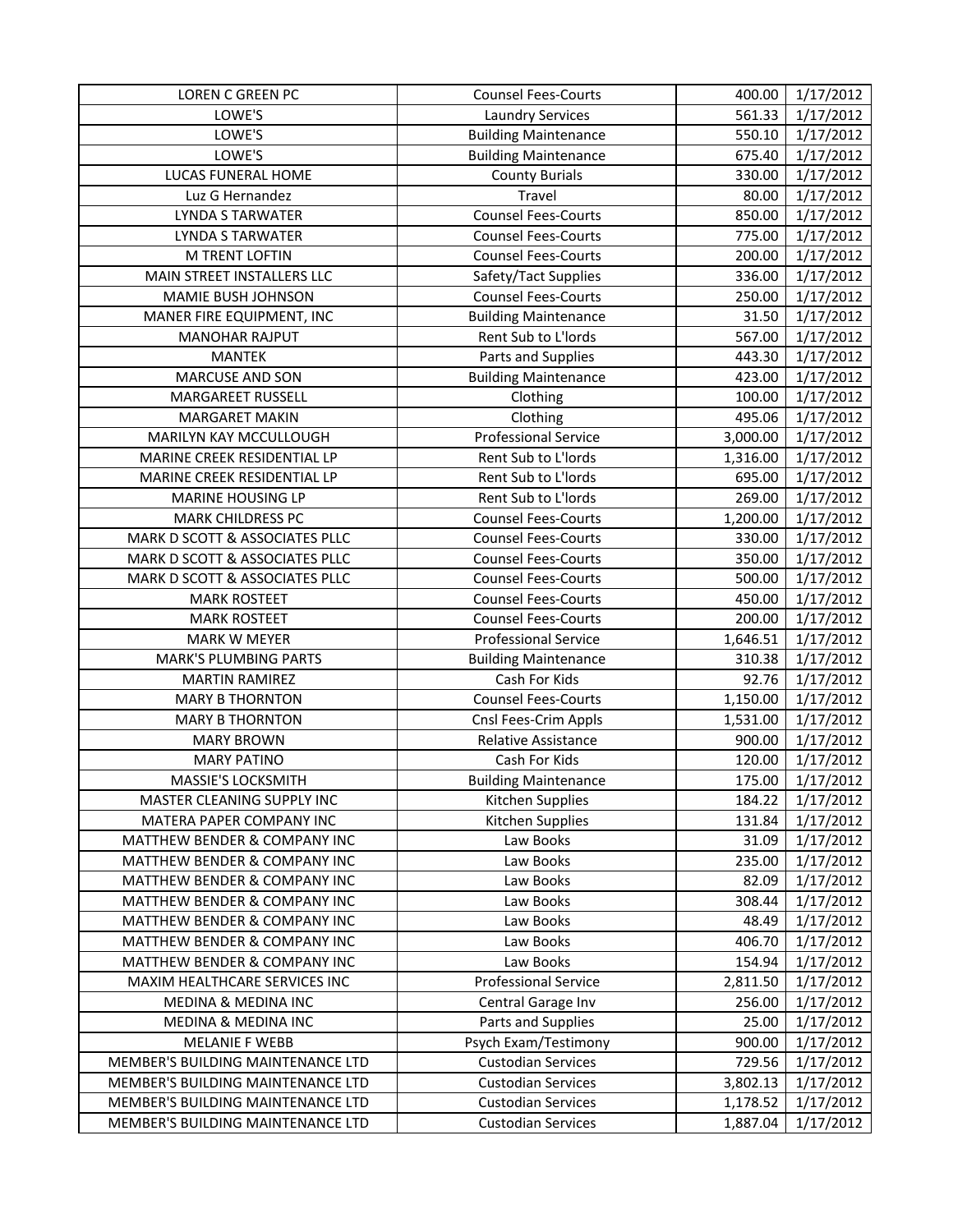| LOREN C GREEN PC | Counsel Fees-Courts | 400.00 | 1/17/2012 |
|---|---|---|---|
| LOWE'S | Laundry Services | 561.33 | 1/17/2012 |
| LOWE'S | Building Maintenance | 550.10 | 1/17/2012 |
| LOWE'S | Building Maintenance | 675.40 | 1/17/2012 |
| LUCAS FUNERAL HOME | County Burials | 330.00 | 1/17/2012 |
| Luz G Hernandez | Travel | 80.00 | 1/17/2012 |
| LYNDA S TARWATER | Counsel Fees-Courts | 850.00 | 1/17/2012 |
| LYNDA S TARWATER | Counsel Fees-Courts | 775.00 | 1/17/2012 |
| M TRENT LOFTIN | Counsel Fees-Courts | 200.00 | 1/17/2012 |
| MAIN STREET INSTALLERS LLC | Safety/Tact Supplies | 336.00 | 1/17/2012 |
| MAMIE BUSH JOHNSON | Counsel Fees-Courts | 250.00 | 1/17/2012 |
| MANER FIRE EQUIPMENT, INC | Building Maintenance | 31.50 | 1/17/2012 |
| MANOHAR RAJPUT | Rent Sub to L'lords | 567.00 | 1/17/2012 |
| MANTEK | Parts and Supplies | 443.30 | 1/17/2012 |
| MARCUSE AND SON | Building Maintenance | 423.00 | 1/17/2012 |
| MARGAREET RUSSELL | Clothing | 100.00 | 1/17/2012 |
| MARGARET MAKIN | Clothing | 495.06 | 1/17/2012 |
| MARILYN KAY MCCULLOUGH | Professional Service | 3,000.00 | 1/17/2012 |
| MARINE CREEK RESIDENTIAL LP | Rent Sub to L'lords | 1,316.00 | 1/17/2012 |
| MARINE CREEK RESIDENTIAL LP | Rent Sub to L'lords | 695.00 | 1/17/2012 |
| MARINE HOUSING LP | Rent Sub to L'lords | 269.00 | 1/17/2012 |
| MARK CHILDRESS PC | Counsel Fees-Courts | 1,200.00 | 1/17/2012 |
| MARK D SCOTT & ASSOCIATES PLLC | Counsel Fees-Courts | 330.00 | 1/17/2012 |
| MARK D SCOTT & ASSOCIATES PLLC | Counsel Fees-Courts | 350.00 | 1/17/2012 |
| MARK D SCOTT & ASSOCIATES PLLC | Counsel Fees-Courts | 500.00 | 1/17/2012 |
| MARK ROSTEET | Counsel Fees-Courts | 450.00 | 1/17/2012 |
| MARK ROSTEET | Counsel Fees-Courts | 200.00 | 1/17/2012 |
| MARK W MEYER | Professional Service | 1,646.51 | 1/17/2012 |
| MARK'S PLUMBING PARTS | Building Maintenance | 310.38 | 1/17/2012 |
| MARTIN RAMIREZ | Cash For Kids | 92.76 | 1/17/2012 |
| MARY B THORNTON | Counsel Fees-Courts | 1,150.00 | 1/17/2012 |
| MARY B THORNTON | Cnsl Fees-Crim Appls | 1,531.00 | 1/17/2012 |
| MARY BROWN | Relative Assistance | 900.00 | 1/17/2012 |
| MARY PATINO | Cash For Kids | 120.00 | 1/17/2012 |
| MASSIE'S LOCKSMITH | Building Maintenance | 175.00 | 1/17/2012 |
| MASTER CLEANING SUPPLY INC | Kitchen Supplies | 184.22 | 1/17/2012 |
| MATERA PAPER COMPANY INC | Kitchen Supplies | 131.84 | 1/17/2012 |
| MATTHEW BENDER & COMPANY INC | Law Books | 31.09 | 1/17/2012 |
| MATTHEW BENDER & COMPANY INC | Law Books | 235.00 | 1/17/2012 |
| MATTHEW BENDER & COMPANY INC | Law Books | 82.09 | 1/17/2012 |
| MATTHEW BENDER & COMPANY INC | Law Books | 308.44 | 1/17/2012 |
| MATTHEW BENDER & COMPANY INC | Law Books | 48.49 | 1/17/2012 |
| MATTHEW BENDER & COMPANY INC | Law Books | 406.70 | 1/17/2012 |
| MATTHEW BENDER & COMPANY INC | Law Books | 154.94 | 1/17/2012 |
| MAXIM HEALTHCARE SERVICES INC | Professional Service | 2,811.50 | 1/17/2012 |
| MEDINA & MEDINA INC | Central Garage Inv | 256.00 | 1/17/2012 |
| MEDINA & MEDINA INC | Parts and Supplies | 25.00 | 1/17/2012 |
| MELANIE F WEBB | Psych Exam/Testimony | 900.00 | 1/17/2012 |
| MEMBER'S BUILDING MAINTENANCE LTD | Custodian Services | 729.56 | 1/17/2012 |
| MEMBER'S BUILDING MAINTENANCE LTD | Custodian Services | 3,802.13 | 1/17/2012 |
| MEMBER'S BUILDING MAINTENANCE LTD | Custodian Services | 1,178.52 | 1/17/2012 |
| MEMBER'S BUILDING MAINTENANCE LTD | Custodian Services | 1,887.04 | 1/17/2012 |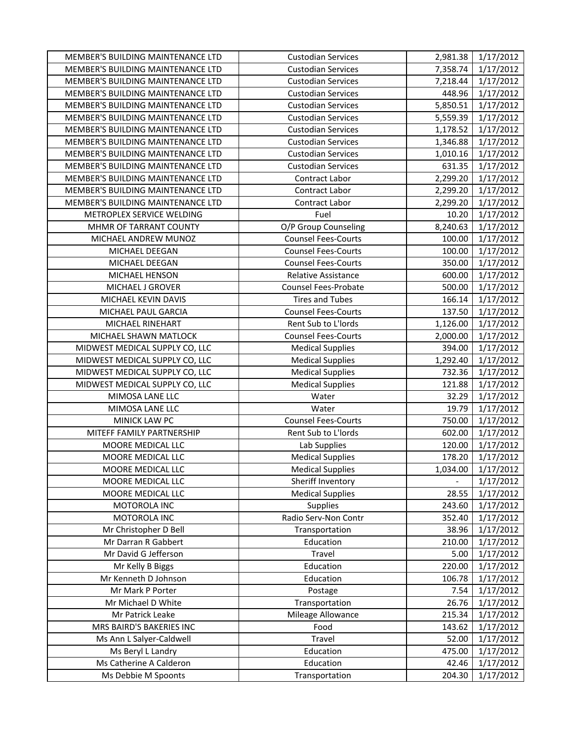| | | | |
|---|---|---|---|
| MEMBER'S BUILDING MAINTENANCE LTD | Custodian Services | 2,981.38 | 1/17/2012 |
| MEMBER'S BUILDING MAINTENANCE LTD | Custodian Services | 7,358.74 | 1/17/2012 |
| MEMBER'S BUILDING MAINTENANCE LTD | Custodian Services | 7,218.44 | 1/17/2012 |
| MEMBER'S BUILDING MAINTENANCE LTD | Custodian Services | 448.96 | 1/17/2012 |
| MEMBER'S BUILDING MAINTENANCE LTD | Custodian Services | 5,850.51 | 1/17/2012 |
| MEMBER'S BUILDING MAINTENANCE LTD | Custodian Services | 5,559.39 | 1/17/2012 |
| MEMBER'S BUILDING MAINTENANCE LTD | Custodian Services | 1,178.52 | 1/17/2012 |
| MEMBER'S BUILDING MAINTENANCE LTD | Custodian Services | 1,346.88 | 1/17/2012 |
| MEMBER'S BUILDING MAINTENANCE LTD | Custodian Services | 1,010.16 | 1/17/2012 |
| MEMBER'S BUILDING MAINTENANCE LTD | Custodian Services | 631.35 | 1/17/2012 |
| MEMBER'S BUILDING MAINTENANCE LTD | Contract Labor | 2,299.20 | 1/17/2012 |
| MEMBER'S BUILDING MAINTENANCE LTD | Contract Labor | 2,299.20 | 1/17/2012 |
| MEMBER'S BUILDING MAINTENANCE LTD | Contract Labor | 2,299.20 | 1/17/2012 |
| METROPLEX SERVICE WELDING | Fuel | 10.20 | 1/17/2012 |
| MHMR OF TARRANT COUNTY | O/P Group Counseling | 8,240.63 | 1/17/2012 |
| MICHAEL ANDREW MUNOZ | Counsel Fees-Courts | 100.00 | 1/17/2012 |
| MICHAEL DEEGAN | Counsel Fees-Courts | 100.00 | 1/17/2012 |
| MICHAEL DEEGAN | Counsel Fees-Courts | 350.00 | 1/17/2012 |
| MICHAEL HENSON | Relative Assistance | 600.00 | 1/17/2012 |
| MICHAEL J GROVER | Counsel Fees-Probate | 500.00 | 1/17/2012 |
| MICHAEL KEVIN DAVIS | Tires and Tubes | 166.14 | 1/17/2012 |
| MICHAEL PAUL GARCIA | Counsel Fees-Courts | 137.50 | 1/17/2012 |
| MICHAEL RINEHART | Rent Sub to L'lords | 1,126.00 | 1/17/2012 |
| MICHAEL SHAWN MATLOCK | Counsel Fees-Courts | 2,000.00 | 1/17/2012 |
| MIDWEST MEDICAL SUPPLY CO, LLC | Medical Supplies | 394.00 | 1/17/2012 |
| MIDWEST MEDICAL SUPPLY CO, LLC | Medical Supplies | 1,292.40 | 1/17/2012 |
| MIDWEST MEDICAL SUPPLY CO, LLC | Medical Supplies | 732.36 | 1/17/2012 |
| MIDWEST MEDICAL SUPPLY CO, LLC | Medical Supplies | 121.88 | 1/17/2012 |
| MIMOSA LANE LLC | Water | 32.29 | 1/17/2012 |
| MIMOSA LANE LLC | Water | 19.79 | 1/17/2012 |
| MINICK LAW PC | Counsel Fees-Courts | 750.00 | 1/17/2012 |
| MITEFF FAMILY PARTNERSHIP | Rent Sub to L'lords | 602.00 | 1/17/2012 |
| MOORE MEDICAL LLC | Lab Supplies | 120.00 | 1/17/2012 |
| MOORE MEDICAL LLC | Medical Supplies | 178.20 | 1/17/2012 |
| MOORE MEDICAL LLC | Medical Supplies | 1,034.00 | 1/17/2012 |
| MOORE MEDICAL LLC | Sheriff Inventory | - | 1/17/2012 |
| MOORE MEDICAL LLC | Medical Supplies | 28.55 | 1/17/2012 |
| MOTOROLA INC | Supplies | 243.60 | 1/17/2012 |
| MOTOROLA INC | Radio Serv-Non Contr | 352.40 | 1/17/2012 |
| Mr Christopher D Bell | Transportation | 38.96 | 1/17/2012 |
| Mr Darran R Gabbert | Education | 210.00 | 1/17/2012 |
| Mr David G Jefferson | Travel | 5.00 | 1/17/2012 |
| Mr Kelly B Biggs | Education | 220.00 | 1/17/2012 |
| Mr Kenneth D Johnson | Education | 106.78 | 1/17/2012 |
| Mr Mark P Porter | Postage | 7.54 | 1/17/2012 |
| Mr Michael D White | Transportation | 26.76 | 1/17/2012 |
| Mr Patrick Leake | Mileage Allowance | 215.34 | 1/17/2012 |
| MRS BAIRD'S BAKERIES INC | Food | 143.62 | 1/17/2012 |
| Ms Ann L Salyer-Caldwell | Travel | 52.00 | 1/17/2012 |
| Ms Beryl L Landry | Education | 475.00 | 1/17/2012 |
| Ms Catherine A Calderon | Education | 42.46 | 1/17/2012 |
| Ms Debbie M Spoonts | Transportation | 204.30 | 1/17/2012 |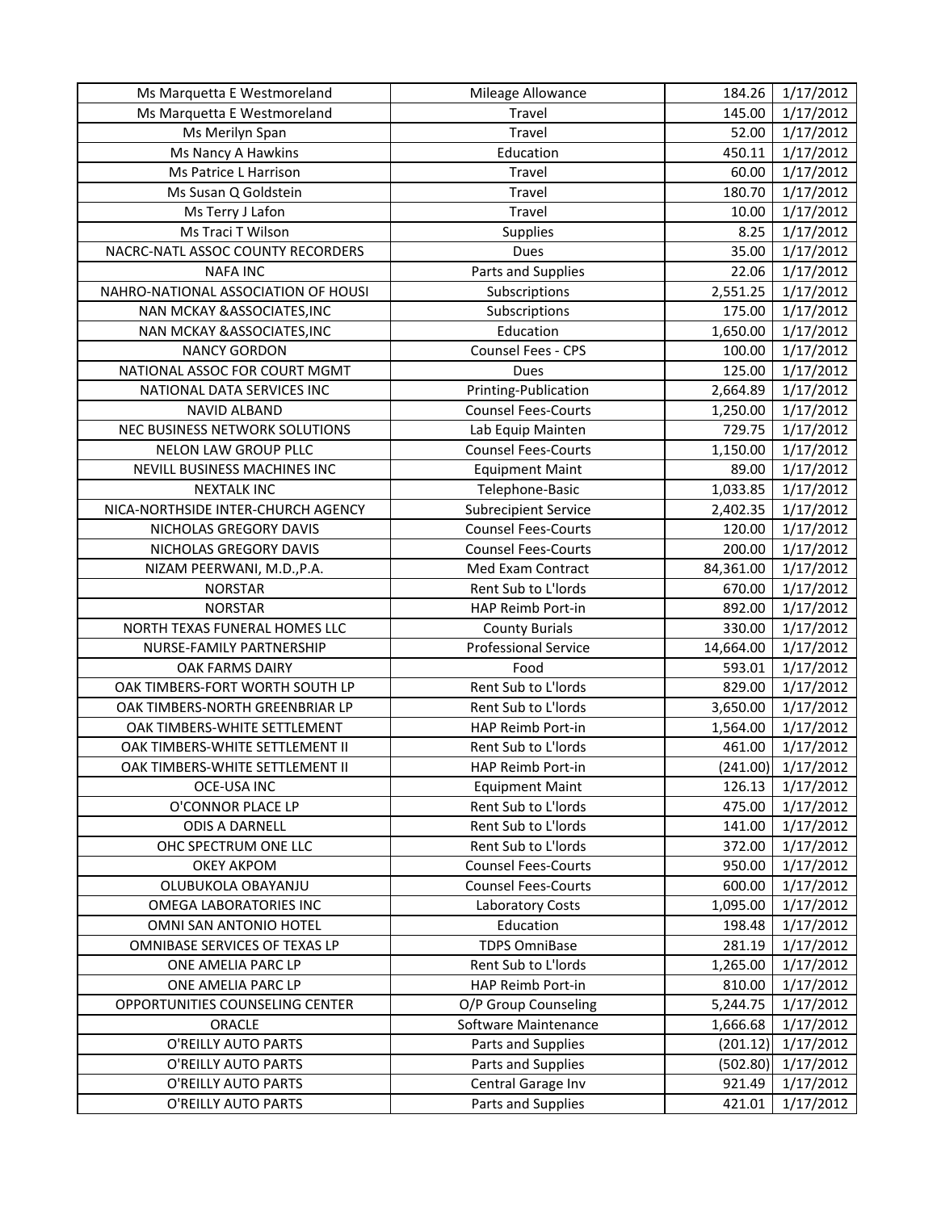| Ms Marquetta E Westmoreland | Mileage Allowance | 184.26 | 1/17/2012 |
|---|---|---|---|
| Ms Marquetta E Westmoreland | Travel | 145.00 | 1/17/2012 |
| Ms Merilyn Span | Travel | 52.00 | 1/17/2012 |
| Ms Nancy A Hawkins | Education | 450.11 | 1/17/2012 |
| Ms Patrice L Harrison | Travel | 60.00 | 1/17/2012 |
| Ms Susan Q Goldstein | Travel | 180.70 | 1/17/2012 |
| Ms Terry J Lafon | Travel | 10.00 | 1/17/2012 |
| Ms Traci T Wilson | Supplies | 8.25 | 1/17/2012 |
| NACRC-NATL ASSOC COUNTY RECORDERS | Dues | 35.00 | 1/17/2012 |
| NAFA INC | Parts and Supplies | 22.06 | 1/17/2012 |
| NAHRO-NATIONAL ASSOCIATION OF HOUSI | Subscriptions | 2,551.25 | 1/17/2012 |
| NAN MCKAY &ASSOCIATES,INC | Subscriptions | 175.00 | 1/17/2012 |
| NAN MCKAY &ASSOCIATES,INC | Education | 1,650.00 | 1/17/2012 |
| NANCY GORDON | Counsel Fees - CPS | 100.00 | 1/17/2012 |
| NATIONAL ASSOC FOR COURT MGMT | Dues | 125.00 | 1/17/2012 |
| NATIONAL DATA SERVICES INC | Printing-Publication | 2,664.89 | 1/17/2012 |
| NAVID ALBAND | Counsel Fees-Courts | 1,250.00 | 1/17/2012 |
| NEC BUSINESS NETWORK SOLUTIONS | Lab Equip Mainten | 729.75 | 1/17/2012 |
| NELON LAW GROUP PLLC | Counsel Fees-Courts | 1,150.00 | 1/17/2012 |
| NEVILL BUSINESS MACHINES INC | Equipment Maint | 89.00 | 1/17/2012 |
| NEXTALK INC | Telephone-Basic | 1,033.85 | 1/17/2012 |
| NICA-NORTHSIDE INTER-CHURCH AGENCY | Subrecipient Service | 2,402.35 | 1/17/2012 |
| NICHOLAS GREGORY DAVIS | Counsel Fees-Courts | 120.00 | 1/17/2012 |
| NICHOLAS GREGORY DAVIS | Counsel Fees-Courts | 200.00 | 1/17/2012 |
| NIZAM PEERWANI, M.D.,P.A. | Med Exam Contract | 84,361.00 | 1/17/2012 |
| NORSTAR | Rent Sub to L'lords | 670.00 | 1/17/2012 |
| NORSTAR | HAP Reimb Port-in | 892.00 | 1/17/2012 |
| NORTH TEXAS FUNERAL HOMES LLC | County Burials | 330.00 | 1/17/2012 |
| NURSE-FAMILY PARTNERSHIP | Professional Service | 14,664.00 | 1/17/2012 |
| OAK FARMS DAIRY | Food | 593.01 | 1/17/2012 |
| OAK TIMBERS-FORT WORTH SOUTH LP | Rent Sub to L'lords | 829.00 | 1/17/2012 |
| OAK TIMBERS-NORTH GREENBRIAR LP | Rent Sub to L'lords | 3,650.00 | 1/17/2012 |
| OAK TIMBERS-WHITE SETTLEMENT | HAP Reimb Port-in | 1,564.00 | 1/17/2012 |
| OAK TIMBERS-WHITE SETTLEMENT II | Rent Sub to L'lords | 461.00 | 1/17/2012 |
| OAK TIMBERS-WHITE SETTLEMENT II | HAP Reimb Port-in | (241.00) | 1/17/2012 |
| OCE-USA INC | Equipment Maint | 126.13 | 1/17/2012 |
| O'CONNOR PLACE LP | Rent Sub to L'lords | 475.00 | 1/17/2012 |
| ODIS A DARNELL | Rent Sub to L'lords | 141.00 | 1/17/2012 |
| OHC SPECTRUM ONE LLC | Rent Sub to L'lords | 372.00 | 1/17/2012 |
| OKEY AKPOM | Counsel Fees-Courts | 950.00 | 1/17/2012 |
| OLUBUKOLA OBAYANJU | Counsel Fees-Courts | 600.00 | 1/17/2012 |
| OMEGA LABORATORIES INC | Laboratory Costs | 1,095.00 | 1/17/2012 |
| OMNI SAN ANTONIO HOTEL | Education | 198.48 | 1/17/2012 |
| OMNIBASE SERVICES OF TEXAS LP | TDPS OmniBase | 281.19 | 1/17/2012 |
| ONE AMELIA PARC LP | Rent Sub to L'lords | 1,265.00 | 1/17/2012 |
| ONE AMELIA PARC LP | HAP Reimb Port-in | 810.00 | 1/17/2012 |
| OPPORTUNITIES COUNSELING CENTER | O/P Group Counseling | 5,244.75 | 1/17/2012 |
| ORACLE | Software Maintenance | 1,666.68 | 1/17/2012 |
| O'REILLY AUTO PARTS | Parts and Supplies | (201.12) | 1/17/2012 |
| O'REILLY AUTO PARTS | Parts and Supplies | (502.80) | 1/17/2012 |
| O'REILLY AUTO PARTS | Central Garage Inv | 921.49 | 1/17/2012 |
| O'REILLY AUTO PARTS | Parts and Supplies | 421.01 | 1/17/2012 |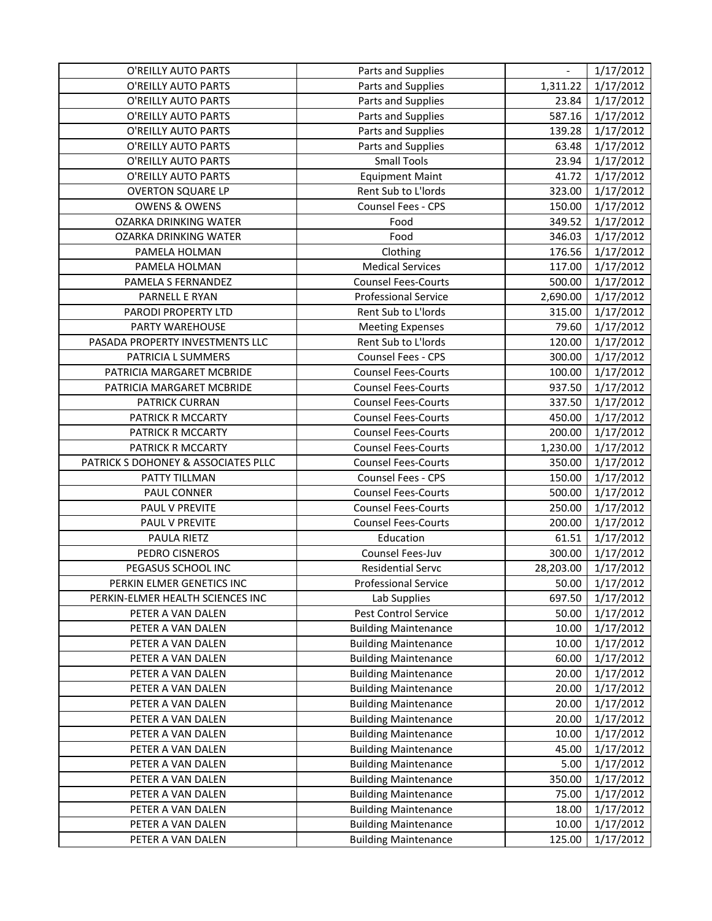| | | | |
|---|---|---|---|
| O'REILLY AUTO PARTS | Parts and Supplies | - | 1/17/2012 |
| O'REILLY AUTO PARTS | Parts and Supplies | 1,311.22 | 1/17/2012 |
| O'REILLY AUTO PARTS | Parts and Supplies | 23.84 | 1/17/2012 |
| O'REILLY AUTO PARTS | Parts and Supplies | 587.16 | 1/17/2012 |
| O'REILLY AUTO PARTS | Parts and Supplies | 139.28 | 1/17/2012 |
| O'REILLY AUTO PARTS | Parts and Supplies | 63.48 | 1/17/2012 |
| O'REILLY AUTO PARTS | Small Tools | 23.94 | 1/17/2012 |
| O'REILLY AUTO PARTS | Equipment Maint | 41.72 | 1/17/2012 |
| OVERTON SQUARE LP | Rent Sub to L'lords | 323.00 | 1/17/2012 |
| OWENS & OWENS | Counsel Fees - CPS | 150.00 | 1/17/2012 |
| OZARKA DRINKING WATER | Food | 349.52 | 1/17/2012 |
| OZARKA DRINKING WATER | Food | 346.03 | 1/17/2012 |
| PAMELA HOLMAN | Clothing | 176.56 | 1/17/2012 |
| PAMELA HOLMAN | Medical Services | 117.00 | 1/17/2012 |
| PAMELA S FERNANDEZ | Counsel Fees-Courts | 500.00 | 1/17/2012 |
| PARNELL E RYAN | Professional Service | 2,690.00 | 1/17/2012 |
| PARODI PROPERTY LTD | Rent Sub to L'lords | 315.00 | 1/17/2012 |
| PARTY WAREHOUSE | Meeting Expenses | 79.60 | 1/17/2012 |
| PASADA PROPERTY INVESTMENTS LLC | Rent Sub to L'lords | 120.00 | 1/17/2012 |
| PATRICIA L SUMMERS | Counsel Fees - CPS | 300.00 | 1/17/2012 |
| PATRICIA MARGARET MCBRIDE | Counsel Fees-Courts | 100.00 | 1/17/2012 |
| PATRICIA MARGARET MCBRIDE | Counsel Fees-Courts | 937.50 | 1/17/2012 |
| PATRICK CURRAN | Counsel Fees-Courts | 337.50 | 1/17/2012 |
| PATRICK R MCCARTY | Counsel Fees-Courts | 450.00 | 1/17/2012 |
| PATRICK R MCCARTY | Counsel Fees-Courts | 200.00 | 1/17/2012 |
| PATRICK R MCCARTY | Counsel Fees-Courts | 1,230.00 | 1/17/2012 |
| PATRICK S DOHONEY & ASSOCIATES PLLC | Counsel Fees-Courts | 350.00 | 1/17/2012 |
| PATTY TILLMAN | Counsel Fees - CPS | 150.00 | 1/17/2012 |
| PAUL CONNER | Counsel Fees-Courts | 500.00 | 1/17/2012 |
| PAUL V PREVITE | Counsel Fees-Courts | 250.00 | 1/17/2012 |
| PAUL V PREVITE | Counsel Fees-Courts | 200.00 | 1/17/2012 |
| PAULA RIETZ | Education | 61.51 | 1/17/2012 |
| PEDRO CISNEROS | Counsel Fees-Juv | 300.00 | 1/17/2012 |
| PEGASUS SCHOOL INC | Residential Servc | 28,203.00 | 1/17/2012 |
| PERKIN ELMER GENETICS INC | Professional Service | 50.00 | 1/17/2012 |
| PERKIN-ELMER HEALTH SCIENCES INC | Lab Supplies | 697.50 | 1/17/2012 |
| PETER A VAN DALEN | Pest Control Service | 50.00 | 1/17/2012 |
| PETER A VAN DALEN | Building Maintenance | 10.00 | 1/17/2012 |
| PETER A VAN DALEN | Building Maintenance | 10.00 | 1/17/2012 |
| PETER A VAN DALEN | Building Maintenance | 60.00 | 1/17/2012 |
| PETER A VAN DALEN | Building Maintenance | 20.00 | 1/17/2012 |
| PETER A VAN DALEN | Building Maintenance | 20.00 | 1/17/2012 |
| PETER A VAN DALEN | Building Maintenance | 20.00 | 1/17/2012 |
| PETER A VAN DALEN | Building Maintenance | 20.00 | 1/17/2012 |
| PETER A VAN DALEN | Building Maintenance | 10.00 | 1/17/2012 |
| PETER A VAN DALEN | Building Maintenance | 45.00 | 1/17/2012 |
| PETER A VAN DALEN | Building Maintenance | 5.00 | 1/17/2012 |
| PETER A VAN DALEN | Building Maintenance | 350.00 | 1/17/2012 |
| PETER A VAN DALEN | Building Maintenance | 75.00 | 1/17/2012 |
| PETER A VAN DALEN | Building Maintenance | 18.00 | 1/17/2012 |
| PETER A VAN DALEN | Building Maintenance | 10.00 | 1/17/2012 |
| PETER A VAN DALEN | Building Maintenance | 125.00 | 1/17/2012 |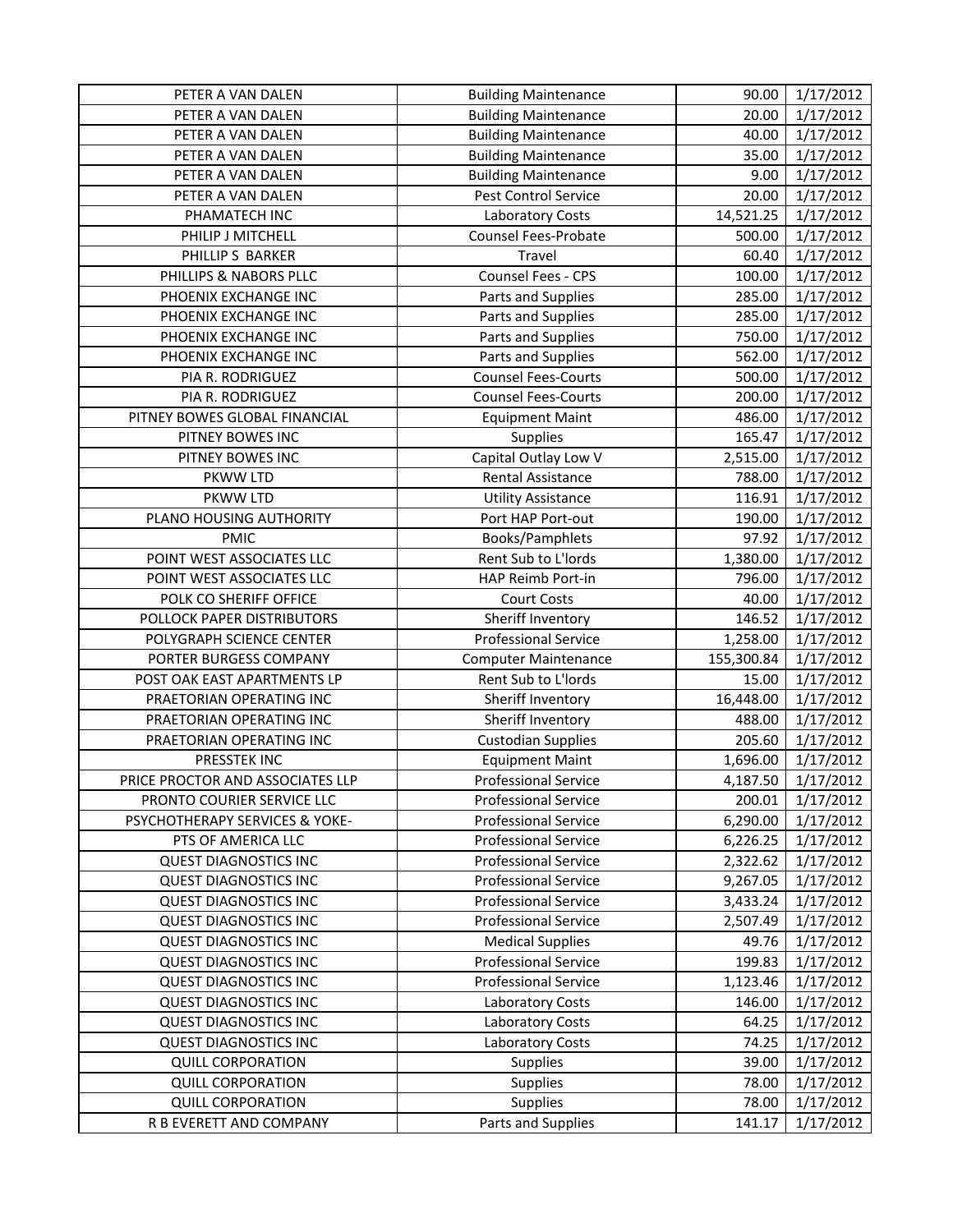| | | | |
|---|---|---|---|
| PETER A VAN DALEN | Building Maintenance | 90.00 | 1/17/2012 |
| PETER A VAN DALEN | Building Maintenance | 20.00 | 1/17/2012 |
| PETER A VAN DALEN | Building Maintenance | 40.00 | 1/17/2012 |
| PETER A VAN DALEN | Building Maintenance | 35.00 | 1/17/2012 |
| PETER A VAN DALEN | Building Maintenance | 9.00 | 1/17/2012 |
| PETER A VAN DALEN | Pest Control Service | 20.00 | 1/17/2012 |
| PHAMATECH INC | Laboratory Costs | 14,521.25 | 1/17/2012 |
| PHILIP J MITCHELL | Counsel Fees-Probate | 500.00 | 1/17/2012 |
| PHILLIP S BARKER | Travel | 60.40 | 1/17/2012 |
| PHILLIPS & NABORS PLLC | Counsel Fees - CPS | 100.00 | 1/17/2012 |
| PHOENIX EXCHANGE INC | Parts and Supplies | 285.00 | 1/17/2012 |
| PHOENIX EXCHANGE INC | Parts and Supplies | 285.00 | 1/17/2012 |
| PHOENIX EXCHANGE INC | Parts and Supplies | 750.00 | 1/17/2012 |
| PHOENIX EXCHANGE INC | Parts and Supplies | 562.00 | 1/17/2012 |
| PIA R. RODRIGUEZ | Counsel Fees-Courts | 500.00 | 1/17/2012 |
| PIA R. RODRIGUEZ | Counsel Fees-Courts | 200.00 | 1/17/2012 |
| PITNEY BOWES GLOBAL FINANCIAL | Equipment Maint | 486.00 | 1/17/2012 |
| PITNEY BOWES INC | Supplies | 165.47 | 1/17/2012 |
| PITNEY BOWES INC | Capital Outlay Low V | 2,515.00 | 1/17/2012 |
| PKWW LTD | Rental Assistance | 788.00 | 1/17/2012 |
| PKWW LTD | Utility Assistance | 116.91 | 1/17/2012 |
| PLANO HOUSING AUTHORITY | Port HAP Port-out | 190.00 | 1/17/2012 |
| PMIC | Books/Pamphlets | 97.92 | 1/17/2012 |
| POINT WEST ASSOCIATES LLC | Rent Sub to L'lords | 1,380.00 | 1/17/2012 |
| POINT WEST ASSOCIATES LLC | HAP Reimb Port-in | 796.00 | 1/17/2012 |
| POLK CO SHERIFF OFFICE | Court Costs | 40.00 | 1/17/2012 |
| POLLOCK PAPER DISTRIBUTORS | Sheriff Inventory | 146.52 | 1/17/2012 |
| POLYGRAPH SCIENCE CENTER | Professional Service | 1,258.00 | 1/17/2012 |
| PORTER BURGESS COMPANY | Computer Maintenance | 155,300.84 | 1/17/2012 |
| POST OAK EAST APARTMENTS LP | Rent Sub to L'lords | 15.00 | 1/17/2012 |
| PRAETORIAN OPERATING INC | Sheriff Inventory | 16,448.00 | 1/17/2012 |
| PRAETORIAN OPERATING INC | Sheriff Inventory | 488.00 | 1/17/2012 |
| PRAETORIAN OPERATING INC | Custodian Supplies | 205.60 | 1/17/2012 |
| PRESSTEK INC | Equipment Maint | 1,696.00 | 1/17/2012 |
| PRICE PROCTOR AND ASSOCIATES LLP | Professional Service | 4,187.50 | 1/17/2012 |
| PRONTO COURIER SERVICE LLC | Professional Service | 200.01 | 1/17/2012 |
| PSYCHOTHERAPY SERVICES & YOKE- | Professional Service | 6,290.00 | 1/17/2012 |
| PTS OF AMERICA LLC | Professional Service | 6,226.25 | 1/17/2012 |
| QUEST DIAGNOSTICS INC | Professional Service | 2,322.62 | 1/17/2012 |
| QUEST DIAGNOSTICS INC | Professional Service | 9,267.05 | 1/17/2012 |
| QUEST DIAGNOSTICS INC | Professional Service | 3,433.24 | 1/17/2012 |
| QUEST DIAGNOSTICS INC | Professional Service | 2,507.49 | 1/17/2012 |
| QUEST DIAGNOSTICS INC | Medical Supplies | 49.76 | 1/17/2012 |
| QUEST DIAGNOSTICS INC | Professional Service | 199.83 | 1/17/2012 |
| QUEST DIAGNOSTICS INC | Professional Service | 1,123.46 | 1/17/2012 |
| QUEST DIAGNOSTICS INC | Laboratory Costs | 146.00 | 1/17/2012 |
| QUEST DIAGNOSTICS INC | Laboratory Costs | 64.25 | 1/17/2012 |
| QUEST DIAGNOSTICS INC | Laboratory Costs | 74.25 | 1/17/2012 |
| QUILL CORPORATION | Supplies | 39.00 | 1/17/2012 |
| QUILL CORPORATION | Supplies | 78.00 | 1/17/2012 |
| QUILL CORPORATION | Supplies | 78.00 | 1/17/2012 |
| R B EVERETT AND COMPANY | Parts and Supplies | 141.17 | 1/17/2012 |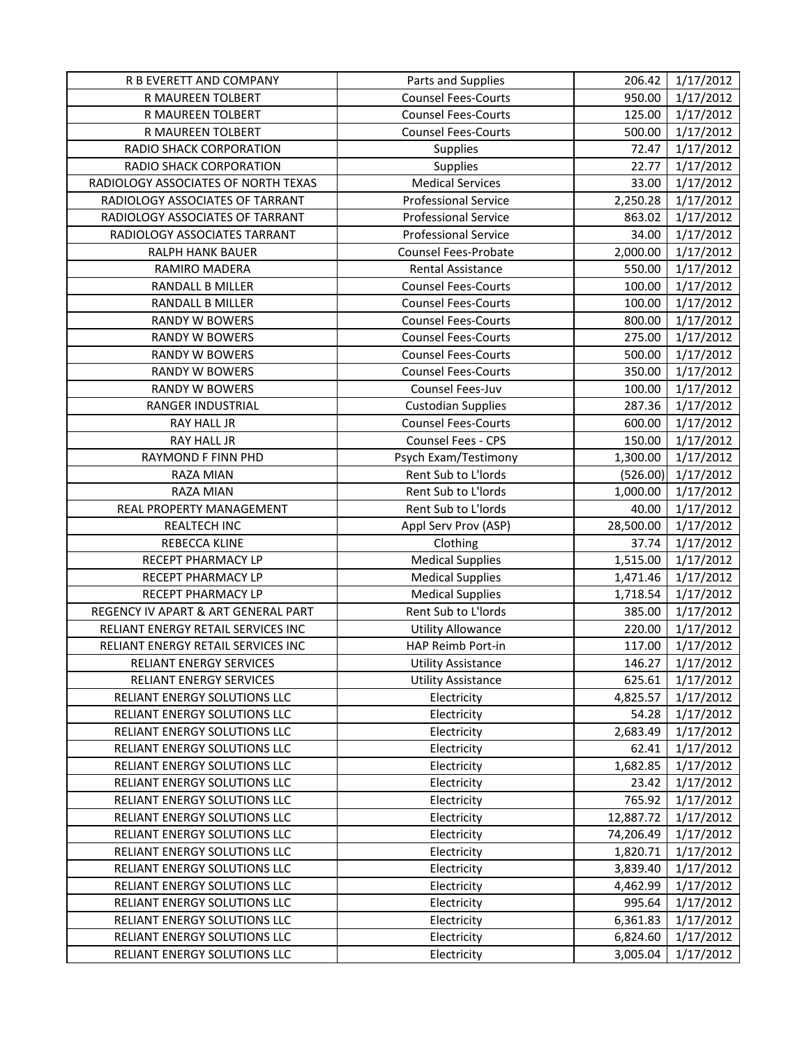| R B EVERETT AND COMPANY | Parts and Supplies | 206.42 | 1/17/2012 |
|---|---|---|---|
| R MAUREEN TOLBERT | Counsel Fees-Courts | 950.00 | 1/17/2012 |
| R MAUREEN TOLBERT | Counsel Fees-Courts | 125.00 | 1/17/2012 |
| R MAUREEN TOLBERT | Counsel Fees-Courts | 500.00 | 1/17/2012 |
| RADIO SHACK CORPORATION | Supplies | 72.47 | 1/17/2012 |
| RADIO SHACK CORPORATION | Supplies | 22.77 | 1/17/2012 |
| RADIOLOGY ASSOCIATES OF NORTH TEXAS | Medical Services | 33.00 | 1/17/2012 |
| RADIOLOGY ASSOCIATES OF TARRANT | Professional Service | 2,250.28 | 1/17/2012 |
| RADIOLOGY ASSOCIATES OF TARRANT | Professional Service | 863.02 | 1/17/2012 |
| RADIOLOGY ASSOCIATES TARRANT | Professional Service | 34.00 | 1/17/2012 |
| RALPH HANK BAUER | Counsel Fees-Probate | 2,000.00 | 1/17/2012 |
| RAMIRO MADERA | Rental Assistance | 550.00 | 1/17/2012 |
| RANDALL B MILLER | Counsel Fees-Courts | 100.00 | 1/17/2012 |
| RANDALL B MILLER | Counsel Fees-Courts | 100.00 | 1/17/2012 |
| RANDY W BOWERS | Counsel Fees-Courts | 800.00 | 1/17/2012 |
| RANDY W BOWERS | Counsel Fees-Courts | 275.00 | 1/17/2012 |
| RANDY W BOWERS | Counsel Fees-Courts | 500.00 | 1/17/2012 |
| RANDY W BOWERS | Counsel Fees-Courts | 350.00 | 1/17/2012 |
| RANDY W BOWERS | Counsel Fees-Juv | 100.00 | 1/17/2012 |
| RANGER INDUSTRIAL | Custodian Supplies | 287.36 | 1/17/2012 |
| RAY HALL JR | Counsel Fees-Courts | 600.00 | 1/17/2012 |
| RAY HALL JR | Counsel Fees - CPS | 150.00 | 1/17/2012 |
| RAYMOND F FINN PHD | Psych Exam/Testimony | 1,300.00 | 1/17/2012 |
| RAZA MIAN | Rent Sub to L'lords | (526.00) | 1/17/2012 |
| RAZA MIAN | Rent Sub to L'lords | 1,000.00 | 1/17/2012 |
| REAL PROPERTY MANAGEMENT | Rent Sub to L'lords | 40.00 | 1/17/2012 |
| REALTECH INC | Appl Serv Prov (ASP) | 28,500.00 | 1/17/2012 |
| REBECCA KLINE | Clothing | 37.74 | 1/17/2012 |
| RECEPT PHARMACY LP | Medical Supplies | 1,515.00 | 1/17/2012 |
| RECEPT PHARMACY LP | Medical Supplies | 1,471.46 | 1/17/2012 |
| RECEPT PHARMACY LP | Medical Supplies | 1,718.54 | 1/17/2012 |
| REGENCY IV APART & ART GENERAL PART | Rent Sub to L'lords | 385.00 | 1/17/2012 |
| RELIANT ENERGY RETAIL SERVICES INC | Utility Allowance | 220.00 | 1/17/2012 |
| RELIANT ENERGY RETAIL SERVICES INC | HAP Reimb Port-in | 117.00 | 1/17/2012 |
| RELIANT ENERGY SERVICES | Utility Assistance | 146.27 | 1/17/2012 |
| RELIANT ENERGY SERVICES | Utility Assistance | 625.61 | 1/17/2012 |
| RELIANT ENERGY SOLUTIONS LLC | Electricity | 4,825.57 | 1/17/2012 |
| RELIANT ENERGY SOLUTIONS LLC | Electricity | 54.28 | 1/17/2012 |
| RELIANT ENERGY SOLUTIONS LLC | Electricity | 2,683.49 | 1/17/2012 |
| RELIANT ENERGY SOLUTIONS LLC | Electricity | 62.41 | 1/17/2012 |
| RELIANT ENERGY SOLUTIONS LLC | Electricity | 1,682.85 | 1/17/2012 |
| RELIANT ENERGY SOLUTIONS LLC | Electricity | 23.42 | 1/17/2012 |
| RELIANT ENERGY SOLUTIONS LLC | Electricity | 765.92 | 1/17/2012 |
| RELIANT ENERGY SOLUTIONS LLC | Electricity | 12,887.72 | 1/17/2012 |
| RELIANT ENERGY SOLUTIONS LLC | Electricity | 74,206.49 | 1/17/2012 |
| RELIANT ENERGY SOLUTIONS LLC | Electricity | 1,820.71 | 1/17/2012 |
| RELIANT ENERGY SOLUTIONS LLC | Electricity | 3,839.40 | 1/17/2012 |
| RELIANT ENERGY SOLUTIONS LLC | Electricity | 4,462.99 | 1/17/2012 |
| RELIANT ENERGY SOLUTIONS LLC | Electricity | 995.64 | 1/17/2012 |
| RELIANT ENERGY SOLUTIONS LLC | Electricity | 6,361.83 | 1/17/2012 |
| RELIANT ENERGY SOLUTIONS LLC | Electricity | 6,824.60 | 1/17/2012 |
| RELIANT ENERGY SOLUTIONS LLC | Electricity | 3,005.04 | 1/17/2012 |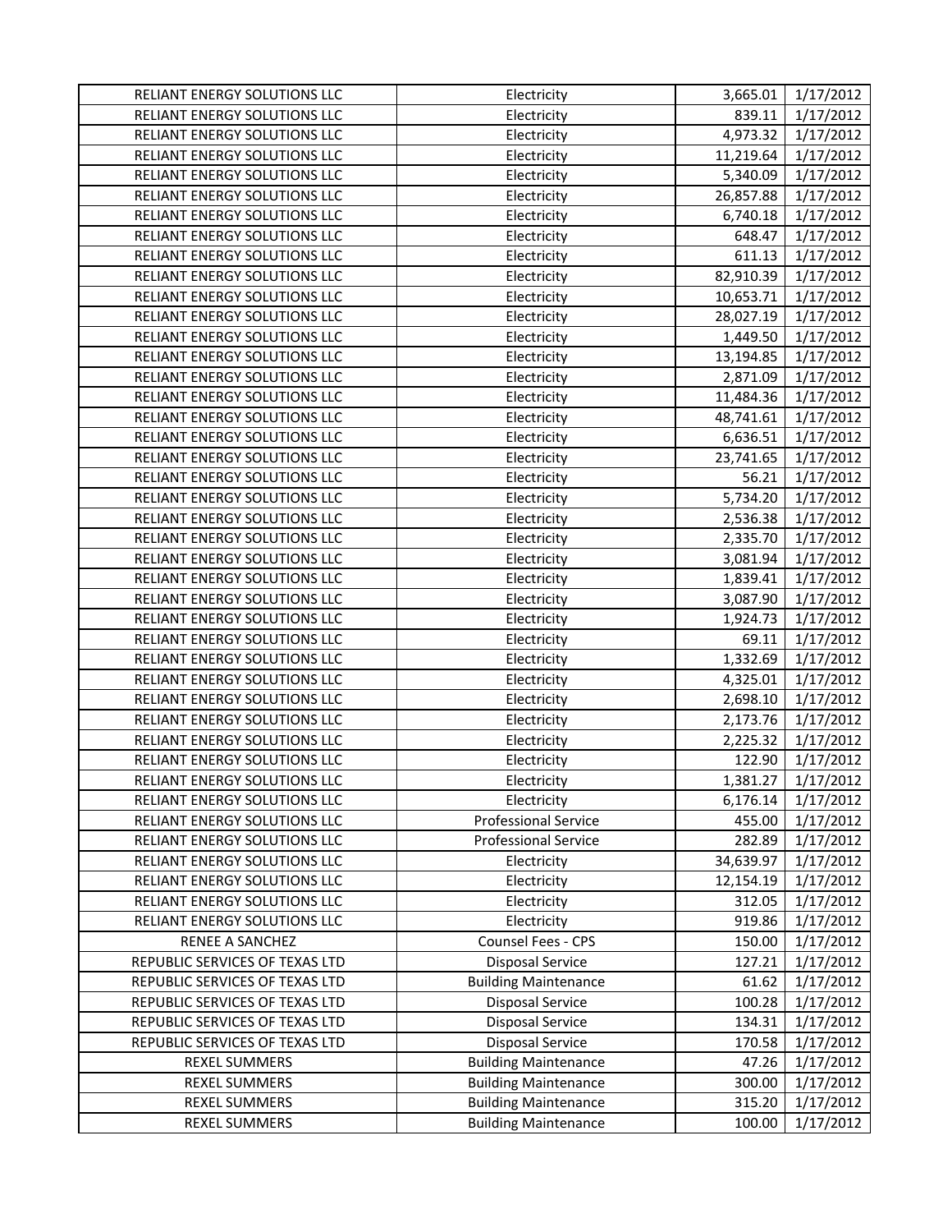| RELIANT ENERGY SOLUTIONS LLC | Electricity | 3,665.01 | 1/17/2012 |
|---|---|---|---|
| RELIANT ENERGY SOLUTIONS LLC | Electricity | 839.11 | 1/17/2012 |
| RELIANT ENERGY SOLUTIONS LLC | Electricity | 4,973.32 | 1/17/2012 |
| RELIANT ENERGY SOLUTIONS LLC | Electricity | 11,219.64 | 1/17/2012 |
| RELIANT ENERGY SOLUTIONS LLC | Electricity | 5,340.09 | 1/17/2012 |
| RELIANT ENERGY SOLUTIONS LLC | Electricity | 26,857.88 | 1/17/2012 |
| RELIANT ENERGY SOLUTIONS LLC | Electricity | 6,740.18 | 1/17/2012 |
| RELIANT ENERGY SOLUTIONS LLC | Electricity | 648.47 | 1/17/2012 |
| RELIANT ENERGY SOLUTIONS LLC | Electricity | 611.13 | 1/17/2012 |
| RELIANT ENERGY SOLUTIONS LLC | Electricity | 82,910.39 | 1/17/2012 |
| RELIANT ENERGY SOLUTIONS LLC | Electricity | 10,653.71 | 1/17/2012 |
| RELIANT ENERGY SOLUTIONS LLC | Electricity | 28,027.19 | 1/17/2012 |
| RELIANT ENERGY SOLUTIONS LLC | Electricity | 1,449.50 | 1/17/2012 |
| RELIANT ENERGY SOLUTIONS LLC | Electricity | 13,194.85 | 1/17/2012 |
| RELIANT ENERGY SOLUTIONS LLC | Electricity | 2,871.09 | 1/17/2012 |
| RELIANT ENERGY SOLUTIONS LLC | Electricity | 11,484.36 | 1/17/2012 |
| RELIANT ENERGY SOLUTIONS LLC | Electricity | 48,741.61 | 1/17/2012 |
| RELIANT ENERGY SOLUTIONS LLC | Electricity | 6,636.51 | 1/17/2012 |
| RELIANT ENERGY SOLUTIONS LLC | Electricity | 23,741.65 | 1/17/2012 |
| RELIANT ENERGY SOLUTIONS LLC | Electricity | 56.21 | 1/17/2012 |
| RELIANT ENERGY SOLUTIONS LLC | Electricity | 5,734.20 | 1/17/2012 |
| RELIANT ENERGY SOLUTIONS LLC | Electricity | 2,536.38 | 1/17/2012 |
| RELIANT ENERGY SOLUTIONS LLC | Electricity | 2,335.70 | 1/17/2012 |
| RELIANT ENERGY SOLUTIONS LLC | Electricity | 3,081.94 | 1/17/2012 |
| RELIANT ENERGY SOLUTIONS LLC | Electricity | 1,839.41 | 1/17/2012 |
| RELIANT ENERGY SOLUTIONS LLC | Electricity | 3,087.90 | 1/17/2012 |
| RELIANT ENERGY SOLUTIONS LLC | Electricity | 1,924.73 | 1/17/2012 |
| RELIANT ENERGY SOLUTIONS LLC | Electricity | 69.11 | 1/17/2012 |
| RELIANT ENERGY SOLUTIONS LLC | Electricity | 1,332.69 | 1/17/2012 |
| RELIANT ENERGY SOLUTIONS LLC | Electricity | 4,325.01 | 1/17/2012 |
| RELIANT ENERGY SOLUTIONS LLC | Electricity | 2,698.10 | 1/17/2012 |
| RELIANT ENERGY SOLUTIONS LLC | Electricity | 2,173.76 | 1/17/2012 |
| RELIANT ENERGY SOLUTIONS LLC | Electricity | 2,225.32 | 1/17/2012 |
| RELIANT ENERGY SOLUTIONS LLC | Electricity | 122.90 | 1/17/2012 |
| RELIANT ENERGY SOLUTIONS LLC | Electricity | 1,381.27 | 1/17/2012 |
| RELIANT ENERGY SOLUTIONS LLC | Electricity | 6,176.14 | 1/17/2012 |
| RELIANT ENERGY SOLUTIONS LLC | Professional Service | 455.00 | 1/17/2012 |
| RELIANT ENERGY SOLUTIONS LLC | Professional Service | 282.89 | 1/17/2012 |
| RELIANT ENERGY SOLUTIONS LLC | Electricity | 34,639.97 | 1/17/2012 |
| RELIANT ENERGY SOLUTIONS LLC | Electricity | 12,154.19 | 1/17/2012 |
| RELIANT ENERGY SOLUTIONS LLC | Electricity | 312.05 | 1/17/2012 |
| RELIANT ENERGY SOLUTIONS LLC | Electricity | 919.86 | 1/17/2012 |
| RENEE A SANCHEZ | Counsel Fees - CPS | 150.00 | 1/17/2012 |
| REPUBLIC SERVICES OF TEXAS LTD | Disposal Service | 127.21 | 1/17/2012 |
| REPUBLIC SERVICES OF TEXAS LTD | Building Maintenance | 61.62 | 1/17/2012 |
| REPUBLIC SERVICES OF TEXAS LTD | Disposal Service | 100.28 | 1/17/2012 |
| REPUBLIC SERVICES OF TEXAS LTD | Disposal Service | 134.31 | 1/17/2012 |
| REPUBLIC SERVICES OF TEXAS LTD | Disposal Service | 170.58 | 1/17/2012 |
| REXEL SUMMERS | Building Maintenance | 47.26 | 1/17/2012 |
| REXEL SUMMERS | Building Maintenance | 300.00 | 1/17/2012 |
| REXEL SUMMERS | Building Maintenance | 315.20 | 1/17/2012 |
| REXEL SUMMERS | Building Maintenance | 100.00 | 1/17/2012 |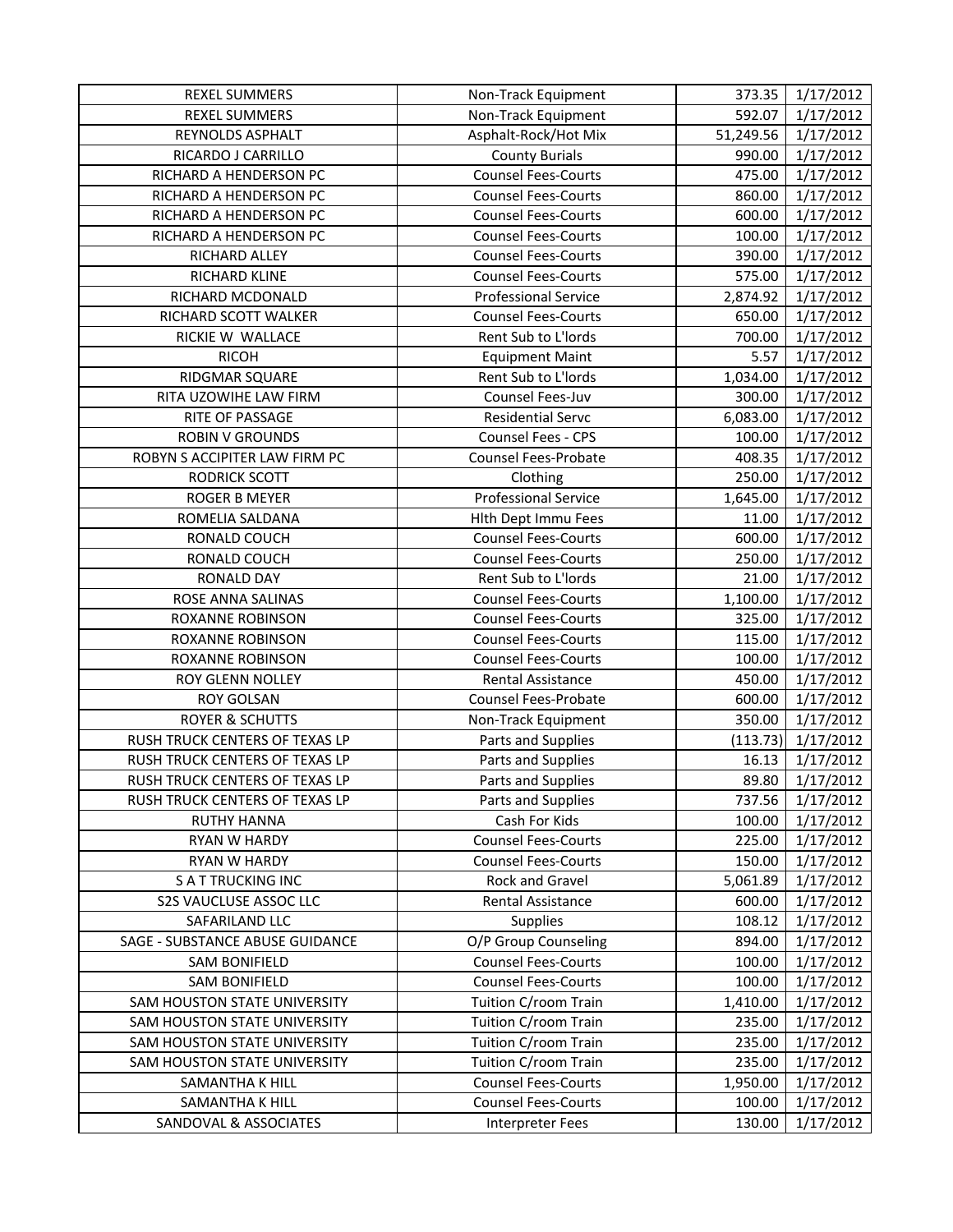| REXEL SUMMERS | Non-Track Equipment | 373.35 | 1/17/2012 |
|---|---|---|---|
| REXEL SUMMERS | Non-Track Equipment | 592.07 | 1/17/2012 |
| REYNOLDS ASPHALT | Asphalt-Rock/Hot Mix | 51,249.56 | 1/17/2012 |
| RICARDO J CARRILLO | County Burials | 990.00 | 1/17/2012 |
| RICHARD A HENDERSON PC | Counsel Fees-Courts | 475.00 | 1/17/2012 |
| RICHARD A HENDERSON PC | Counsel Fees-Courts | 860.00 | 1/17/2012 |
| RICHARD A HENDERSON PC | Counsel Fees-Courts | 600.00 | 1/17/2012 |
| RICHARD A HENDERSON PC | Counsel Fees-Courts | 100.00 | 1/17/2012 |
| RICHARD ALLEY | Counsel Fees-Courts | 390.00 | 1/17/2012 |
| RICHARD KLINE | Counsel Fees-Courts | 575.00 | 1/17/2012 |
| RICHARD MCDONALD | Professional Service | 2,874.92 | 1/17/2012 |
| RICHARD SCOTT WALKER | Counsel Fees-Courts | 650.00 | 1/17/2012 |
| RICKIE W WALLACE | Rent Sub to L'lords | 700.00 | 1/17/2012 |
| RICOH | Equipment Maint | 5.57 | 1/17/2012 |
| RIDGMAR SQUARE | Rent Sub to L'lords | 1,034.00 | 1/17/2012 |
| RITA UZOWIHE LAW FIRM | Counsel Fees-Juv | 300.00 | 1/17/2012 |
| RITE OF PASSAGE | Residential Servc | 6,083.00 | 1/17/2012 |
| ROBIN V GROUNDS | Counsel Fees - CPS | 100.00 | 1/17/2012 |
| ROBYN S ACCIPITER LAW FIRM PC | Counsel Fees-Probate | 408.35 | 1/17/2012 |
| RODRICK SCOTT | Clothing | 250.00 | 1/17/2012 |
| ROGER B MEYER | Professional Service | 1,645.00 | 1/17/2012 |
| ROMELIA SALDANA | Hlth Dept Immu Fees | 11.00 | 1/17/2012 |
| RONALD COUCH | Counsel Fees-Courts | 600.00 | 1/17/2012 |
| RONALD COUCH | Counsel Fees-Courts | 250.00 | 1/17/2012 |
| RONALD DAY | Rent Sub to L'lords | 21.00 | 1/17/2012 |
| ROSE ANNA SALINAS | Counsel Fees-Courts | 1,100.00 | 1/17/2012 |
| ROXANNE ROBINSON | Counsel Fees-Courts | 325.00 | 1/17/2012 |
| ROXANNE ROBINSON | Counsel Fees-Courts | 115.00 | 1/17/2012 |
| ROXANNE ROBINSON | Counsel Fees-Courts | 100.00 | 1/17/2012 |
| ROY GLENN NOLLEY | Rental Assistance | 450.00 | 1/17/2012 |
| ROY GOLSAN | Counsel Fees-Probate | 600.00 | 1/17/2012 |
| ROYER & SCHUTTS | Non-Track Equipment | 350.00 | 1/17/2012 |
| RUSH TRUCK CENTERS OF TEXAS LP | Parts and Supplies | (113.73) | 1/17/2012 |
| RUSH TRUCK CENTERS OF TEXAS LP | Parts and Supplies | 16.13 | 1/17/2012 |
| RUSH TRUCK CENTERS OF TEXAS LP | Parts and Supplies | 89.80 | 1/17/2012 |
| RUSH TRUCK CENTERS OF TEXAS LP | Parts and Supplies | 737.56 | 1/17/2012 |
| RUTHY HANNA | Cash For Kids | 100.00 | 1/17/2012 |
| RYAN W HARDY | Counsel Fees-Courts | 225.00 | 1/17/2012 |
| RYAN W HARDY | Counsel Fees-Courts | 150.00 | 1/17/2012 |
| S A T TRUCKING INC | Rock and Gravel | 5,061.89 | 1/17/2012 |
| S2S VAUCLUSE ASSOC LLC | Rental Assistance | 600.00 | 1/17/2012 |
| SAFARILAND LLC | Supplies | 108.12 | 1/17/2012 |
| SAGE - SUBSTANCE ABUSE GUIDANCE | O/P Group Counseling | 894.00 | 1/17/2012 |
| SAM BONIFIELD | Counsel Fees-Courts | 100.00 | 1/17/2012 |
| SAM BONIFIELD | Counsel Fees-Courts | 100.00 | 1/17/2012 |
| SAM HOUSTON STATE UNIVERSITY | Tuition C/room Train | 1,410.00 | 1/17/2012 |
| SAM HOUSTON STATE UNIVERSITY | Tuition C/room Train | 235.00 | 1/17/2012 |
| SAM HOUSTON STATE UNIVERSITY | Tuition C/room Train | 235.00 | 1/17/2012 |
| SAM HOUSTON STATE UNIVERSITY | Tuition C/room Train | 235.00 | 1/17/2012 |
| SAMANTHA K HILL | Counsel Fees-Courts | 1,950.00 | 1/17/2012 |
| SAMANTHA K HILL | Counsel Fees-Courts | 100.00 | 1/17/2012 |
| SANDOVAL & ASSOCIATES | Interpreter Fees | 130.00 | 1/17/2012 |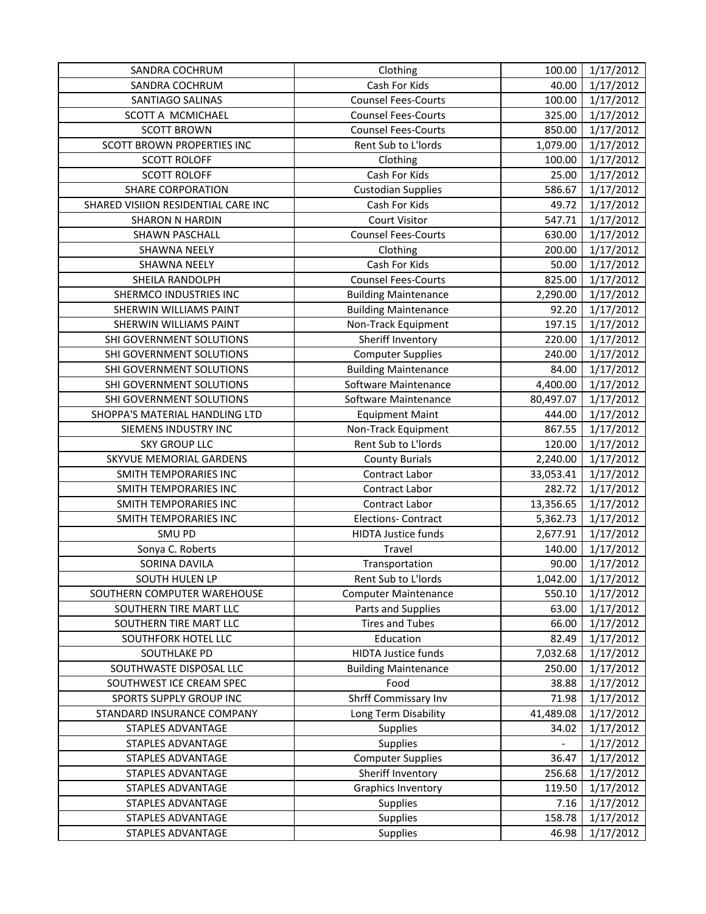| | | | |
|---|---|---|---|
| SANDRA COCHRUM | Clothing | 100.00 | 1/17/2012 |
| SANDRA COCHRUM | Cash For Kids | 40.00 | 1/17/2012 |
| SANTIAGO SALINAS | Counsel Fees-Courts | 100.00 | 1/17/2012 |
| SCOTT A MCMICHAEL | Counsel Fees-Courts | 325.00 | 1/17/2012 |
| SCOTT BROWN | Counsel Fees-Courts | 850.00 | 1/17/2012 |
| SCOTT BROWN PROPERTIES INC | Rent Sub to L'lords | 1,079.00 | 1/17/2012 |
| SCOTT ROLOFF | Clothing | 100.00 | 1/17/2012 |
| SCOTT ROLOFF | Cash For Kids | 25.00 | 1/17/2012 |
| SHARE CORPORATION | Custodian Supplies | 586.67 | 1/17/2012 |
| SHARED VISIION RESIDENTIAL CARE INC | Cash For Kids | 49.72 | 1/17/2012 |
| SHARON N HARDIN | Court Visitor | 547.71 | 1/17/2012 |
| SHAWN PASCHALL | Counsel Fees-Courts | 630.00 | 1/17/2012 |
| SHAWNA NEELY | Clothing | 200.00 | 1/17/2012 |
| SHAWNA NEELY | Cash For Kids | 50.00 | 1/17/2012 |
| SHEILA RANDOLPH | Counsel Fees-Courts | 825.00 | 1/17/2012 |
| SHERMCO INDUSTRIES INC | Building Maintenance | 2,290.00 | 1/17/2012 |
| SHERWIN WILLIAMS PAINT | Building Maintenance | 92.20 | 1/17/2012 |
| SHERWIN WILLIAMS PAINT | Non-Track Equipment | 197.15 | 1/17/2012 |
| SHI GOVERNMENT SOLUTIONS | Sheriff Inventory | 220.00 | 1/17/2012 |
| SHI GOVERNMENT SOLUTIONS | Computer Supplies | 240.00 | 1/17/2012 |
| SHI GOVERNMENT SOLUTIONS | Building Maintenance | 84.00 | 1/17/2012 |
| SHI GOVERNMENT SOLUTIONS | Software Maintenance | 4,400.00 | 1/17/2012 |
| SHI GOVERNMENT SOLUTIONS | Software Maintenance | 80,497.07 | 1/17/2012 |
| SHOPPA'S MATERIAL HANDLING LTD | Equipment Maint | 444.00 | 1/17/2012 |
| SIEMENS INDUSTRY INC | Non-Track Equipment | 867.55 | 1/17/2012 |
| SKY GROUP LLC | Rent Sub to L'lords | 120.00 | 1/17/2012 |
| SKYVUE MEMORIAL GARDENS | County Burials | 2,240.00 | 1/17/2012 |
| SMITH TEMPORARIES INC | Contract Labor | 33,053.41 | 1/17/2012 |
| SMITH TEMPORARIES INC | Contract Labor | 282.72 | 1/17/2012 |
| SMITH TEMPORARIES INC | Contract Labor | 13,356.65 | 1/17/2012 |
| SMITH TEMPORARIES INC | Elections- Contract | 5,362.73 | 1/17/2012 |
| SMU PD | HIDTA Justice funds | 2,677.91 | 1/17/2012 |
| Sonya C. Roberts | Travel | 140.00 | 1/17/2012 |
| SORINA DAVILA | Transportation | 90.00 | 1/17/2012 |
| SOUTH HULEN LP | Rent Sub to L'lords | 1,042.00 | 1/17/2012 |
| SOUTHERN COMPUTER WAREHOUSE | Computer Maintenance | 550.10 | 1/17/2012 |
| SOUTHERN TIRE MART LLC | Parts and Supplies | 63.00 | 1/17/2012 |
| SOUTHERN TIRE MART LLC | Tires and Tubes | 66.00 | 1/17/2012 |
| SOUTHFORK HOTEL LLC | Education | 82.49 | 1/17/2012 |
| SOUTHLAKE PD | HIDTA Justice funds | 7,032.68 | 1/17/2012 |
| SOUTHWASTE DISPOSAL LLC | Building Maintenance | 250.00 | 1/17/2012 |
| SOUTHWEST ICE CREAM SPEC | Food | 38.88 | 1/17/2012 |
| SPORTS SUPPLY GROUP INC | Shrff Commissary Inv | 71.98 | 1/17/2012 |
| STANDARD INSURANCE COMPANY | Long Term Disability | 41,489.08 | 1/17/2012 |
| STAPLES ADVANTAGE | Supplies | 34.02 | 1/17/2012 |
| STAPLES ADVANTAGE | Supplies | - | 1/17/2012 |
| STAPLES ADVANTAGE | Computer Supplies | 36.47 | 1/17/2012 |
| STAPLES ADVANTAGE | Sheriff Inventory | 256.68 | 1/17/2012 |
| STAPLES ADVANTAGE | Graphics Inventory | 119.50 | 1/17/2012 |
| STAPLES ADVANTAGE | Supplies | 7.16 | 1/17/2012 |
| STAPLES ADVANTAGE | Supplies | 158.78 | 1/17/2012 |
| STAPLES ADVANTAGE | Supplies | 46.98 | 1/17/2012 |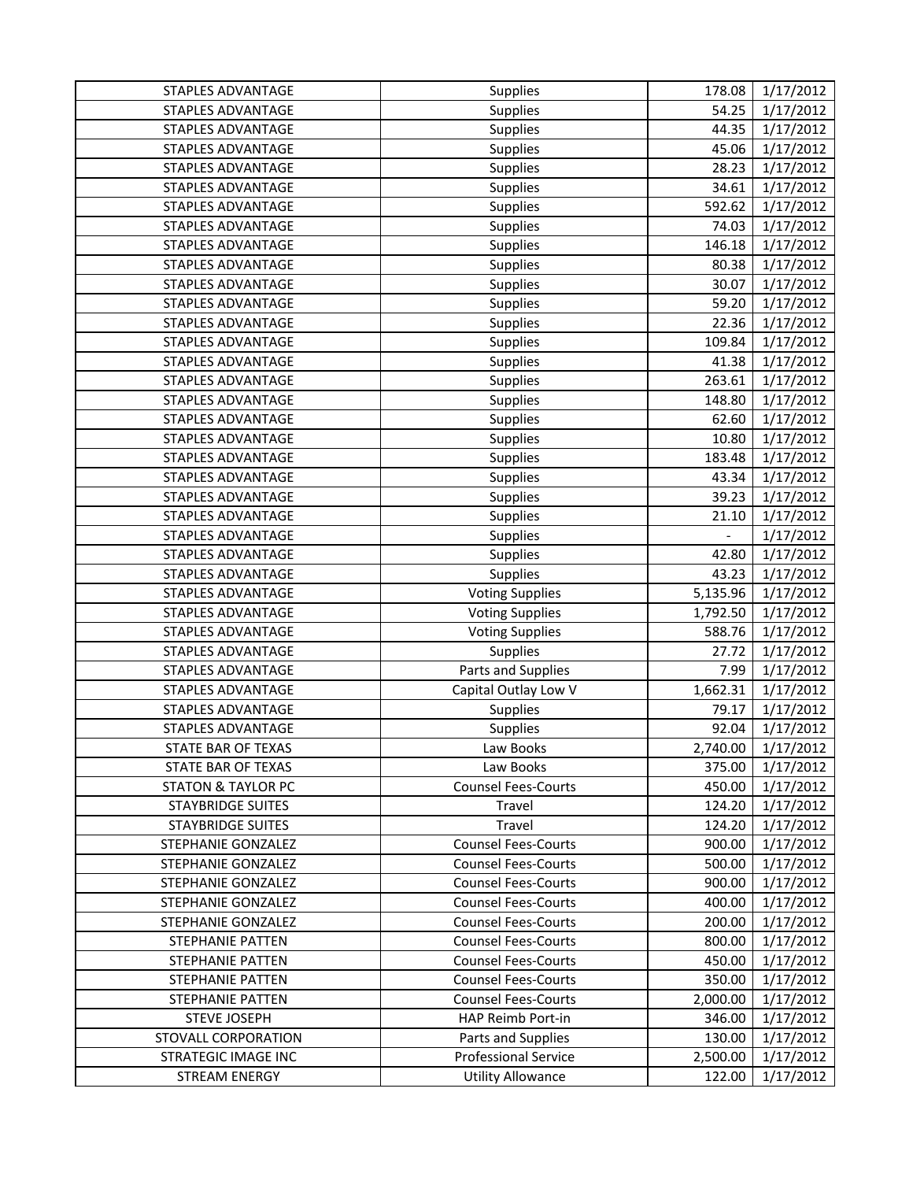| STAPLES ADVANTAGE | Supplies | 178.08 | 1/17/2012 |
|---|---|---|---|
| STAPLES ADVANTAGE | Supplies | 54.25 | 1/17/2012 |
| STAPLES ADVANTAGE | Supplies | 44.35 | 1/17/2012 |
| STAPLES ADVANTAGE | Supplies | 45.06 | 1/17/2012 |
| STAPLES ADVANTAGE | Supplies | 28.23 | 1/17/2012 |
| STAPLES ADVANTAGE | Supplies | 34.61 | 1/17/2012 |
| STAPLES ADVANTAGE | Supplies | 592.62 | 1/17/2012 |
| STAPLES ADVANTAGE | Supplies | 74.03 | 1/17/2012 |
| STAPLES ADVANTAGE | Supplies | 146.18 | 1/17/2012 |
| STAPLES ADVANTAGE | Supplies | 80.38 | 1/17/2012 |
| STAPLES ADVANTAGE | Supplies | 30.07 | 1/17/2012 |
| STAPLES ADVANTAGE | Supplies | 59.20 | 1/17/2012 |
| STAPLES ADVANTAGE | Supplies | 22.36 | 1/17/2012 |
| STAPLES ADVANTAGE | Supplies | 109.84 | 1/17/2012 |
| STAPLES ADVANTAGE | Supplies | 41.38 | 1/17/2012 |
| STAPLES ADVANTAGE | Supplies | 263.61 | 1/17/2012 |
| STAPLES ADVANTAGE | Supplies | 148.80 | 1/17/2012 |
| STAPLES ADVANTAGE | Supplies | 62.60 | 1/17/2012 |
| STAPLES ADVANTAGE | Supplies | 10.80 | 1/17/2012 |
| STAPLES ADVANTAGE | Supplies | 183.48 | 1/17/2012 |
| STAPLES ADVANTAGE | Supplies | 43.34 | 1/17/2012 |
| STAPLES ADVANTAGE | Supplies | 39.23 | 1/17/2012 |
| STAPLES ADVANTAGE | Supplies | 21.10 | 1/17/2012 |
| STAPLES ADVANTAGE | Supplies | - | 1/17/2012 |
| STAPLES ADVANTAGE | Supplies | 42.80 | 1/17/2012 |
| STAPLES ADVANTAGE | Supplies | 43.23 | 1/17/2012 |
| STAPLES ADVANTAGE | Voting Supplies | 5,135.96 | 1/17/2012 |
| STAPLES ADVANTAGE | Voting Supplies | 1,792.50 | 1/17/2012 |
| STAPLES ADVANTAGE | Voting Supplies | 588.76 | 1/17/2012 |
| STAPLES ADVANTAGE | Supplies | 27.72 | 1/17/2012 |
| STAPLES ADVANTAGE | Parts and Supplies | 7.99 | 1/17/2012 |
| STAPLES ADVANTAGE | Capital Outlay Low V | 1,662.31 | 1/17/2012 |
| STAPLES ADVANTAGE | Supplies | 79.17 | 1/17/2012 |
| STAPLES ADVANTAGE | Supplies | 92.04 | 1/17/2012 |
| STATE BAR OF TEXAS | Law Books | 2,740.00 | 1/17/2012 |
| STATE BAR OF TEXAS | Law Books | 375.00 | 1/17/2012 |
| STATON & TAYLOR PC | Counsel Fees-Courts | 450.00 | 1/17/2012 |
| STAYBRIDGE SUITES | Travel | 124.20 | 1/17/2012 |
| STAYBRIDGE SUITES | Travel | 124.20 | 1/17/2012 |
| STEPHANIE GONZALEZ | Counsel Fees-Courts | 900.00 | 1/17/2012 |
| STEPHANIE GONZALEZ | Counsel Fees-Courts | 500.00 | 1/17/2012 |
| STEPHANIE GONZALEZ | Counsel Fees-Courts | 900.00 | 1/17/2012 |
| STEPHANIE GONZALEZ | Counsel Fees-Courts | 400.00 | 1/17/2012 |
| STEPHANIE GONZALEZ | Counsel Fees-Courts | 200.00 | 1/17/2012 |
| STEPHANIE PATTEN | Counsel Fees-Courts | 800.00 | 1/17/2012 |
| STEPHANIE PATTEN | Counsel Fees-Courts | 450.00 | 1/17/2012 |
| STEPHANIE PATTEN | Counsel Fees-Courts | 350.00 | 1/17/2012 |
| STEPHANIE PATTEN | Counsel Fees-Courts | 2,000.00 | 1/17/2012 |
| STEVE JOSEPH | HAP Reimb Port-in | 346.00 | 1/17/2012 |
| STOVALL CORPORATION | Parts and Supplies | 130.00 | 1/17/2012 |
| STRATEGIC IMAGE INC | Professional Service | 2,500.00 | 1/17/2012 |
| STREAM ENERGY | Utility Allowance | 122.00 | 1/17/2012 |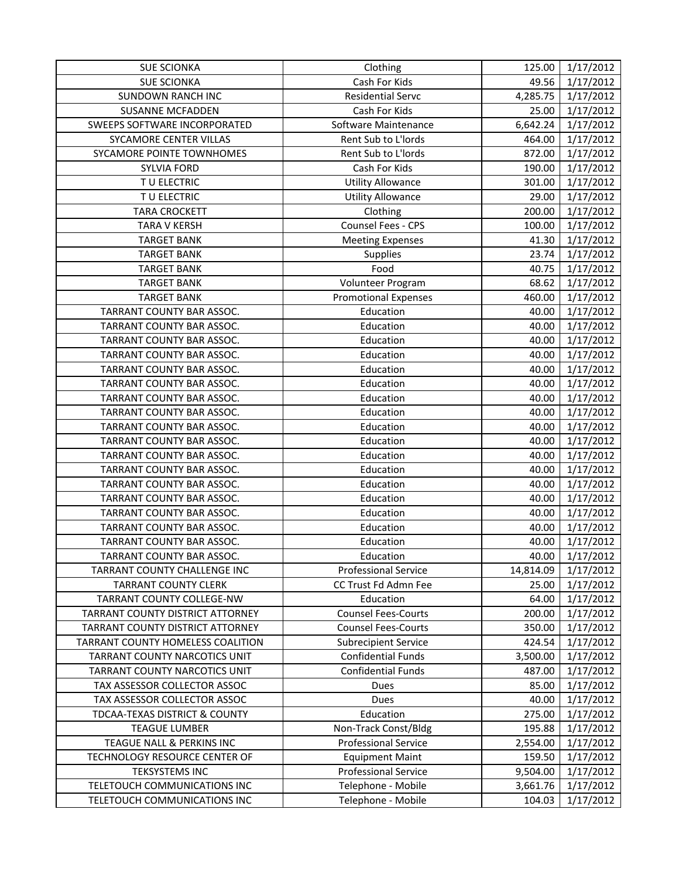| SUE SCIONKA | Clothing | 125.00 | 1/17/2012 |
|---|---|---|---|
| SUE SCIONKA | Cash For Kids | 49.56 | 1/17/2012 |
| SUNDOWN RANCH INC | Residential Servc | 4,285.75 | 1/17/2012 |
| SUSANNE MCFADDEN | Cash For Kids | 25.00 | 1/17/2012 |
| SWEEPS SOFTWARE INCORPORATED | Software Maintenance | 6,642.24 | 1/17/2012 |
| SYCAMORE CENTER VILLAS | Rent Sub to L'lords | 464.00 | 1/17/2012 |
| SYCAMORE POINTE TOWNHOMES | Rent Sub to L'lords | 872.00 | 1/17/2012 |
| SYLVIA FORD | Cash For Kids | 190.00 | 1/17/2012 |
| T U ELECTRIC | Utility Allowance | 301.00 | 1/17/2012 |
| T U ELECTRIC | Utility Allowance | 29.00 | 1/17/2012 |
| TARA CROCKETT | Clothing | 200.00 | 1/17/2012 |
| TARA V KERSH | Counsel Fees - CPS | 100.00 | 1/17/2012 |
| TARGET BANK | Meeting Expenses | 41.30 | 1/17/2012 |
| TARGET BANK | Supplies | 23.74 | 1/17/2012 |
| TARGET BANK | Food | 40.75 | 1/17/2012 |
| TARGET BANK | Volunteer Program | 68.62 | 1/17/2012 |
| TARGET BANK | Promotional Expenses | 460.00 | 1/17/2012 |
| TARRANT COUNTY BAR ASSOC. | Education | 40.00 | 1/17/2012 |
| TARRANT COUNTY BAR ASSOC. | Education | 40.00 | 1/17/2012 |
| TARRANT COUNTY BAR ASSOC. | Education | 40.00 | 1/17/2012 |
| TARRANT COUNTY BAR ASSOC. | Education | 40.00 | 1/17/2012 |
| TARRANT COUNTY BAR ASSOC. | Education | 40.00 | 1/17/2012 |
| TARRANT COUNTY BAR ASSOC. | Education | 40.00 | 1/17/2012 |
| TARRANT COUNTY BAR ASSOC. | Education | 40.00 | 1/17/2012 |
| TARRANT COUNTY BAR ASSOC. | Education | 40.00 | 1/17/2012 |
| TARRANT COUNTY BAR ASSOC. | Education | 40.00 | 1/17/2012 |
| TARRANT COUNTY BAR ASSOC. | Education | 40.00 | 1/17/2012 |
| TARRANT COUNTY BAR ASSOC. | Education | 40.00 | 1/17/2012 |
| TARRANT COUNTY BAR ASSOC. | Education | 40.00 | 1/17/2012 |
| TARRANT COUNTY BAR ASSOC. | Education | 40.00 | 1/17/2012 |
| TARRANT COUNTY BAR ASSOC. | Education | 40.00 | 1/17/2012 |
| TARRANT COUNTY BAR ASSOC. | Education | 40.00 | 1/17/2012 |
| TARRANT COUNTY BAR ASSOC. | Education | 40.00 | 1/17/2012 |
| TARRANT COUNTY BAR ASSOC. | Education | 40.00 | 1/17/2012 |
| TARRANT COUNTY BAR ASSOC. | Education | 40.00 | 1/17/2012 |
| TARRANT COUNTY CHALLENGE INC | Professional Service | 14,814.09 | 1/17/2012 |
| TARRANT COUNTY CLERK | CC Trust Fd Admn Fee | 25.00 | 1/17/2012 |
| TARRANT COUNTY COLLEGE-NW | Education | 64.00 | 1/17/2012 |
| TARRANT COUNTY DISTRICT ATTORNEY | Counsel Fees-Courts | 200.00 | 1/17/2012 |
| TARRANT COUNTY DISTRICT ATTORNEY | Counsel Fees-Courts | 350.00 | 1/17/2012 |
| TARRANT COUNTY HOMELESS COALITION | Subrecipient Service | 424.54 | 1/17/2012 |
| TARRANT COUNTY NARCOTICS UNIT | Confidential Funds | 3,500.00 | 1/17/2012 |
| TARRANT COUNTY NARCOTICS UNIT | Confidential Funds | 487.00 | 1/17/2012 |
| TAX ASSESSOR COLLECTOR ASSOC | Dues | 85.00 | 1/17/2012 |
| TAX ASSESSOR COLLECTOR ASSOC | Dues | 40.00 | 1/17/2012 |
| TDCAA-TEXAS DISTRICT & COUNTY | Education | 275.00 | 1/17/2012 |
| TEAGUE LUMBER | Non-Track Const/Bldg | 195.88 | 1/17/2012 |
| TEAGUE NALL & PERKINS INC | Professional Service | 2,554.00 | 1/17/2012 |
| TECHNOLOGY RESOURCE CENTER OF | Equipment Maint | 159.50 | 1/17/2012 |
| TEKSYSTEMS INC | Professional Service | 9,504.00 | 1/17/2012 |
| TELETOUCH COMMUNICATIONS INC | Telephone - Mobile | 3,661.76 | 1/17/2012 |
| TELETOUCH COMMUNICATIONS INC | Telephone - Mobile | 104.03 | 1/17/2012 |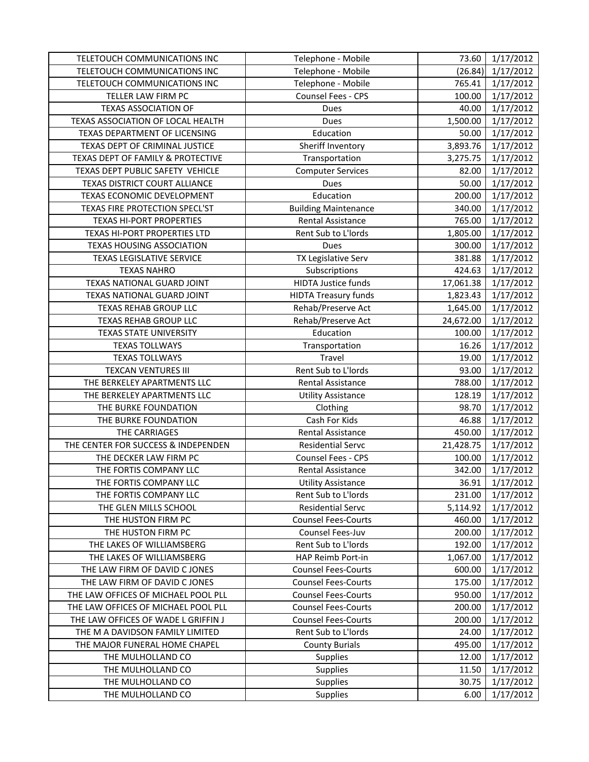| TELETOUCH COMMUNICATIONS INC | Telephone - Mobile | 73.60 | 1/17/2012 |
|---|---|---|---|
| TELETOUCH COMMUNICATIONS INC | Telephone - Mobile | (26.84) | 1/17/2012 |
| TELETOUCH COMMUNICATIONS INC | Telephone - Mobile | 765.41 | 1/17/2012 |
| TELLER LAW FIRM PC | Counsel Fees - CPS | 100.00 | 1/17/2012 |
| TEXAS ASSOCIATION OF | Dues | 40.00 | 1/17/2012 |
| TEXAS ASSOCIATION OF LOCAL HEALTH | Dues | 1,500.00 | 1/17/2012 |
| TEXAS DEPARTMENT OF LICENSING | Education | 50.00 | 1/17/2012 |
| TEXAS DEPT OF CRIMINAL JUSTICE | Sheriff Inventory | 3,893.76 | 1/17/2012 |
| TEXAS DEPT OF FAMILY & PROTECTIVE | Transportation | 3,275.75 | 1/17/2012 |
| TEXAS DEPT PUBLIC SAFETY VEHICLE | Computer Services | 82.00 | 1/17/2012 |
| TEXAS DISTRICT COURT ALLIANCE | Dues | 50.00 | 1/17/2012 |
| TEXAS ECONOMIC DEVELOPMENT | Education | 200.00 | 1/17/2012 |
| TEXAS FIRE PROTECTION SPECL'ST | Building Maintenance | 340.00 | 1/17/2012 |
| TEXAS HI-PORT PROPERTIES | Rental Assistance | 765.00 | 1/17/2012 |
| TEXAS HI-PORT PROPERTIES LTD | Rent Sub to L'lords | 1,805.00 | 1/17/2012 |
| TEXAS HOUSING ASSOCIATION | Dues | 300.00 | 1/17/2012 |
| TEXAS LEGISLATIVE SERVICE | TX Legislative Serv | 381.88 | 1/17/2012 |
| TEXAS NAHRO | Subscriptions | 424.63 | 1/17/2012 |
| TEXAS NATIONAL GUARD JOINT | HIDTA Justice funds | 17,061.38 | 1/17/2012 |
| TEXAS NATIONAL GUARD JOINT | HIDTA Treasury funds | 1,823.43 | 1/17/2012 |
| TEXAS REHAB GROUP LLC | Rehab/Preserve Act | 1,645.00 | 1/17/2012 |
| TEXAS REHAB GROUP LLC | Rehab/Preserve Act | 24,672.00 | 1/17/2012 |
| TEXAS STATE UNIVERSITY | Education | 100.00 | 1/17/2012 |
| TEXAS TOLLWAYS | Transportation | 16.26 | 1/17/2012 |
| TEXAS TOLLWAYS | Travel | 19.00 | 1/17/2012 |
| TEXCAN VENTURES III | Rent Sub to L'lords | 93.00 | 1/17/2012 |
| THE BERKELEY APARTMENTS LLC | Rental Assistance | 788.00 | 1/17/2012 |
| THE BERKELEY APARTMENTS LLC | Utility Assistance | 128.19 | 1/17/2012 |
| THE BURKE FOUNDATION | Clothing | 98.70 | 1/17/2012 |
| THE BURKE FOUNDATION | Cash For Kids | 46.88 | 1/17/2012 |
| THE CARRIAGES | Rental Assistance | 450.00 | 1/17/2012 |
| THE CENTER FOR SUCCESS & INDEPENDEN | Residential Servc | 21,428.75 | 1/17/2012 |
| THE DECKER LAW FIRM PC | Counsel Fees - CPS | 100.00 | 1/17/2012 |
| THE FORTIS COMPANY LLC | Rental Assistance | 342.00 | 1/17/2012 |
| THE FORTIS COMPANY LLC | Utility Assistance | 36.91 | 1/17/2012 |
| THE FORTIS COMPANY LLC | Rent Sub to L'lords | 231.00 | 1/17/2012 |
| THE GLEN MILLS SCHOOL | Residential Servc | 5,114.92 | 1/17/2012 |
| THE HUSTON FIRM PC | Counsel Fees-Courts | 460.00 | 1/17/2012 |
| THE HUSTON FIRM PC | Counsel Fees-Juv | 200.00 | 1/17/2012 |
| THE LAKES OF WILLIAMSBERG | Rent Sub to L'lords | 192.00 | 1/17/2012 |
| THE LAKES OF WILLIAMSBERG | HAP Reimb Port-in | 1,067.00 | 1/17/2012 |
| THE LAW FIRM OF DAVID C JONES | Counsel Fees-Courts | 600.00 | 1/17/2012 |
| THE LAW FIRM OF DAVID C JONES | Counsel Fees-Courts | 175.00 | 1/17/2012 |
| THE LAW OFFICES OF MICHAEL POOL PLL | Counsel Fees-Courts | 950.00 | 1/17/2012 |
| THE LAW OFFICES OF MICHAEL POOL PLL | Counsel Fees-Courts | 200.00 | 1/17/2012 |
| THE LAW OFFICES OF WADE L GRIFFIN J | Counsel Fees-Courts | 200.00 | 1/17/2012 |
| THE M A DAVIDSON FAMILY LIMITED | Rent Sub to L'lords | 24.00 | 1/17/2012 |
| THE MAJOR FUNERAL HOME CHAPEL | County Burials | 495.00 | 1/17/2012 |
| THE MULHOLLAND CO | Supplies | 12.00 | 1/17/2012 |
| THE MULHOLLAND CO | Supplies | 11.50 | 1/17/2012 |
| THE MULHOLLAND CO | Supplies | 30.75 | 1/17/2012 |
| THE MULHOLLAND CO | Supplies | 6.00 | 1/17/2012 |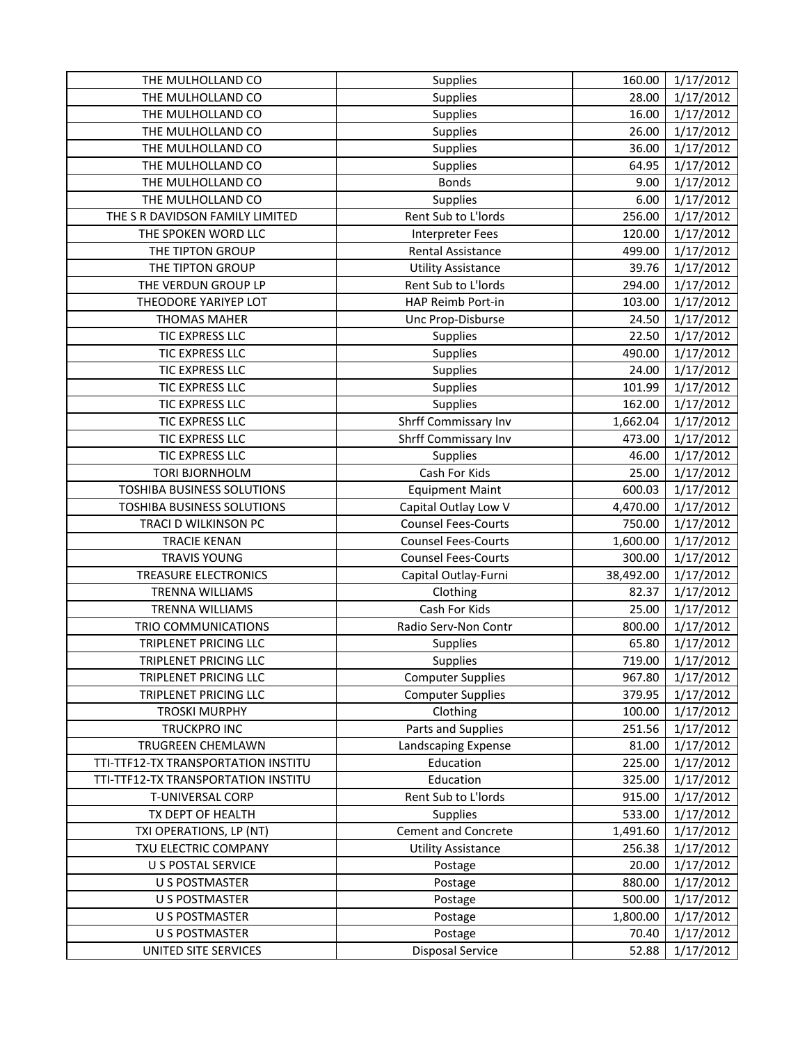| | | | |
|---|---|---|---|
| THE MULHOLLAND CO | Supplies | 160.00 | 1/17/2012 |
| THE MULHOLLAND CO | Supplies | 28.00 | 1/17/2012 |
| THE MULHOLLAND CO | Supplies | 16.00 | 1/17/2012 |
| THE MULHOLLAND CO | Supplies | 26.00 | 1/17/2012 |
| THE MULHOLLAND CO | Supplies | 36.00 | 1/17/2012 |
| THE MULHOLLAND CO | Supplies | 64.95 | 1/17/2012 |
| THE MULHOLLAND CO | Bonds | 9.00 | 1/17/2012 |
| THE MULHOLLAND CO | Supplies | 6.00 | 1/17/2012 |
| THE S R DAVIDSON FAMILY LIMITED | Rent Sub to L'lords | 256.00 | 1/17/2012 |
| THE SPOKEN WORD LLC | Interpreter Fees | 120.00 | 1/17/2012 |
| THE TIPTON GROUP | Rental Assistance | 499.00 | 1/17/2012 |
| THE TIPTON GROUP | Utility Assistance | 39.76 | 1/17/2012 |
| THE VERDUN GROUP LP | Rent Sub to L'lords | 294.00 | 1/17/2012 |
| THEODORE YARIYEP LOT | HAP Reimb Port-in | 103.00 | 1/17/2012 |
| THOMAS MAHER | Unc Prop-Disburse | 24.50 | 1/17/2012 |
| TIC EXPRESS LLC | Supplies | 22.50 | 1/17/2012 |
| TIC EXPRESS LLC | Supplies | 490.00 | 1/17/2012 |
| TIC EXPRESS LLC | Supplies | 24.00 | 1/17/2012 |
| TIC EXPRESS LLC | Supplies | 101.99 | 1/17/2012 |
| TIC EXPRESS LLC | Supplies | 162.00 | 1/17/2012 |
| TIC EXPRESS LLC | Shrff Commissary Inv | 1,662.04 | 1/17/2012 |
| TIC EXPRESS LLC | Shrff Commissary Inv | 473.00 | 1/17/2012 |
| TIC EXPRESS LLC | Supplies | 46.00 | 1/17/2012 |
| TORI BJORNHOLM | Cash For Kids | 25.00 | 1/17/2012 |
| TOSHIBA BUSINESS SOLUTIONS | Equipment Maint | 600.03 | 1/17/2012 |
| TOSHIBA BUSINESS SOLUTIONS | Capital Outlay Low V | 4,470.00 | 1/17/2012 |
| TRACI D WILKINSON PC | Counsel Fees-Courts | 750.00 | 1/17/2012 |
| TRACIE KENAN | Counsel Fees-Courts | 1,600.00 | 1/17/2012 |
| TRAVIS YOUNG | Counsel Fees-Courts | 300.00 | 1/17/2012 |
| TREASURE ELECTRONICS | Capital Outlay-Furni | 38,492.00 | 1/17/2012 |
| TRENNA WILLIAMS | Clothing | 82.37 | 1/17/2012 |
| TRENNA WILLIAMS | Cash For Kids | 25.00 | 1/17/2012 |
| TRIO COMMUNICATIONS | Radio Serv-Non Contr | 800.00 | 1/17/2012 |
| TRIPLENET PRICING LLC | Supplies | 65.80 | 1/17/2012 |
| TRIPLENET PRICING LLC | Supplies | 719.00 | 1/17/2012 |
| TRIPLENET PRICING LLC | Computer Supplies | 967.80 | 1/17/2012 |
| TRIPLENET PRICING LLC | Computer Supplies | 379.95 | 1/17/2012 |
| TROSKI MURPHY | Clothing | 100.00 | 1/17/2012 |
| TRUCKPRO INC | Parts and Supplies | 251.56 | 1/17/2012 |
| TRUGREEN CHEMLAWN | Landscaping Expense | 81.00 | 1/17/2012 |
| TTI-TTF12-TX TRANSPORTATION INSTITU | Education | 225.00 | 1/17/2012 |
| TTI-TTF12-TX TRANSPORTATION INSTITU | Education | 325.00 | 1/17/2012 |
| T-UNIVERSAL CORP | Rent Sub to L'lords | 915.00 | 1/17/2012 |
| TX DEPT OF HEALTH | Supplies | 533.00 | 1/17/2012 |
| TXI OPERATIONS, LP (NT) | Cement and Concrete | 1,491.60 | 1/17/2012 |
| TXU ELECTRIC COMPANY | Utility Assistance | 256.38 | 1/17/2012 |
| U S POSTAL SERVICE | Postage | 20.00 | 1/17/2012 |
| U S POSTMASTER | Postage | 880.00 | 1/17/2012 |
| U S POSTMASTER | Postage | 500.00 | 1/17/2012 |
| U S POSTMASTER | Postage | 1,800.00 | 1/17/2012 |
| U S POSTMASTER | Postage | 70.40 | 1/17/2012 |
| UNITED SITE SERVICES | Disposal Service | 52.88 | 1/17/2012 |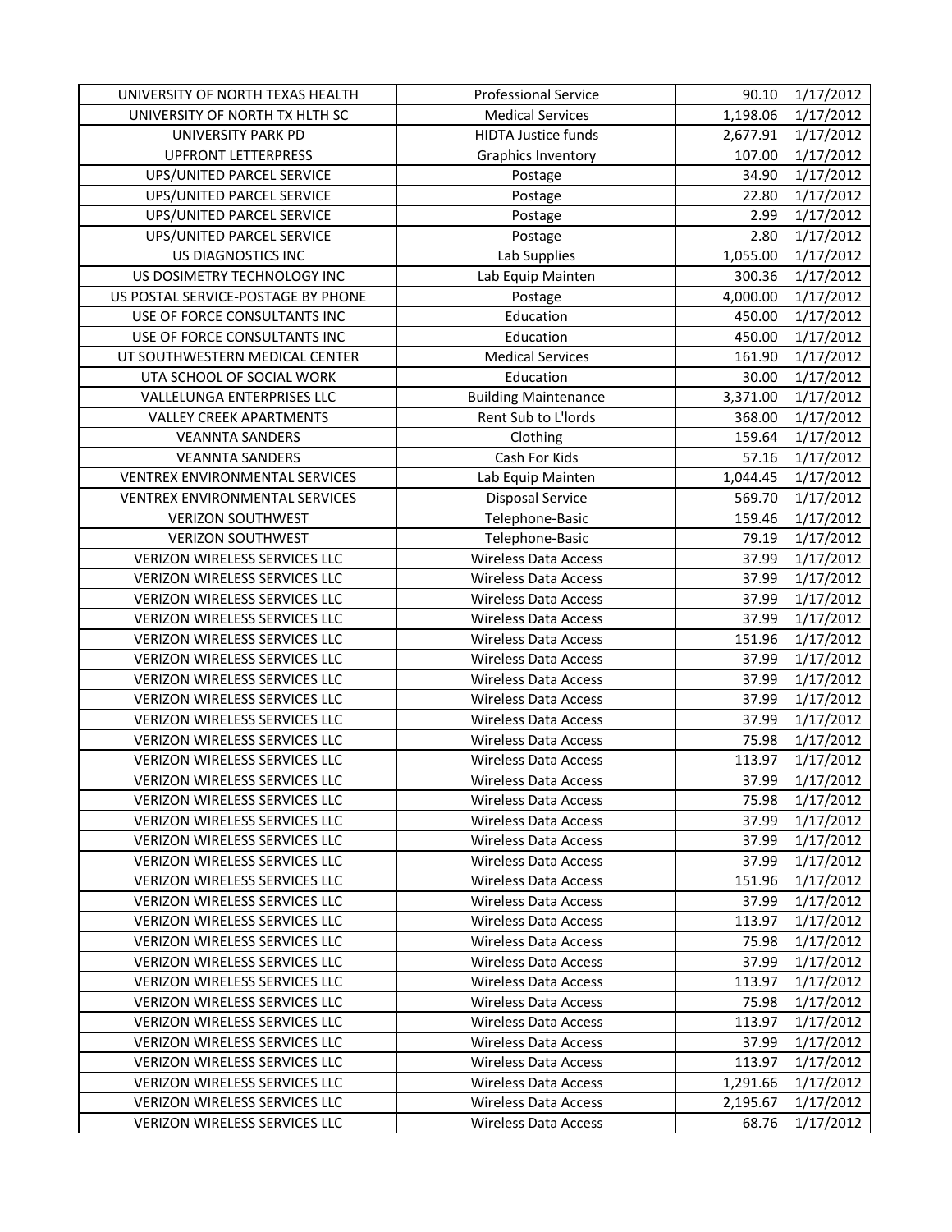| UNIVERSITY OF NORTH TEXAS HEALTH | Professional Service | 90.10 | 1/17/2012 |
|---|---|---|---|
| UNIVERSITY OF NORTH TX HLTH SC | Medical Services | 1,198.06 | 1/17/2012 |
| UNIVERSITY PARK PD | HIDTA Justice funds | 2,677.91 | 1/17/2012 |
| UPFRONT LETTERPRESS | Graphics Inventory | 107.00 | 1/17/2012 |
| UPS/UNITED PARCEL SERVICE | Postage | 34.90 | 1/17/2012 |
| UPS/UNITED PARCEL SERVICE | Postage | 22.80 | 1/17/2012 |
| UPS/UNITED PARCEL SERVICE | Postage | 2.99 | 1/17/2012 |
| UPS/UNITED PARCEL SERVICE | Postage | 2.80 | 1/17/2012 |
| US DIAGNOSTICS INC | Lab Supplies | 1,055.00 | 1/17/2012 |
| US DOSIMETRY TECHNOLOGY INC | Lab Equip Mainten | 300.36 | 1/17/2012 |
| US POSTAL SERVICE-POSTAGE BY PHONE | Postage | 4,000.00 | 1/17/2012 |
| USE OF FORCE CONSULTANTS INC | Education | 450.00 | 1/17/2012 |
| USE OF FORCE CONSULTANTS INC | Education | 450.00 | 1/17/2012 |
| UT SOUTHWESTERN MEDICAL CENTER | Medical Services | 161.90 | 1/17/2012 |
| UTA SCHOOL OF SOCIAL WORK | Education | 30.00 | 1/17/2012 |
| VALLELUNGA ENTERPRISES LLC | Building Maintenance | 3,371.00 | 1/17/2012 |
| VALLEY CREEK APARTMENTS | Rent Sub to L'lords | 368.00 | 1/17/2012 |
| VEANNTA SANDERS | Clothing | 159.64 | 1/17/2012 |
| VEANNTA SANDERS | Cash For Kids | 57.16 | 1/17/2012 |
| VENTREX ENVIRONMENTAL SERVICES | Lab Equip Mainten | 1,044.45 | 1/17/2012 |
| VENTREX ENVIRONMENTAL SERVICES | Disposal Service | 569.70 | 1/17/2012 |
| VERIZON SOUTHWEST | Telephone-Basic | 159.46 | 1/17/2012 |
| VERIZON SOUTHWEST | Telephone-Basic | 79.19 | 1/17/2012 |
| VERIZON WIRELESS SERVICES LLC | Wireless Data Access | 37.99 | 1/17/2012 |
| VERIZON WIRELESS SERVICES LLC | Wireless Data Access | 37.99 | 1/17/2012 |
| VERIZON WIRELESS SERVICES LLC | Wireless Data Access | 37.99 | 1/17/2012 |
| VERIZON WIRELESS SERVICES LLC | Wireless Data Access | 37.99 | 1/17/2012 |
| VERIZON WIRELESS SERVICES LLC | Wireless Data Access | 151.96 | 1/17/2012 |
| VERIZON WIRELESS SERVICES LLC | Wireless Data Access | 37.99 | 1/17/2012 |
| VERIZON WIRELESS SERVICES LLC | Wireless Data Access | 37.99 | 1/17/2012 |
| VERIZON WIRELESS SERVICES LLC | Wireless Data Access | 37.99 | 1/17/2012 |
| VERIZON WIRELESS SERVICES LLC | Wireless Data Access | 37.99 | 1/17/2012 |
| VERIZON WIRELESS SERVICES LLC | Wireless Data Access | 75.98 | 1/17/2012 |
| VERIZON WIRELESS SERVICES LLC | Wireless Data Access | 113.97 | 1/17/2012 |
| VERIZON WIRELESS SERVICES LLC | Wireless Data Access | 37.99 | 1/17/2012 |
| VERIZON WIRELESS SERVICES LLC | Wireless Data Access | 75.98 | 1/17/2012 |
| VERIZON WIRELESS SERVICES LLC | Wireless Data Access | 37.99 | 1/17/2012 |
| VERIZON WIRELESS SERVICES LLC | Wireless Data Access | 37.99 | 1/17/2012 |
| VERIZON WIRELESS SERVICES LLC | Wireless Data Access | 37.99 | 1/17/2012 |
| VERIZON WIRELESS SERVICES LLC | Wireless Data Access | 151.96 | 1/17/2012 |
| VERIZON WIRELESS SERVICES LLC | Wireless Data Access | 37.99 | 1/17/2012 |
| VERIZON WIRELESS SERVICES LLC | Wireless Data Access | 113.97 | 1/17/2012 |
| VERIZON WIRELESS SERVICES LLC | Wireless Data Access | 75.98 | 1/17/2012 |
| VERIZON WIRELESS SERVICES LLC | Wireless Data Access | 37.99 | 1/17/2012 |
| VERIZON WIRELESS SERVICES LLC | Wireless Data Access | 113.97 | 1/17/2012 |
| VERIZON WIRELESS SERVICES LLC | Wireless Data Access | 75.98 | 1/17/2012 |
| VERIZON WIRELESS SERVICES LLC | Wireless Data Access | 113.97 | 1/17/2012 |
| VERIZON WIRELESS SERVICES LLC | Wireless Data Access | 37.99 | 1/17/2012 |
| VERIZON WIRELESS SERVICES LLC | Wireless Data Access | 113.97 | 1/17/2012 |
| VERIZON WIRELESS SERVICES LLC | Wireless Data Access | 1,291.66 | 1/17/2012 |
| VERIZON WIRELESS SERVICES LLC | Wireless Data Access | 2,195.67 | 1/17/2012 |
| VERIZON WIRELESS SERVICES LLC | Wireless Data Access | 68.76 | 1/17/2012 |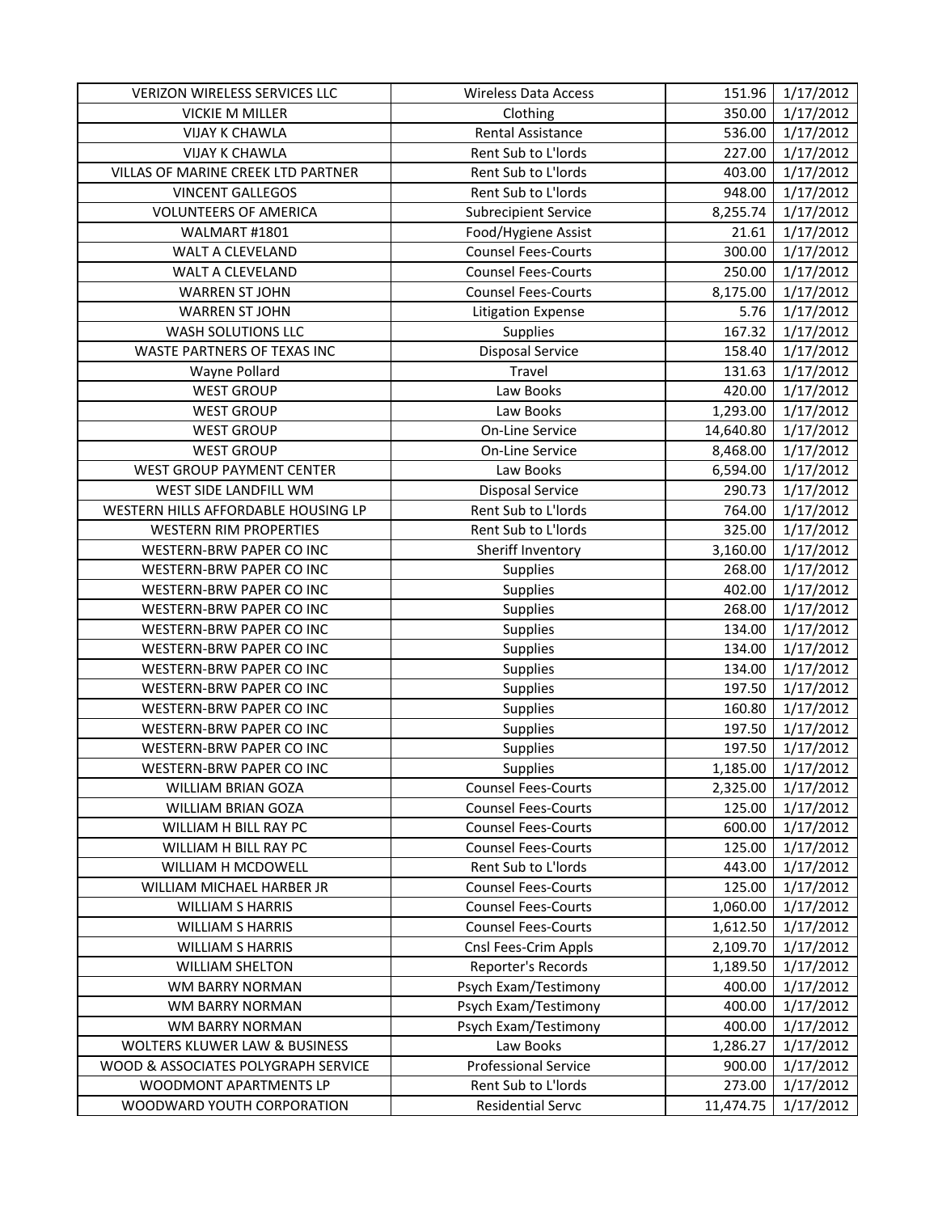| | | | |
|---|---|---|---|
| VERIZON WIRELESS SERVICES LLC | Wireless Data Access | 151.96 | 1/17/2012 |
| VICKIE M MILLER | Clothing | 350.00 | 1/17/2012 |
| VIJAY K CHAWLA | Rental Assistance | 536.00 | 1/17/2012 |
| VIJAY K CHAWLA | Rent Sub to L'lords | 227.00 | 1/17/2012 |
| VILLAS OF MARINE CREEK LTD PARTNER | Rent Sub to L'lords | 403.00 | 1/17/2012 |
| VINCENT GALLEGOS | Rent Sub to L'lords | 948.00 | 1/17/2012 |
| VOLUNTEERS OF AMERICA | Subrecipient Service | 8,255.74 | 1/17/2012 |
| WALMART #1801 | Food/Hygiene Assist | 21.61 | 1/17/2012 |
| WALT A CLEVELAND | Counsel Fees-Courts | 300.00 | 1/17/2012 |
| WALT A CLEVELAND | Counsel Fees-Courts | 250.00 | 1/17/2012 |
| WARREN ST JOHN | Counsel Fees-Courts | 8,175.00 | 1/17/2012 |
| WARREN ST JOHN | Litigation Expense | 5.76 | 1/17/2012 |
| WASH SOLUTIONS LLC | Supplies | 167.32 | 1/17/2012 |
| WASTE PARTNERS OF TEXAS INC | Disposal Service | 158.40 | 1/17/2012 |
| Wayne Pollard | Travel | 131.63 | 1/17/2012 |
| WEST GROUP | Law Books | 420.00 | 1/17/2012 |
| WEST GROUP | Law Books | 1,293.00 | 1/17/2012 |
| WEST GROUP | On-Line Service | 14,640.80 | 1/17/2012 |
| WEST GROUP | On-Line Service | 8,468.00 | 1/17/2012 |
| WEST GROUP PAYMENT CENTER | Law Books | 6,594.00 | 1/17/2012 |
| WEST SIDE LANDFILL WM | Disposal Service | 290.73 | 1/17/2012 |
| WESTERN HILLS AFFORDABLE HOUSING LP | Rent Sub to L'lords | 764.00 | 1/17/2012 |
| WESTERN RIM PROPERTIES | Rent Sub to L'lords | 325.00 | 1/17/2012 |
| WESTERN-BRW PAPER CO INC | Sheriff Inventory | 3,160.00 | 1/17/2012 |
| WESTERN-BRW PAPER CO INC | Supplies | 268.00 | 1/17/2012 |
| WESTERN-BRW PAPER CO INC | Supplies | 402.00 | 1/17/2012 |
| WESTERN-BRW PAPER CO INC | Supplies | 268.00 | 1/17/2012 |
| WESTERN-BRW PAPER CO INC | Supplies | 134.00 | 1/17/2012 |
| WESTERN-BRW PAPER CO INC | Supplies | 134.00 | 1/17/2012 |
| WESTERN-BRW PAPER CO INC | Supplies | 134.00 | 1/17/2012 |
| WESTERN-BRW PAPER CO INC | Supplies | 197.50 | 1/17/2012 |
| WESTERN-BRW PAPER CO INC | Supplies | 160.80 | 1/17/2012 |
| WESTERN-BRW PAPER CO INC | Supplies | 197.50 | 1/17/2012 |
| WESTERN-BRW PAPER CO INC | Supplies | 197.50 | 1/17/2012 |
| WESTERN-BRW PAPER CO INC | Supplies | 1,185.00 | 1/17/2012 |
| WILLIAM BRIAN GOZA | Counsel Fees-Courts | 2,325.00 | 1/17/2012 |
| WILLIAM BRIAN GOZA | Counsel Fees-Courts | 125.00 | 1/17/2012 |
| WILLIAM H BILL RAY PC | Counsel Fees-Courts | 600.00 | 1/17/2012 |
| WILLIAM H BILL RAY PC | Counsel Fees-Courts | 125.00 | 1/17/2012 |
| WILLIAM H MCDOWELL | Rent Sub to L'lords | 443.00 | 1/17/2012 |
| WILLIAM MICHAEL HARBER JR | Counsel Fees-Courts | 125.00 | 1/17/2012 |
| WILLIAM S HARRIS | Counsel Fees-Courts | 1,060.00 | 1/17/2012 |
| WILLIAM S HARRIS | Counsel Fees-Courts | 1,612.50 | 1/17/2012 |
| WILLIAM S HARRIS | Cnsl Fees-Crim Appls | 2,109.70 | 1/17/2012 |
| WILLIAM SHELTON | Reporter's Records | 1,189.50 | 1/17/2012 |
| WM BARRY NORMAN | Psych Exam/Testimony | 400.00 | 1/17/2012 |
| WM BARRY NORMAN | Psych Exam/Testimony | 400.00 | 1/17/2012 |
| WM BARRY NORMAN | Psych Exam/Testimony | 400.00 | 1/17/2012 |
| WOLTERS KLUWER LAW & BUSINESS | Law Books | 1,286.27 | 1/17/2012 |
| WOOD & ASSOCIATES POLYGRAPH SERVICE | Professional Service | 900.00 | 1/17/2012 |
| WOODMONT APARTMENTS LP | Rent Sub to L'lords | 273.00 | 1/17/2012 |
| WOODWARD YOUTH CORPORATION | Residential Servc | 11,474.75 | 1/17/2012 |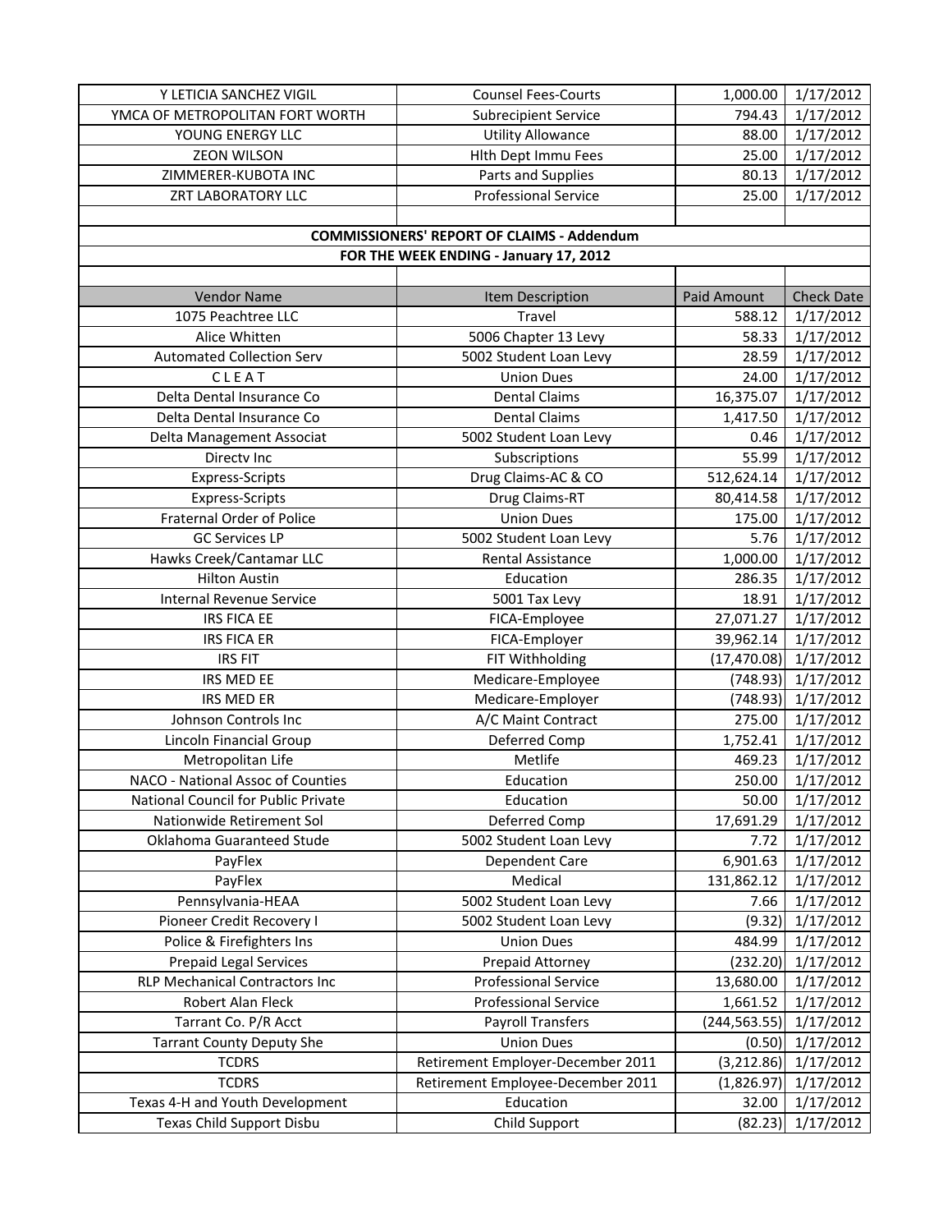| | | | |
|---|---|---|---|
| Y LETICIA SANCHEZ VIGIL | Counsel Fees-Courts | 1,000.00 | 1/17/2012 |
| YMCA OF METROPOLITAN FORT WORTH | Subrecipient Service | 794.43 | 1/17/2012 |
| YOUNG ENERGY LLC | Utility Allowance | 88.00 | 1/17/2012 |
| ZEON WILSON | Hlth Dept Immu Fees | 25.00 | 1/17/2012 |
| ZIMMERER-KUBOTA INC | Parts and Supplies | 80.13 | 1/17/2012 |
| ZRT LABORATORY LLC | Professional Service | 25.00 | 1/17/2012 |

**COMMISSIONERS' REPORT OF CLAIMS - Addendum**

**FOR THE WEEK ENDING - January 17, 2012**

| Vendor Name | Item Description | Paid Amount | Check Date |
|---|---|---|---|
| 1075 Peachtree LLC | Travel | 588.12 | 1/17/2012 |
| Alice Whitten | 5006 Chapter 13 Levy | 58.33 | 1/17/2012 |
| Automated Collection Serv | 5002 Student Loan Levy | 28.59 | 1/17/2012 |
| C L E A T | Union Dues | 24.00 | 1/17/2012 |
| Delta Dental Insurance Co | Dental Claims | 16,375.07 | 1/17/2012 |
| Delta Dental Insurance Co | Dental Claims | 1,417.50 | 1/17/2012 |
| Delta Management Associat | 5002 Student Loan Levy | 0.46 | 1/17/2012 |
| Directv Inc | Subscriptions | 55.99 | 1/17/2012 |
| Express-Scripts | Drug Claims-AC & CO | 512,624.14 | 1/17/2012 |
| Express-Scripts | Drug Claims-RT | 80,414.58 | 1/17/2012 |
| Fraternal Order of Police | Union Dues | 175.00 | 1/17/2012 |
| GC Services LP | 5002 Student Loan Levy | 5.76 | 1/17/2012 |
| Hawks Creek/Cantamar LLC | Rental Assistance | 1,000.00 | 1/17/2012 |
| Hilton Austin | Education | 286.35 | 1/17/2012 |
| Internal Revenue Service | 5001 Tax Levy | 18.91 | 1/17/2012 |
| IRS FICA EE | FICA-Employee | 27,071.27 | 1/17/2012 |
| IRS FICA ER | FICA-Employer | 39,962.14 | 1/17/2012 |
| IRS FIT | FIT Withholding | (17,470.08) | 1/17/2012 |
| IRS MED EE | Medicare-Employee | (748.93) | 1/17/2012 |
| IRS MED ER | Medicare-Employer | (748.93) | 1/17/2012 |
| Johnson Controls Inc | A/C Maint Contract | 275.00 | 1/17/2012 |
| Lincoln Financial Group | Deferred Comp | 1,752.41 | 1/17/2012 |
| Metropolitan Life | Metlife | 469.23 | 1/17/2012 |
| NACO - National Assoc of Counties | Education | 250.00 | 1/17/2012 |
| National Council for Public Private | Education | 50.00 | 1/17/2012 |
| Nationwide Retirement Sol | Deferred Comp | 17,691.29 | 1/17/2012 |
| Oklahoma Guaranteed Stude | 5002 Student Loan Levy | 7.72 | 1/17/2012 |
| PayFlex | Dependent Care | 6,901.63 | 1/17/2012 |
| PayFlex | Medical | 131,862.12 | 1/17/2012 |
| Pennsylvania-HEAA | 5002 Student Loan Levy | 7.66 | 1/17/2012 |
| Pioneer Credit Recovery I | 5002 Student Loan Levy | (9.32) | 1/17/2012 |
| Police & Firefighters Ins | Union Dues | 484.99 | 1/17/2012 |
| Prepaid Legal Services | Prepaid Attorney | (232.20) | 1/17/2012 |
| RLP Mechanical Contractors Inc | Professional Service | 13,680.00 | 1/17/2012 |
| Robert Alan Fleck | Professional Service | 1,661.52 | 1/17/2012 |
| Tarrant Co. P/R Acct | Payroll Transfers | (244,563.55) | 1/17/2012 |
| Tarrant County Deputy She | Union Dues | (0.50) | 1/17/2012 |
| TCDRS | Retirement Employer-December 2011 | (3,212.86) | 1/17/2012 |
| TCDRS | Retirement Employee-December 2011 | (1,826.97) | 1/17/2012 |
| Texas 4-H and Youth Development | Education | 32.00 | 1/17/2012 |
| Texas Child Support Disbu | Child Support | (82.23) | 1/17/2012 |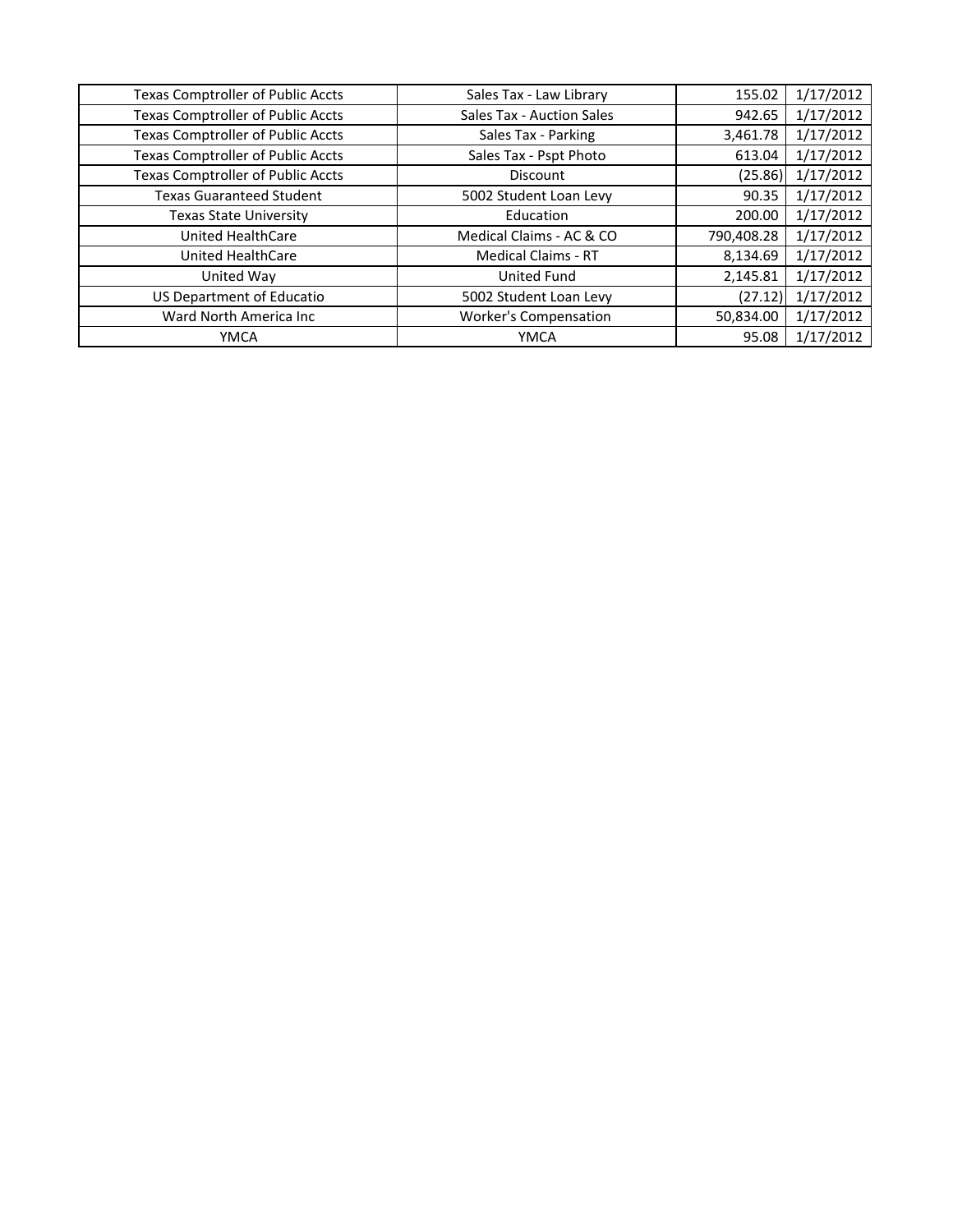| | | | |
|---|---|---|---|
| Texas Comptroller of Public Accts | Sales Tax - Law Library | 155.02 | 1/17/2012 |
| Texas Comptroller of Public Accts | Sales Tax - Auction Sales | 942.65 | 1/17/2012 |
| Texas Comptroller of Public Accts | Sales Tax - Parking | 3,461.78 | 1/17/2012 |
| Texas Comptroller of Public Accts | Sales Tax - Pspt Photo | 613.04 | 1/17/2012 |
| Texas Comptroller of Public Accts | Discount | (25.86) | 1/17/2012 |
| Texas Guaranteed Student | 5002 Student Loan Levy | 90.35 | 1/17/2012 |
| Texas State University | Education | 200.00 | 1/17/2012 |
| United HealthCare | Medical Claims - AC & CO | 790,408.28 | 1/17/2012 |
| United HealthCare | Medical Claims - RT | 8,134.69 | 1/17/2012 |
| United Way | United Fund | 2,145.81 | 1/17/2012 |
| US Department of Educatio | 5002 Student Loan Levy | (27.12) | 1/17/2012 |
| Ward North America Inc | Worker's Compensation | 50,834.00 | 1/17/2012 |
| YMCA | YMCA | 95.08 | 1/17/2012 |